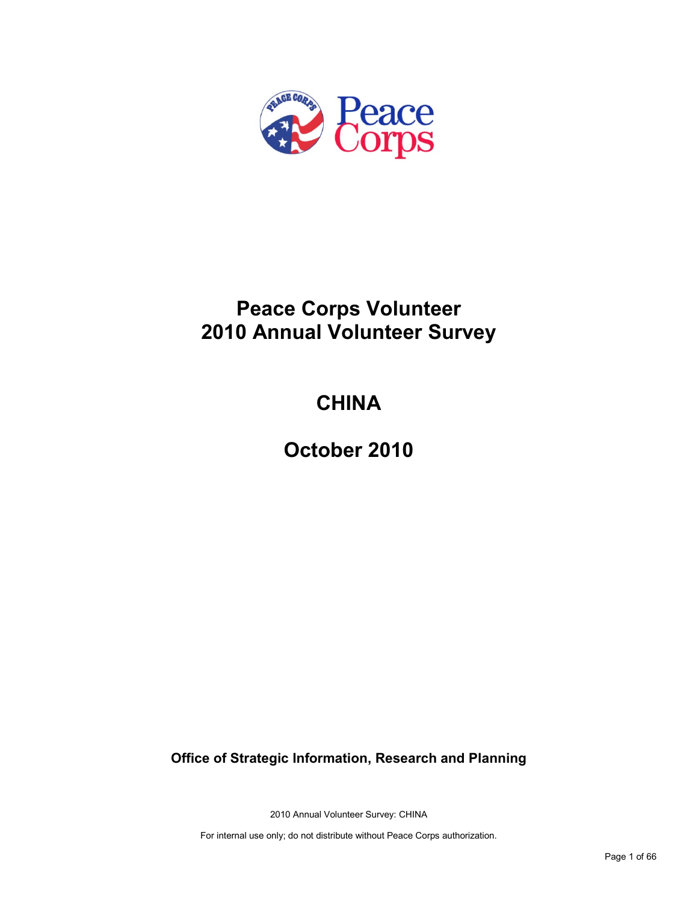# Peace Corps Volunteer
# 2010 Annual Volunteer Survey

## CHINA

## October 2010

**Office of Strategic Information, Research and Planning**

2010 Annual Volunteer Survey: CHINA

For internal use only; do not distribute without Peace Corps authorization.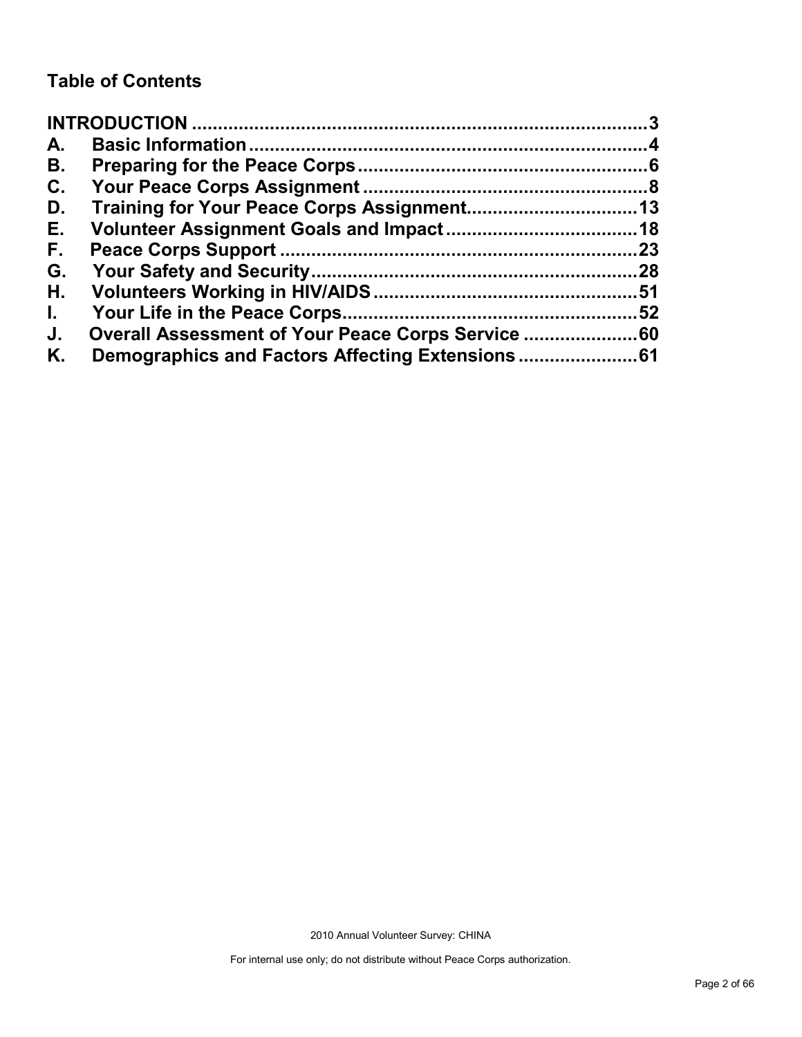## Table of Contents

**INTRODUCTION** .......................................................................... **3**
**A. Basic Information** .......................................................................... **4**
**B. Preparing for the Peace Corps** .......................................................................... **6**
**C. Your Peace Corps Assignment** .......................................................................... **8**
**D. Training for Your Peace Corps Assignment** .......................................................................... **13**
**E. Volunteer Assignment Goals and Impact** .......................................................................... **18**
**F. Peace Corps Support** .......................................................................... **23**
**G. Your Safety and Security** .......................................................................... **28**
**H. Volunteers Working in HIV/AIDS** .......................................................................... **51**
**I. Your Life in the Peace Corps** .......................................................................... **52**
**J. Overall Assessment of Your Peace Corps Service** .......................................................................... **60**
**K. Demographics and Factors Affecting Extensions** .......................................................................... **61**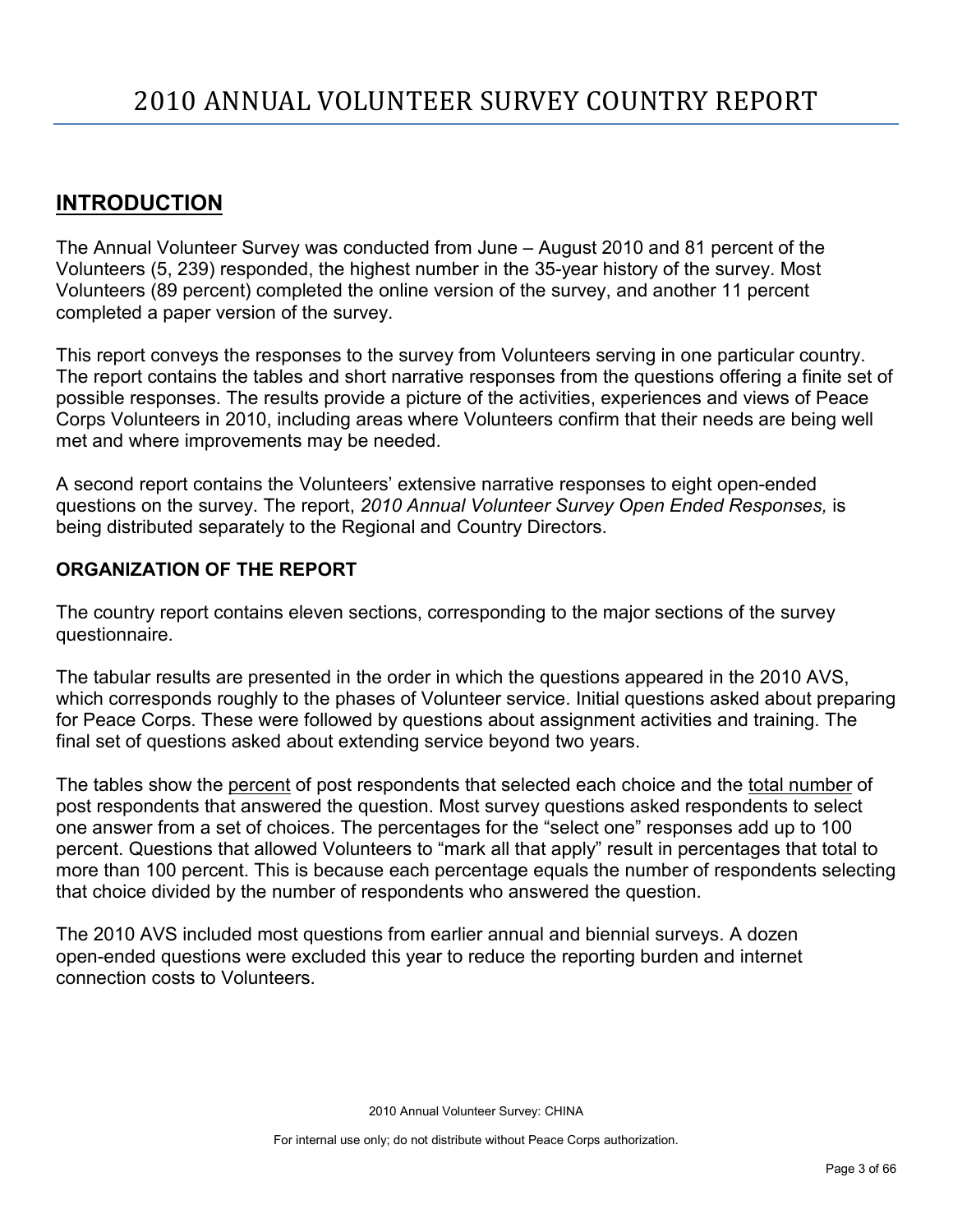# 2010 ANNUAL VOLUNTEER SURVEY COUNTRY REPORT

## INTRODUCTION

The Annual Volunteer Survey was conducted from June – August 2010 and 81 percent of the Volunteers (5, 239) responded, the highest number in the 35-year history of the survey. Most Volunteers (89 percent) completed the online version of the survey, and another 11 percent completed a paper version of the survey.

This report conveys the responses to the survey from Volunteers serving in one particular country. The report contains the tables and short narrative responses from the questions offering a finite set of possible responses. The results provide a picture of the activities, experiences and views of Peace Corps Volunteers in 2010, including areas where Volunteers confirm that their needs are being well met and where improvements may be needed.

A second report contains the Volunteers' extensive narrative responses to eight open-ended questions on the survey. The report, *2010 Annual Volunteer Survey Open Ended Responses,* is being distributed separately to the Regional and Country Directors.

### ORGANIZATION OF THE REPORT

The country report contains eleven sections, corresponding to the major sections of the survey questionnaire.

The tabular results are presented in the order in which the questions appeared in the 2010 AVS, which corresponds roughly to the phases of Volunteer service. Initial questions asked about preparing for Peace Corps. These were followed by questions about assignment activities and training. The final set of questions asked about extending service beyond two years.

The tables show the percent of post respondents that selected each choice and the total number of post respondents that answered the question. Most survey questions asked respondents to select one answer from a set of choices. The percentages for the "select one" responses add up to 100 percent. Questions that allowed Volunteers to "mark all that apply" result in percentages that total to more than 100 percent. This is because each percentage equals the number of respondents selecting that choice divided by the number of respondents who answered the question.

The 2010 AVS included most questions from earlier annual and biennial surveys. A dozen open-ended questions were excluded this year to reduce the reporting burden and internet connection costs to Volunteers.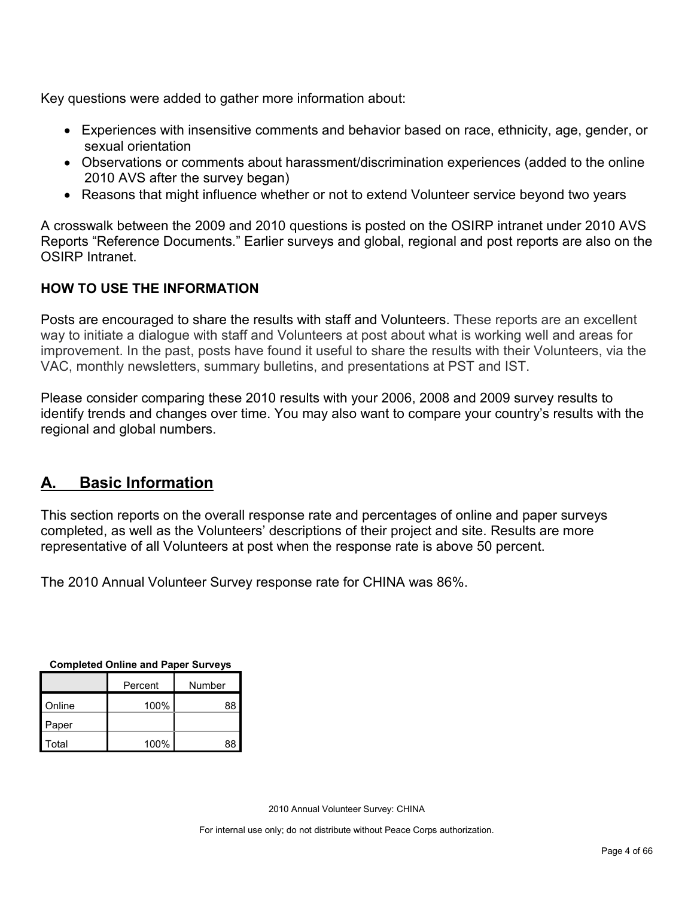Key questions were added to gather more information about:

- Experiences with insensitive comments and behavior based on race, ethnicity, age, gender, or sexual orientation
- Observations or comments about harassment/discrimination experiences (added to the online 2010 AVS after the survey began)
- Reasons that might influence whether or not to extend Volunteer service beyond two years

A crosswalk between the 2009 and 2010 questions is posted on the OSIRP intranet under 2010 AVS Reports "Reference Documents." Earlier surveys and global, regional and post reports are also on the OSIRP Intranet.

**HOW TO USE THE INFORMATION**

Posts are encouraged to share the results with staff and Volunteers. These reports are an excellent way to initiate a dialogue with staff and Volunteers at post about what is working well and areas for improvement. In the past, posts have found it useful to share the results with their Volunteers, via the VAC, monthly newsletters, summary bulletins, and presentations at PST and IST.

Please consider comparing these 2010 results with your 2006, 2008 and 2009 survey results to identify trends and changes over time. You may also want to compare your country's results with the regional and global numbers.

## A. Basic Information

This section reports on the overall response rate and percentages of online and paper surveys completed, as well as the Volunteers' descriptions of their project and site. Results are more representative of all Volunteers at post when the response rate is above 50 percent.

The 2010 Annual Volunteer Survey response rate for CHINA was 86%.

**Completed Online and Paper Surveys**

| | Percent | Number |
|---|---|---|
| Online | 100% | 88 |
| Paper | | |
| Total | 100% | 88 |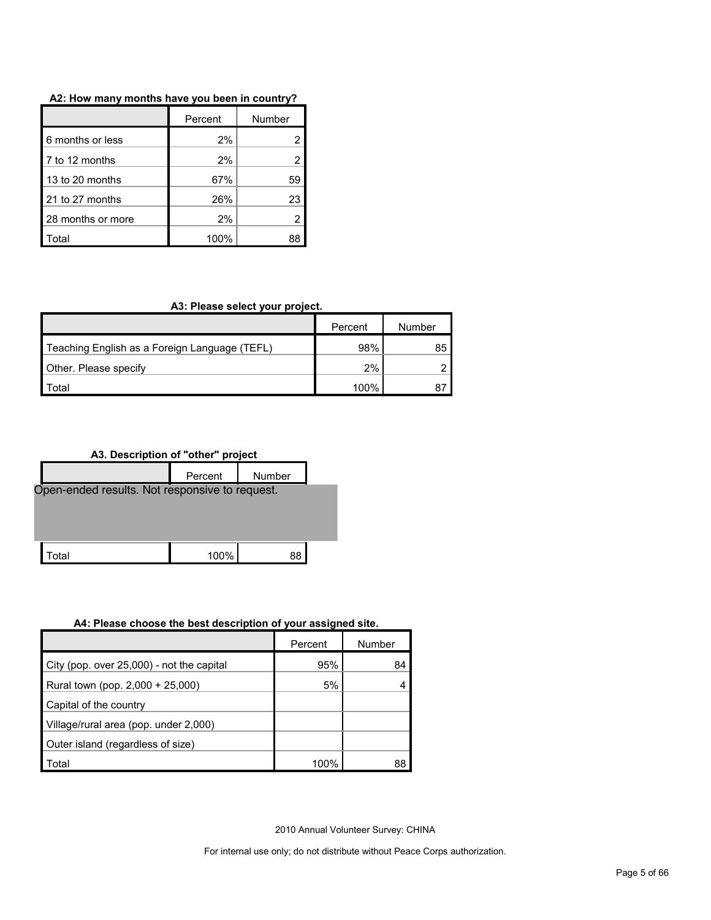**A2: How many months have you been in country?**

| | Percent | Number |
|---|---|---|
| 6 months or less | 2% | 2 |
| 7 to 12 months | 2% | 2 |
| 13 to 20 months | 67% | 59 |
| 21 to 27 months | 26% | 23 |
| 28 months or more | 2% | 2 |
| Total | 100% | 88 |

**A3: Please select your project.**

| | Percent | Number |
|---|---|---|
| Teaching English as a Foreign Language (TEFL) | 98% | 85 |
| Other. Please specify | 2% | 2 |
| Total | 100% | 87 |

**A3. Description of "other" project**

| | Percent | Number |
|---|---|---|
| Open-ended results. Not responsive to request. | | |
| Total | 100% | 88 |

**A4: Please choose the best description of your assigned site.**

| | Percent | Number |
|---|---|---|
| City (pop. over 25,000) - not the capital | 95% | 84 |
| Rural town (pop. 2,000 + 25,000) | 5% | 4 |
| Capital of the country | | |
| Village/rural area (pop. under 2,000) | | |
| Outer island (regardless of size) | | |
| Total | 100% | 88 |

2010 Annual Volunteer Survey: CHINA

For internal use only; do not distribute without Peace Corps authorization.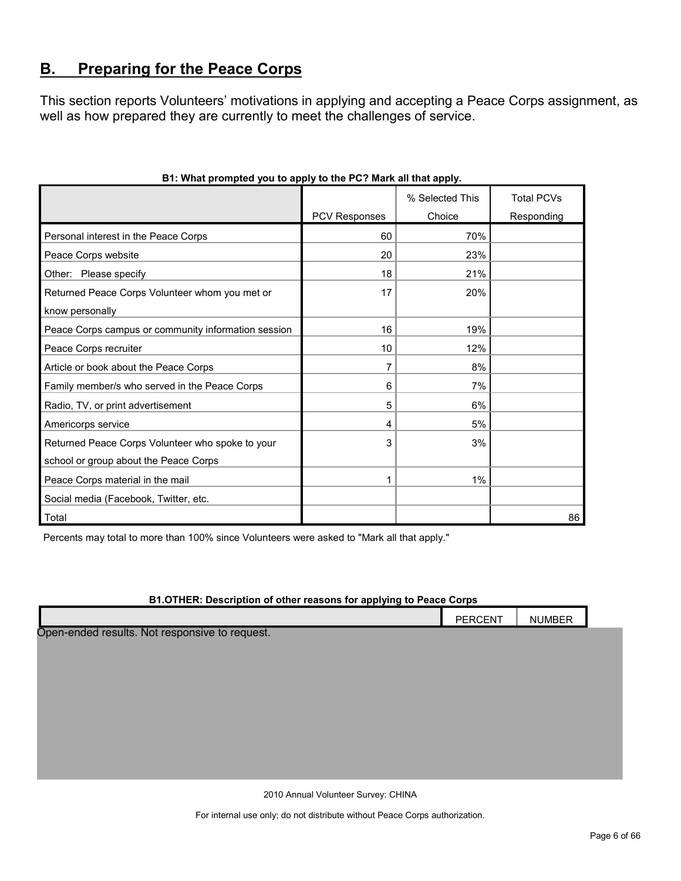## B. Preparing for the Peace Corps

This section reports Volunteers' motivations in applying and accepting a Peace Corps assignment, as well as how prepared they are currently to meet the challenges of service.

**B1: What prompted you to apply to the PC? Mark all that apply.**

| | PCV Responses | % Selected This Choice | Total PCVs Responding |
|---|---|---|---|
| Personal interest in the Peace Corps | 60 | 70% | |
| Peace Corps website | 20 | 23% | |
| Other: Please specify | 18 | 21% | |
| Returned Peace Corps Volunteer whom you met or know personally | 17 | 20% | |
| Peace Corps campus or community information session | 16 | 19% | |
| Peace Corps recruiter | 10 | 12% | |
| Article or book about the Peace Corps | 7 | 8% | |
| Family member/s who served in the Peace Corps | 6 | 7% | |
| Radio, TV, or print advertisement | 5 | 6% | |
| Americorps service | 4 | 5% | |
| Returned Peace Corps Volunteer who spoke to your school or group about the Peace Corps | 3 | 3% | |
| Peace Corps material in the mail | 1 | 1% | |
| Social media (Facebook, Twitter, etc. | | | |
| Total | | | 86 |

Percents may total to more than 100% since Volunteers were asked to "Mark all that apply."

**B1.OTHER: Description of other reasons for applying to Peace Corps**

| | PERCENT | NUMBER |
|---|---|---|

Open-ended results. Not responsive to request.

2010 Annual Volunteer Survey: CHINA

For internal use only; do not distribute without Peace Corps authorization.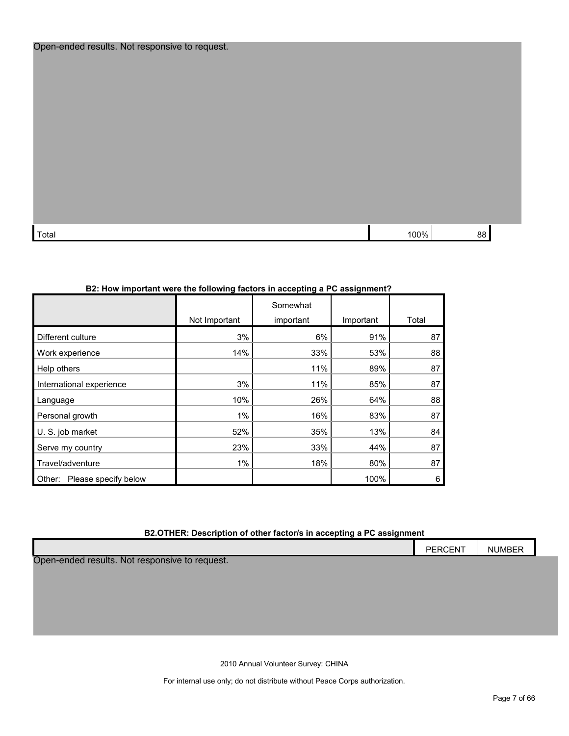Open-ended results. Not responsive to request.

| | | |
|---|---|---|
| Total | 100% | 88 |

**B2: How important were the following factors in accepting a PC assignment?**

| | Not Important | Somewhat important | Important | Total |
|---|---|---|---|---|
| Different culture | 3% | 6% | 91% | 87 |
| Work experience | 14% | 33% | 53% | 88 |
| Help others | | 11% | 89% | 87 |
| International experience | 3% | 11% | 85% | 87 |
| Language | 10% | 26% | 64% | 88 |
| Personal growth | 1% | 16% | 83% | 87 |
| U. S. job market | 52% | 35% | 13% | 84 |
| Serve my country | 23% | 33% | 44% | 87 |
| Travel/adventure | 1% | 18% | 80% | 87 |
| Other: Please specify below | | | 100% | 6 |

**B2.OTHER: Description of other factor/s in accepting a PC assignment**

| | PERCENT | NUMBER |
|---|---|---|

Open-ended results. Not responsive to request.

2010 Annual Volunteer Survey: CHINA

For internal use only; do not distribute without Peace Corps authorization.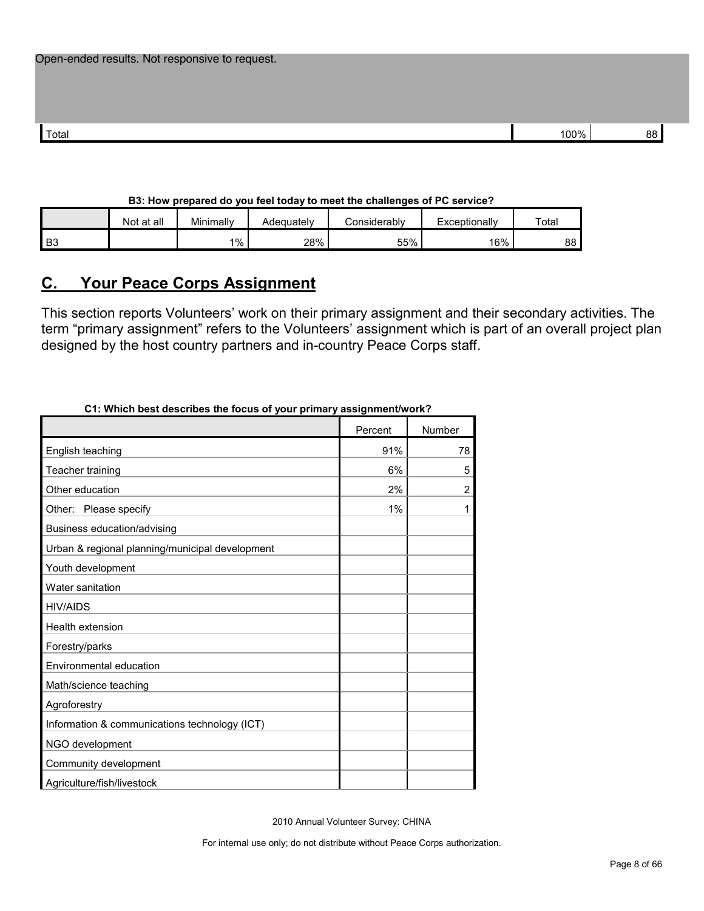| Open-ended results. Not responsive to request. | | |
| --- | --- | --- |
| Total | 100% | 88 |

**B3: How prepared do you feel today to meet the challenges of PC service?**

| | Not at all | Minimally | Adequately | Considerably | Exceptionally | Total |
| --- | --- | --- | --- | --- | --- | --- |
| B3 | | 1% | 28% | 55% | 16% | 88 |

## C. Your Peace Corps Assignment

This section reports Volunteers' work on their primary assignment and their secondary activities. The term "primary assignment" refers to the Volunteers' assignment which is part of an overall project plan designed by the host country partners and in-country Peace Corps staff.

**C1: Which best describes the focus of your primary assignment/work?**

| | Percent | Number |
| --- | --- | --- |
| English teaching | 91% | 78 |
| Teacher training | 6% | 5 |
| Other education | 2% | 2 |
| Other: Please specify | 1% | 1 |
| Business education/advising | | |
| Urban & regional planning/municipal development | | |
| Youth development | | |
| Water sanitation | | |
| HIV/AIDS | | |
| Health extension | | |
| Forestry/parks | | |
| Environmental education | | |
| Math/science teaching | | |
| Agroforestry | | |
| Information & communications technology (ICT) | | |
| NGO development | | |
| Community development | | |
| Agriculture/fish/livestock | | |

2010 Annual Volunteer Survey: CHINA

For internal use only; do not distribute without Peace Corps authorization.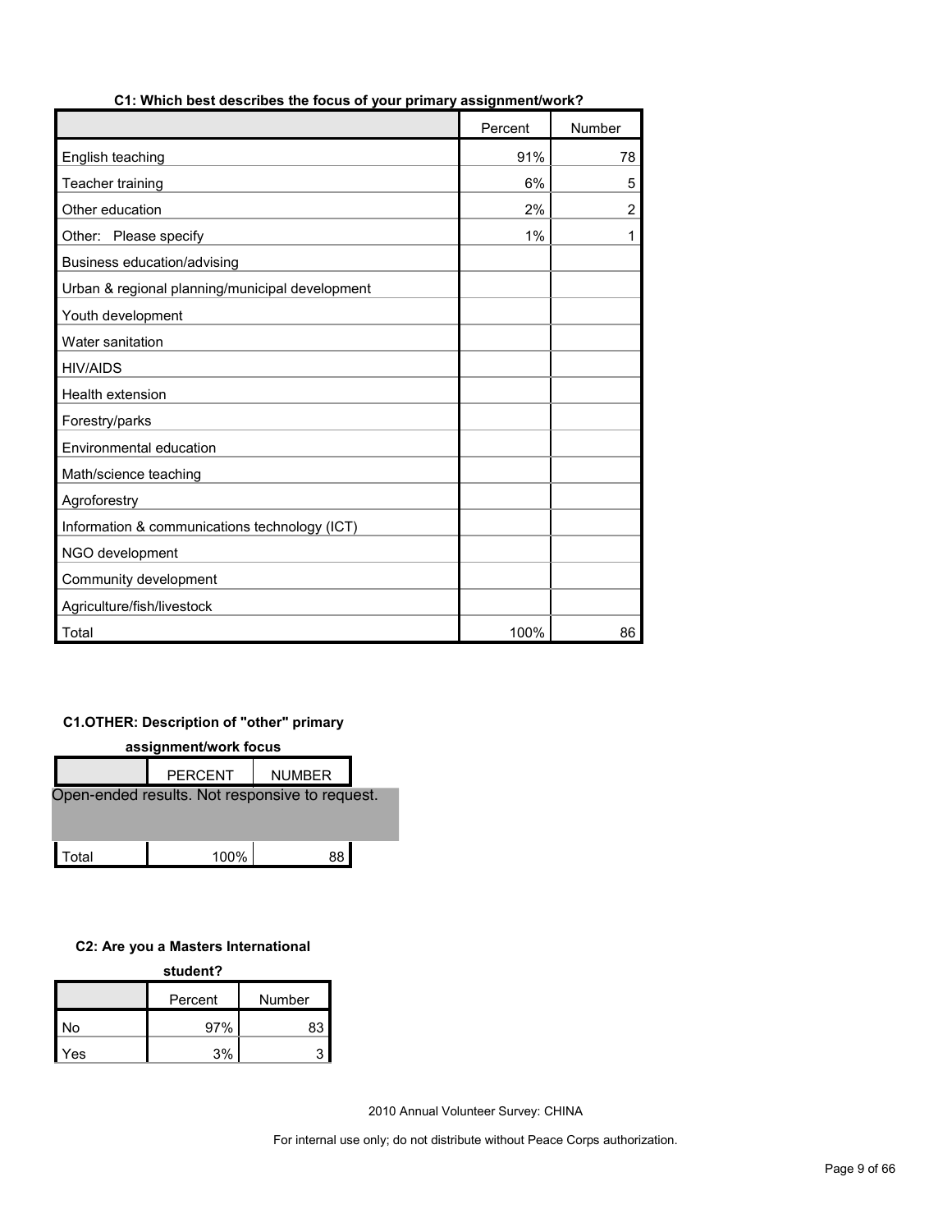**C1: Which best describes the focus of your primary assignment/work?**

| | Percent | Number |
|---|---|---|
| English teaching | 91% | 78 |
| Teacher training | 6% | 5 |
| Other education | 2% | 2 |
| Other: Please specify | 1% | 1 |
| Business education/advising | | |
| Urban & regional planning/municipal development | | |
| Youth development | | |
| Water sanitation | | |
| HIV/AIDS | | |
| Health extension | | |
| Forestry/parks | | |
| Environmental education | | |
| Math/science teaching | | |
| Agroforestry | | |
| Information & communications technology (ICT) | | |
| NGO development | | |
| Community development | | |
| Agriculture/fish/livestock | | |
| Total | 100% | 86 |

**C1.OTHER: Description of "other" primary assignment/work focus**

| | PERCENT | NUMBER |
|---|---|---|
| Open-ended results. Not responsive to request. | | |
| Total | 100% | 88 |

**C2: Are you a Masters International student?**

| | Percent | Number |
|---|---|---|
| No | 97% | 83 |
| Yes | 3% | 3 |

2010 Annual Volunteer Survey: CHINA

For internal use only; do not distribute without Peace Corps authorization.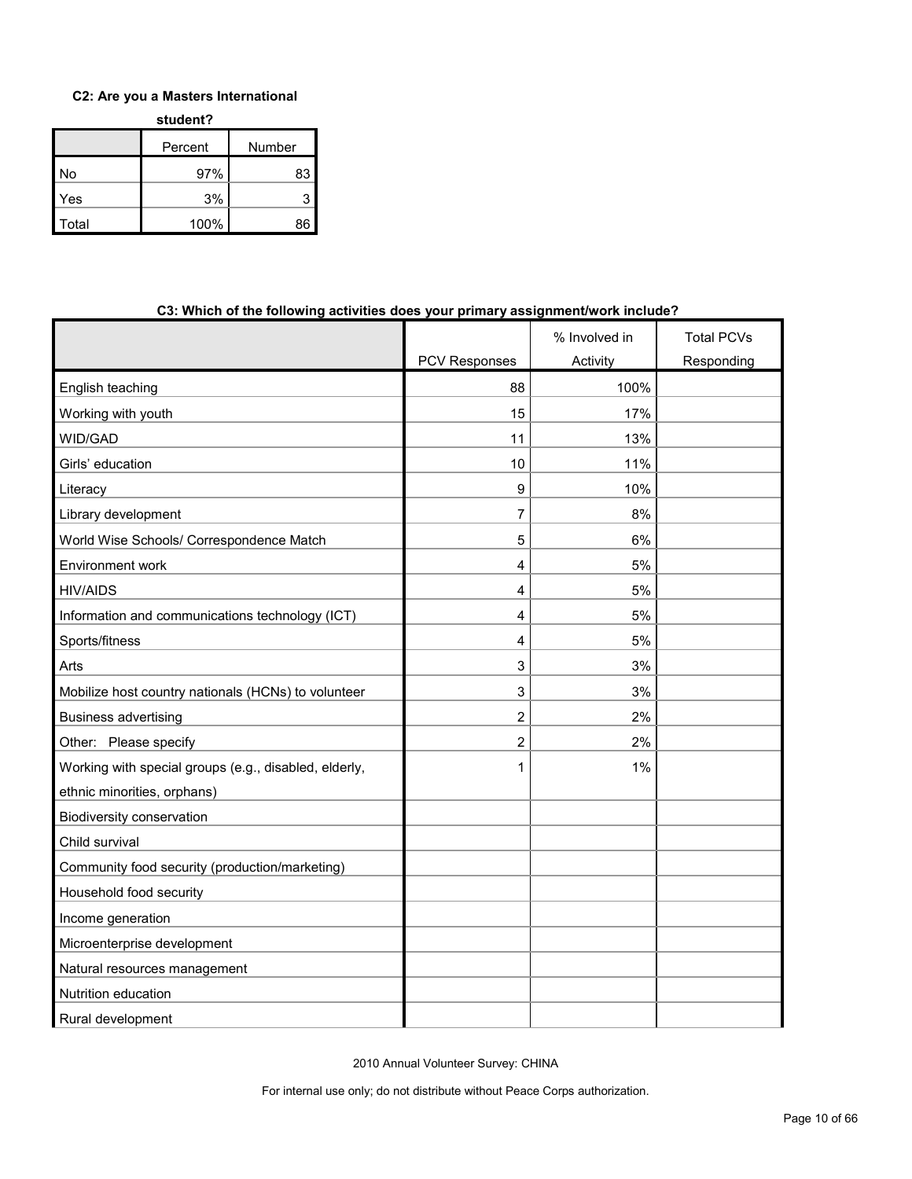**C2: Are you a Masters International student?**

| | Percent | Number |
|---|---|---|
| No | 97% | 83 |
| Yes | 3% | 3 |
| Total | 100% | 86 |

**C3: Which of the following activities does your primary assignment/work include?**

| | PCV Responses | % Involved in Activity | Total PCVs Responding |
|---|---|---|---|
| English teaching | 88 | 100% | |
| Working with youth | 15 | 17% | |
| WID/GAD | 11 | 13% | |
| Girls' education | 10 | 11% | |
| Literacy | 9 | 10% | |
| Library development | 7 | 8% | |
| World Wise Schools/ Correspondence Match | 5 | 6% | |
| Environment work | 4 | 5% | |
| HIV/AIDS | 4 | 5% | |
| Information and communications technology (ICT) | 4 | 5% | |
| Sports/fitness | 4 | 5% | |
| Arts | 3 | 3% | |
| Mobilize host country nationals (HCNs) to volunteer | 3 | 3% | |
| Business advertising | 2 | 2% | |
| Other: Please specify | 2 | 2% | |
| Working with special groups (e.g., disabled, elderly, ethnic minorities, orphans) | 1 | 1% | |
| Biodiversity conservation | | | |
| Child survival | | | |
| Community food security (production/marketing) | | | |
| Household food security | | | |
| Income generation | | | |
| Microenterprise development | | | |
| Natural resources management | | | |
| Nutrition education | | | |
| Rural development | | | |

2010 Annual Volunteer Survey: CHINA

For internal use only; do not distribute without Peace Corps authorization.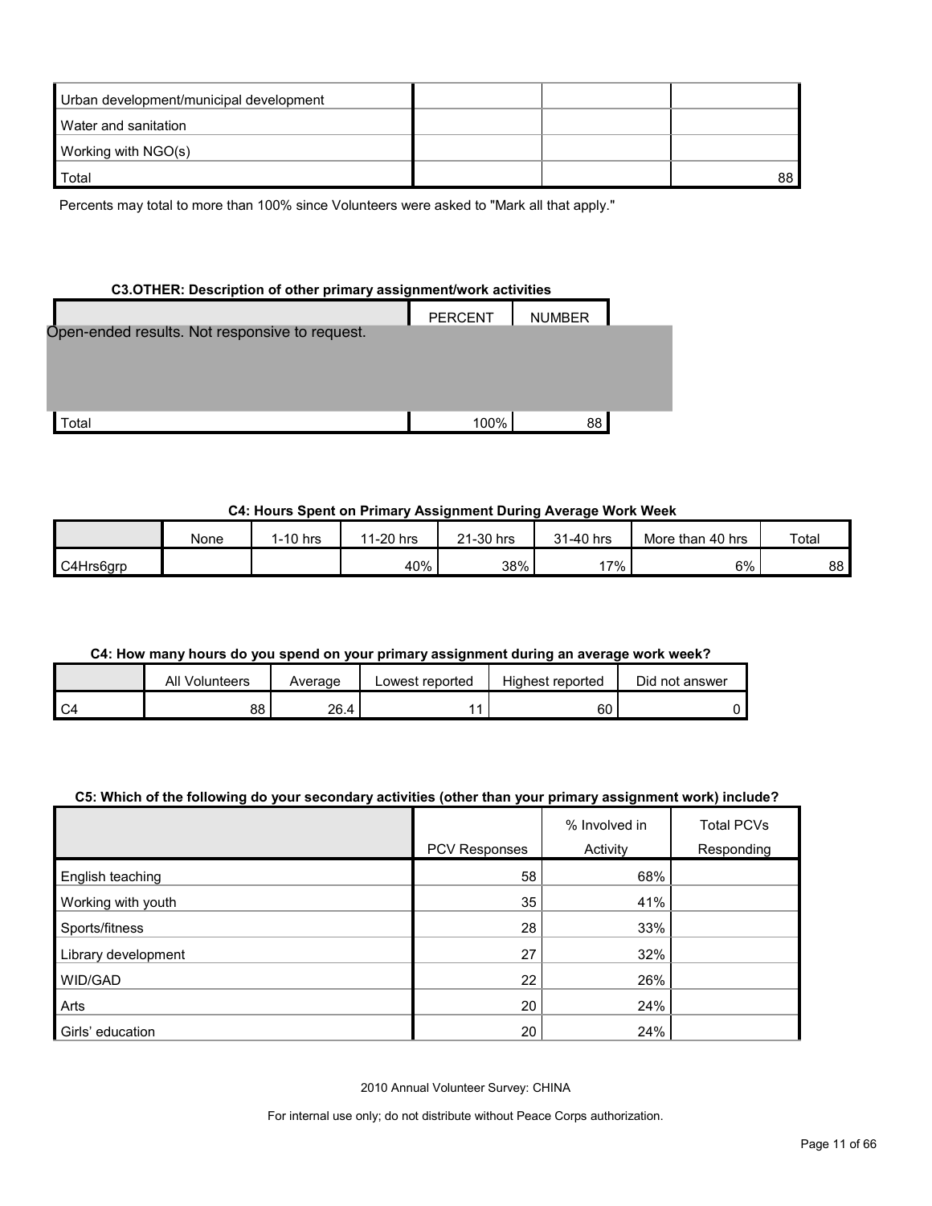| | | | |
|---|---|---|---|
| Urban development/municipal development | | | |
| Water and sanitation | | | |
| Working with NGO(s) | | | |
| Total | | | 88 |

Percents may total to more than 100% since Volunteers were asked to "Mark all that apply."

**C3.OTHER: Description of other primary assignment/work activities**

| | PERCENT | NUMBER |
|---|---|---|
| Open-ended results. Not responsive to request. | | |
| Total | 100% | 88 |

**C4: Hours Spent on Primary Assignment During Average Work Week**

| | None | 1-10 hrs | 11-20 hrs | 21-30 hrs | 31-40 hrs | More than 40 hrs | Total |
|---|---|---|---|---|---|---|---|
| C4Hrs6grp | | | 40% | 38% | 17% | 6% | 88 |

**C4: How many hours do you spend on your primary assignment during an average work week?**

| | All Volunteers | Average | Lowest reported | Highest reported | Did not answer |
|---|---|---|---|---|---|
| C4 | 88 | 26.4 | 11 | 60 | 0 |

**C5: Which of the following do your secondary activities (other than your primary assignment work) include?**

| | PCV Responses | % Involved in Activity | Total PCVs Responding |
|---|---|---|---|
| English teaching | 58 | 68% | |
| Working with youth | 35 | 41% | |
| Sports/fitness | 28 | 33% | |
| Library development | 27 | 32% | |
| WID/GAD | 22 | 26% | |
| Arts | 20 | 24% | |
| Girls' education | 20 | 24% | |

2010 Annual Volunteer Survey: CHINA

For internal use only; do not distribute without Peace Corps authorization.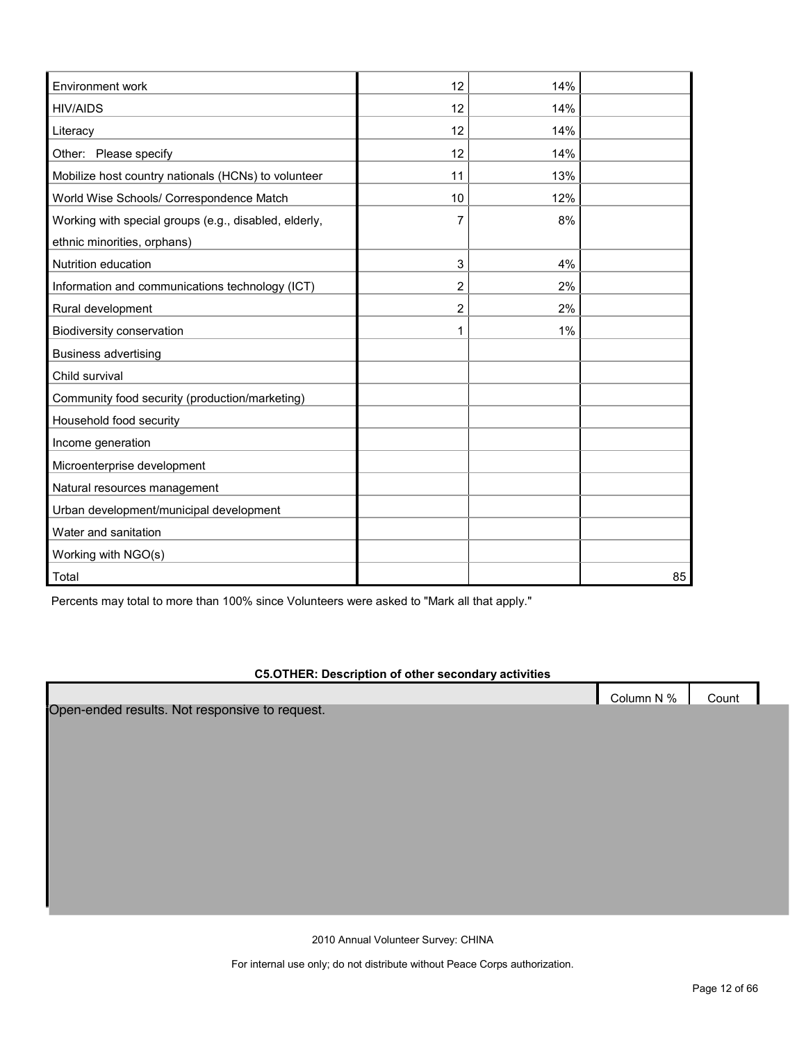| | | | |
|---|---|---|---|
| Environment work | 12 | 14% | |
| HIV/AIDS | 12 | 14% | |
| Literacy | 12 | 14% | |
| Other: Please specify | 12 | 14% | |
| Mobilize host country nationals (HCNs) to volunteer | 11 | 13% | |
| World Wise Schools/ Correspondence Match | 10 | 12% | |
| Working with special groups (e.g., disabled, elderly, ethnic minorities, orphans) | 7 | 8% | |
| Nutrition education | 3 | 4% | |
| Information and communications technology (ICT) | 2 | 2% | |
| Rural development | 2 | 2% | |
| Biodiversity conservation | 1 | 1% | |
| Business advertising | | | |
| Child survival | | | |
| Community food security (production/marketing) | | | |
| Household food security | | | |
| Income generation | | | |
| Microenterprise development | | | |
| Natural resources management | | | |
| Urban development/municipal development | | | |
| Water and sanitation | | | |
| Working with NGO(s) | | | |
| Total | | | 85 |

Percents may total to more than 100% since Volunteers were asked to "Mark all that apply."

**C5.OTHER: Description of other secondary activities**

| | Column N % | Count |
|---|---|---|
| Open-ended results. Not responsive to request. | | |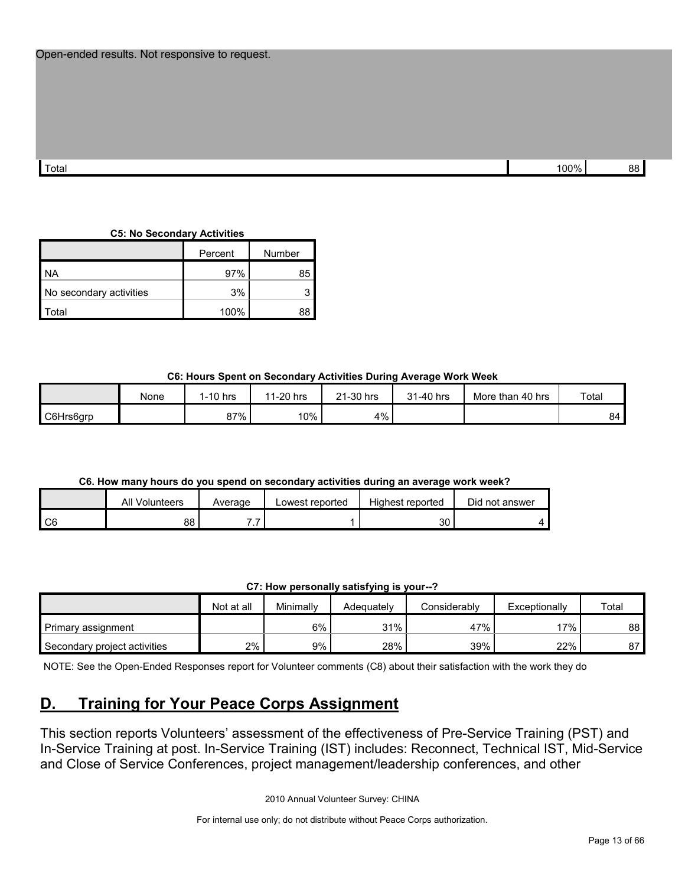Open-ended results. Not responsive to request.

| | | |
|---|---|---|
| Total | 100% | 88 |

**C5: No Secondary Activities**

| | Percent | Number |
|---|---|---|
| NA | 97% | 85 |
| No secondary activities | 3% | 3 |
| Total | 100% | 88 |

**C6: Hours Spent on Secondary Activities During Average Work Week**

| | None | 1-10 hrs | 11-20 hrs | 21-30 hrs | 31-40 hrs | More than 40 hrs | Total |
|---|---|---|---|---|---|---|---|
| C6Hrs6grp | | 87% | 10% | 4% | | | 84 |

**C6. How many hours do you spend on secondary activities during an average work week?**

| | All Volunteers | Average | Lowest reported | Highest reported | Did not answer |
|---|---|---|---|---|---|
| C6 | 88 | 7.7 | 1 | 30 | 4 |

**C7: How personally satisfying is your--?**

| | Not at all | Minimally | Adequately | Considerably | Exceptionally | Total |
|---|---|---|---|---|---|---|
| Primary assignment | | 6% | 31% | 47% | 17% | 88 |
| Secondary project activities | 2% | 9% | 28% | 39% | 22% | 87 |

NOTE: See the Open-Ended Responses report for Volunteer comments (C8) about their satisfaction with the work they do

## D. Training for Your Peace Corps Assignment

This section reports Volunteers' assessment of the effectiveness of Pre-Service Training (PST) and In-Service Training at post. In-Service Training (IST) includes: Reconnect, Technical IST, Mid-Service and Close of Service Conferences, project management/leadership conferences, and other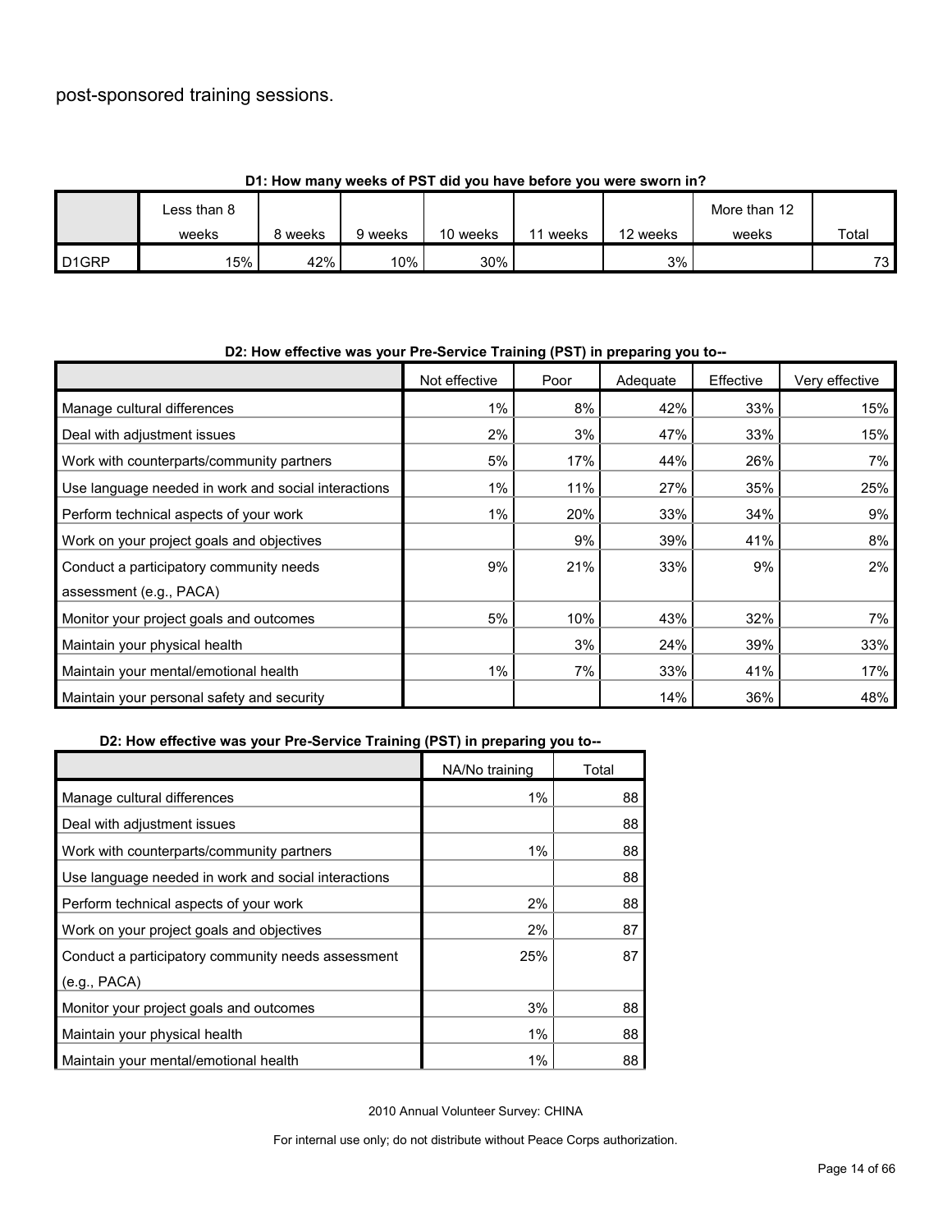post-sponsored training sessions.

**D1: How many weeks of PST did you have before you were sworn in?**

| | Less than 8 weeks | 8 weeks | 9 weeks | 10 weeks | 11 weeks | 12 weeks | More than 12 weeks | Total |
|---|---|---|---|---|---|---|---|---|
| D1GRP | 15% | 42% | 10% | 30% | | 3% | | 73 |

**D2: How effective was your Pre-Service Training (PST) in preparing you to--**

| | Not effective | Poor | Adequate | Effective | Very effective |
|---|---|---|---|---|---|
| Manage cultural differences | 1% | 8% | 42% | 33% | 15% |
| Deal with adjustment issues | 2% | 3% | 47% | 33% | 15% |
| Work with counterparts/community partners | 5% | 17% | 44% | 26% | 7% |
| Use language needed in work and social interactions | 1% | 11% | 27% | 35% | 25% |
| Perform technical aspects of your work | 1% | 20% | 33% | 34% | 9% |
| Work on your project goals and objectives | | 9% | 39% | 41% | 8% |
| Conduct a participatory community needs assessment (e.g., PACA) | 9% | 21% | 33% | 9% | 2% |
| Monitor your project goals and outcomes | 5% | 10% | 43% | 32% | 7% |
| Maintain your physical health | | 3% | 24% | 39% | 33% |
| Maintain your mental/emotional health | 1% | 7% | 33% | 41% | 17% |
| Maintain your personal safety and security | | | 14% | 36% | 48% |

**D2: How effective was your Pre-Service Training (PST) in preparing you to--**

| | NA/No training | Total |
|---|---|---|
| Manage cultural differences | 1% | 88 |
| Deal with adjustment issues | | 88 |
| Work with counterparts/community partners | 1% | 88 |
| Use language needed in work and social interactions | | 88 |
| Perform technical aspects of your work | 2% | 88 |
| Work on your project goals and objectives | 2% | 87 |
| Conduct a participatory community needs assessment (e.g., PACA) | 25% | 87 |
| Monitor your project goals and outcomes | 3% | 88 |
| Maintain your physical health | 1% | 88 |
| Maintain your mental/emotional health | 1% | 88 |

2010 Annual Volunteer Survey: CHINA

For internal use only; do not distribute without Peace Corps authorization.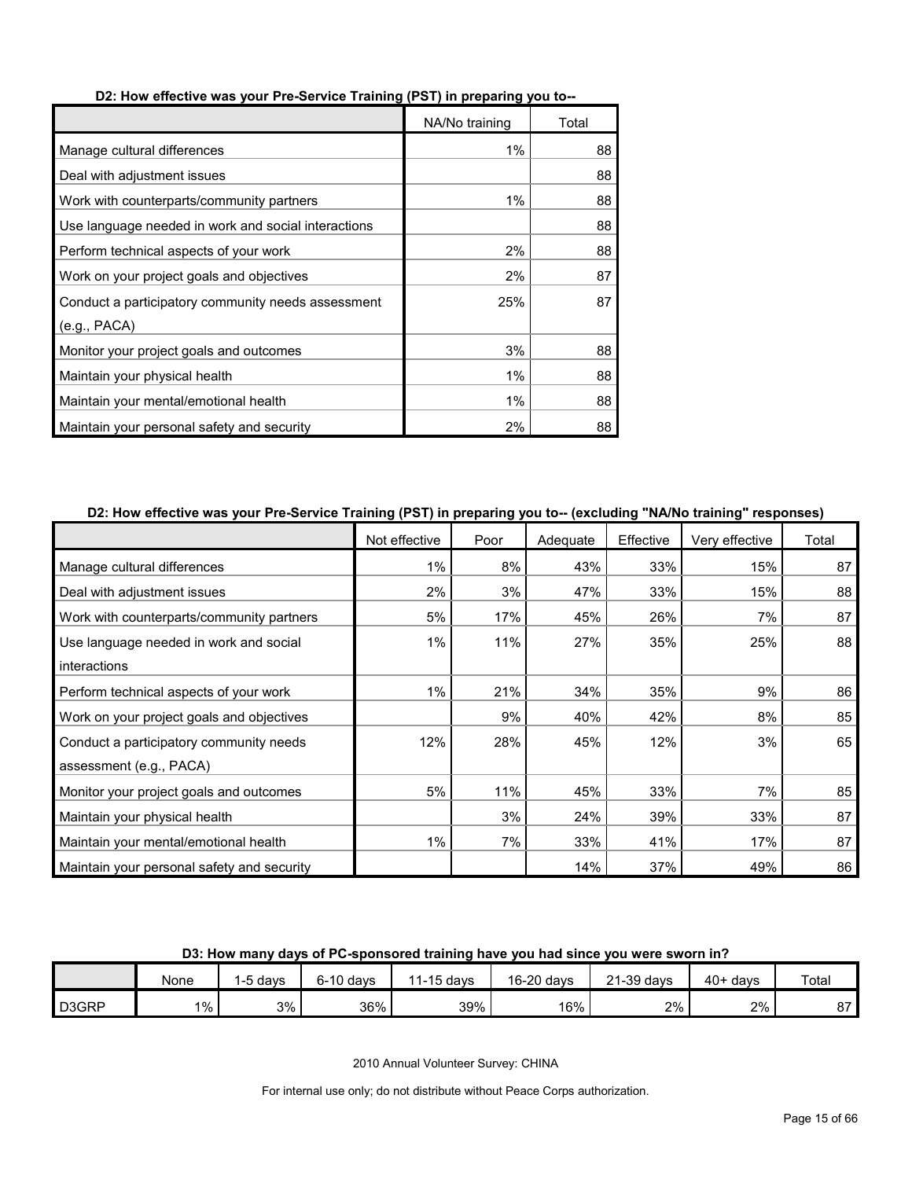**D2: How effective was your Pre-Service Training (PST) in preparing you to--**

| | NA/No training | Total |
|---|---|---|
| Manage cultural differences | 1% | 88 |
| Deal with adjustment issues | | 88 |
| Work with counterparts/community partners | 1% | 88 |
| Use language needed in work and social interactions | | 88 |
| Perform technical aspects of your work | 2% | 88 |
| Work on your project goals and objectives | 2% | 87 |
| Conduct a participatory community needs assessment (e.g., PACA) | 25% | 87 |
| Monitor your project goals and outcomes | 3% | 88 |
| Maintain your physical health | 1% | 88 |
| Maintain your mental/emotional health | 1% | 88 |
| Maintain your personal safety and security | 2% | 88 |

**D2: How effective was your Pre-Service Training (PST) in preparing you to-- (excluding "NA/No training" responses)**

| | Not effective | Poor | Adequate | Effective | Very effective | Total |
|---|---|---|---|---|---|---|
| Manage cultural differences | 1% | 8% | 43% | 33% | 15% | 87 |
| Deal with adjustment issues | 2% | 3% | 47% | 33% | 15% | 88 |
| Work with counterparts/community partners | 5% | 17% | 45% | 26% | 7% | 87 |
| Use language needed in work and social interactions | 1% | 11% | 27% | 35% | 25% | 88 |
| Perform technical aspects of your work | 1% | 21% | 34% | 35% | 9% | 86 |
| Work on your project goals and objectives | | 9% | 40% | 42% | 8% | 85 |
| Conduct a participatory community needs assessment (e.g., PACA) | 12% | 28% | 45% | 12% | 3% | 65 |
| Monitor your project goals and outcomes | 5% | 11% | 45% | 33% | 7% | 85 |
| Maintain your physical health | | 3% | 24% | 39% | 33% | 87 |
| Maintain your mental/emotional health | 1% | 7% | 33% | 41% | 17% | 87 |
| Maintain your personal safety and security | | | 14% | 37% | 49% | 86 |

**D3: How many days of PC-sponsored training have you had since you were sworn in?**

| | None | 1-5 days | 6-10 days | 11-15 days | 16-20 days | 21-39 days | 40+ days | Total |
|---|---|---|---|---|---|---|---|---|
| D3GRP | 1% | 3% | 36% | 39% | 16% | 2% | 2% | 87 |

2010 Annual Volunteer Survey: CHINA

For internal use only; do not distribute without Peace Corps authorization.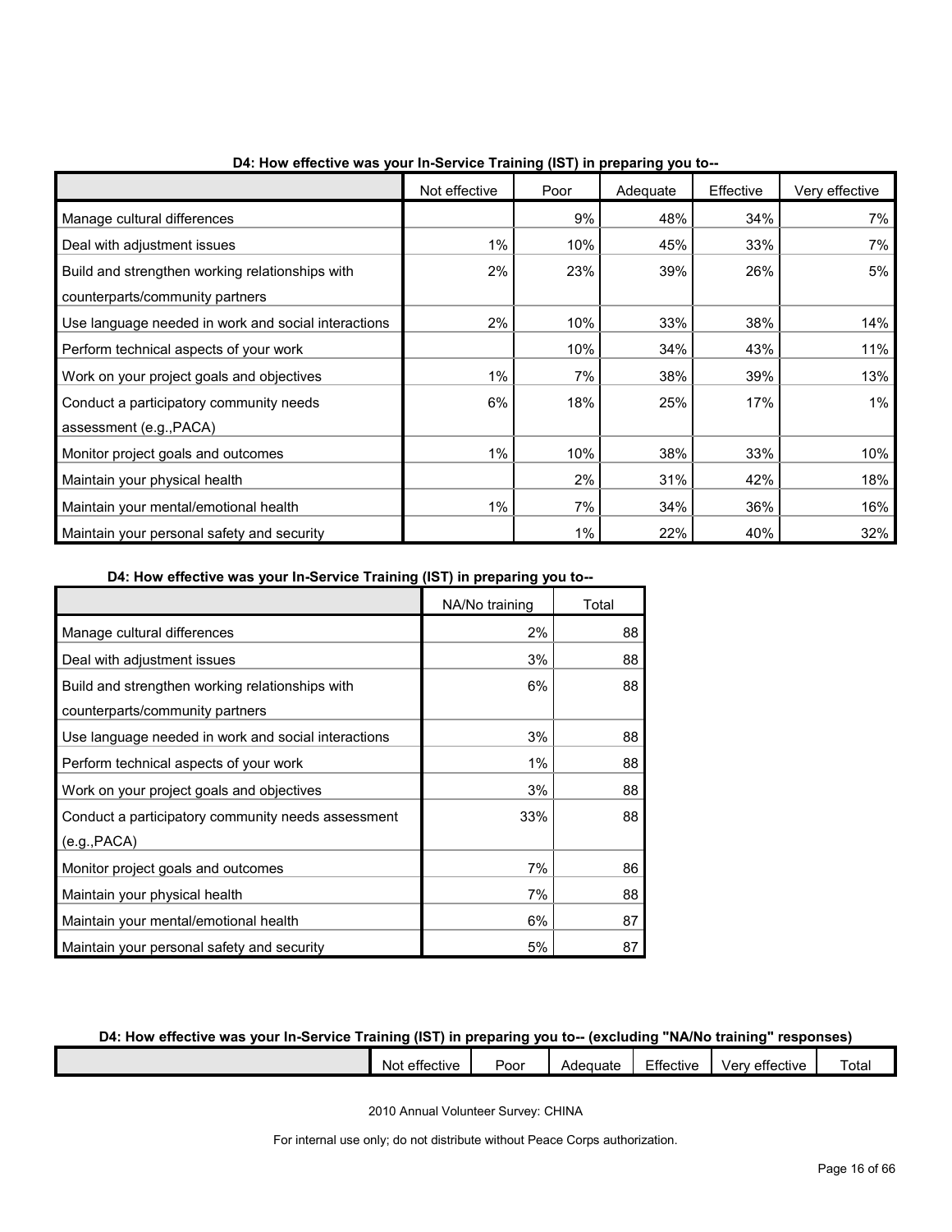**D4: How effective was your In-Service Training (IST) in preparing you to--**

| | Not effective | Poor | Adequate | Effective | Very effective |
|---|---|---|---|---|---|
| Manage cultural differences | | 9% | 48% | 34% | 7% |
| Deal with adjustment issues | 1% | 10% | 45% | 33% | 7% |
| Build and strengthen working relationships with counterparts/community partners | 2% | 23% | 39% | 26% | 5% |
| Use language needed in work and social interactions | 2% | 10% | 33% | 38% | 14% |
| Perform technical aspects of your work | | 10% | 34% | 43% | 11% |
| Work on your project goals and objectives | 1% | 7% | 38% | 39% | 13% |
| Conduct a participatory community needs assessment (e.g.,PACA) | 6% | 18% | 25% | 17% | 1% |
| Monitor project goals and outcomes | 1% | 10% | 38% | 33% | 10% |
| Maintain your physical health | | 2% | 31% | 42% | 18% |
| Maintain your mental/emotional health | 1% | 7% | 34% | 36% | 16% |
| Maintain your personal safety and security | | 1% | 22% | 40% | 32% |

**D4: How effective was your In-Service Training (IST) in preparing you to--**

| | NA/No training | Total |
|---|---|---|
| Manage cultural differences | 2% | 88 |
| Deal with adjustment issues | 3% | 88 |
| Build and strengthen working relationships with counterparts/community partners | 6% | 88 |
| Use language needed in work and social interactions | 3% | 88 |
| Perform technical aspects of your work | 1% | 88 |
| Work on your project goals and objectives | 3% | 88 |
| Conduct a participatory community needs assessment (e.g.,PACA) | 33% | 88 |
| Monitor project goals and outcomes | 7% | 86 |
| Maintain your physical health | 7% | 88 |
| Maintain your mental/emotional health | 6% | 87 |
| Maintain your personal safety and security | 5% | 87 |

**D4: How effective was your In-Service Training (IST) in preparing you to-- (excluding "NA/No training" responses)**

| | Not effective | Poor | Adequate | Effective | Very effective | Total |
|---|---|---|---|---|---|---|

2010 Annual Volunteer Survey: CHINA

For internal use only; do not distribute without Peace Corps authorization.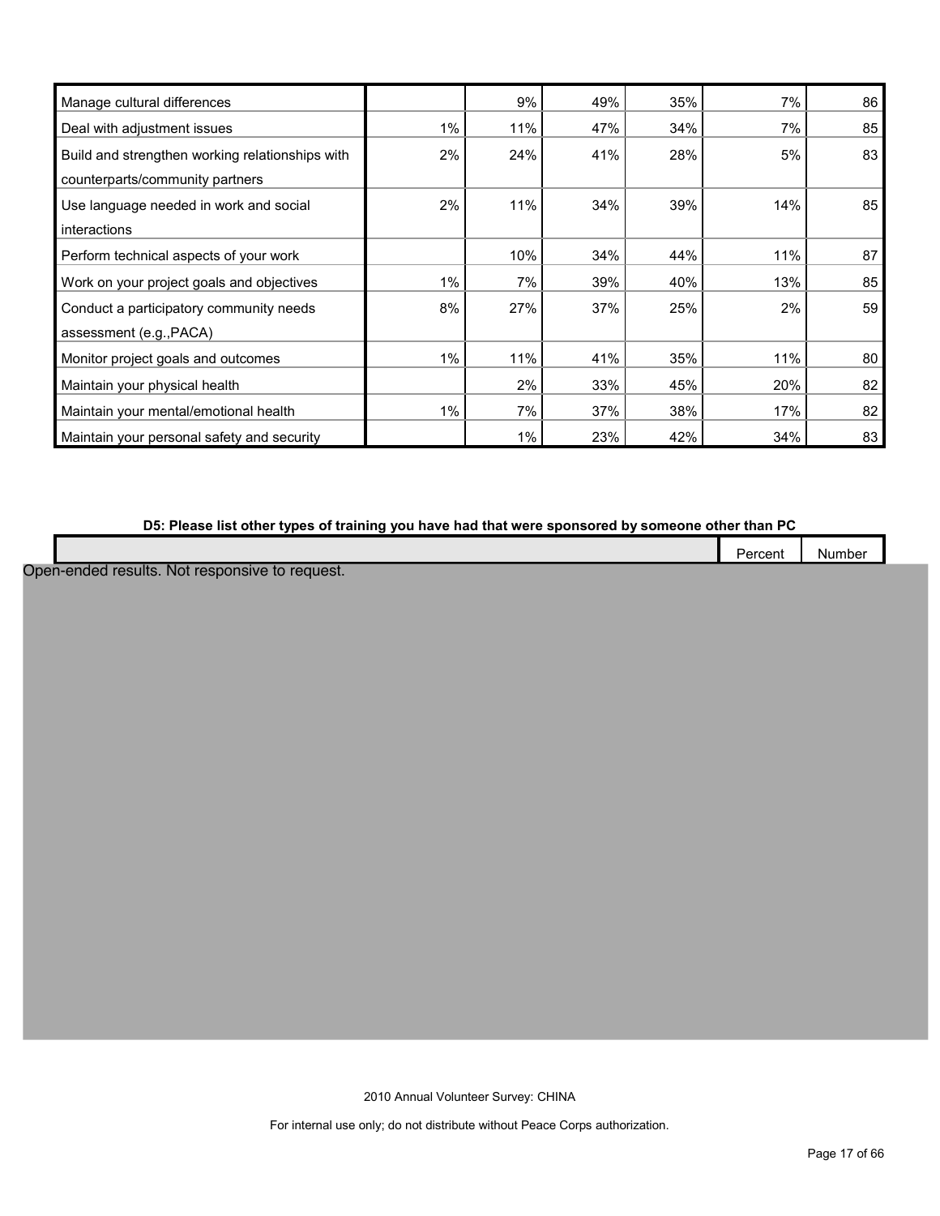| | | | | | | |
|---|---|---|---|---|---|---|
| Manage cultural differences | | 9% | 49% | 35% | 7% | 86 |
| Deal with adjustment issues | 1% | 11% | 47% | 34% | 7% | 85 |
| Build and strengthen working relationships with counterparts/community partners | 2% | 24% | 41% | 28% | 5% | 83 |
| Use language needed in work and social interactions | 2% | 11% | 34% | 39% | 14% | 85 |
| Perform technical aspects of your work | | 10% | 34% | 44% | 11% | 87 |
| Work on your project goals and objectives | 1% | 7% | 39% | 40% | 13% | 85 |
| Conduct a participatory community needs assessment (e.g.,PACA) | 8% | 27% | 37% | 25% | 2% | 59 |
| Monitor project goals and outcomes | 1% | 11% | 41% | 35% | 11% | 80 |
| Maintain your physical health | | 2% | 33% | 45% | 20% | 82 |
| Maintain your mental/emotional health | 1% | 7% | 37% | 38% | 17% | 82 |
| Maintain your personal safety and security | | 1% | 23% | 42% | 34% | 83 |

**D5: Please list other types of training you have had that were sponsored by someone other than PC**

| | Percent | Number |
|---|---|---|

Open-ended results. Not responsive to request.

2010 Annual Volunteer Survey: CHINA

For internal use only; do not distribute without Peace Corps authorization.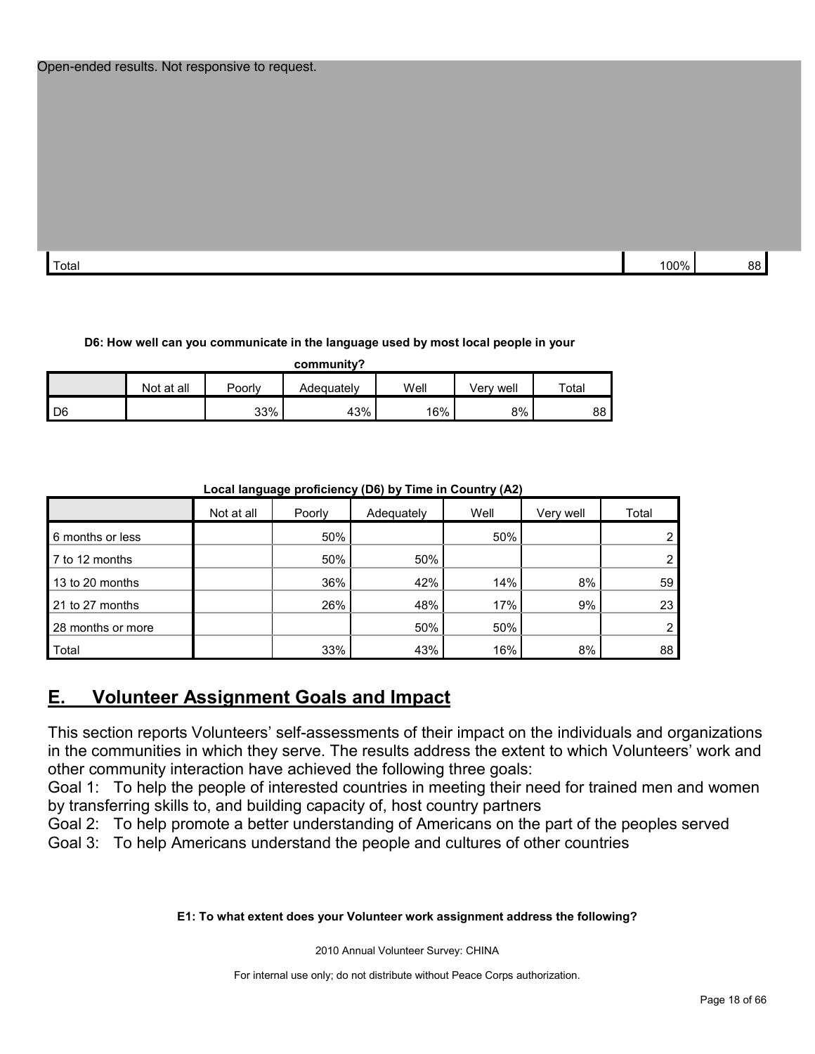Open-ended results. Not responsive to request.

| | | |
|---|---|---|
| Total | 100% | 88 |

**D6: How well can you communicate in the language used by most local people in your community?**

| | Not at all | Poorly | Adequately | Well | Very well | Total |
|---|---|---|---|---|---|---|
| D6 | | 33% | 43% | 16% | 8% | 88 |

**Local language proficiency (D6) by Time in Country (A2)**

| | Not at all | Poorly | Adequately | Well | Very well | Total |
|---|---|---|---|---|---|---|
| 6 months or less | | 50% | | 50% | | 2 |
| 7 to 12 months | | 50% | 50% | | | 2 |
| 13 to 20 months | | 36% | 42% | 14% | 8% | 59 |
| 21 to 27 months | | 26% | 48% | 17% | 9% | 23 |
| 28 months or more | | | 50% | 50% | | 2 |
| Total | | 33% | 43% | 16% | 8% | 88 |

## E. Volunteer Assignment Goals and Impact

This section reports Volunteers' self-assessments of their impact on the individuals and organizations in the communities in which they serve. The results address the extent to which Volunteers' work and other community interaction have achieved the following three goals:

Goal 1: To help the people of interested countries in meeting their need for trained men and women by transferring skills to, and building capacity of, host country partners

Goal 2: To help promote a better understanding of Americans on the part of the peoples served

Goal 3: To help Americans understand the people and cultures of other countries

**E1: To what extent does your Volunteer work assignment address the following?**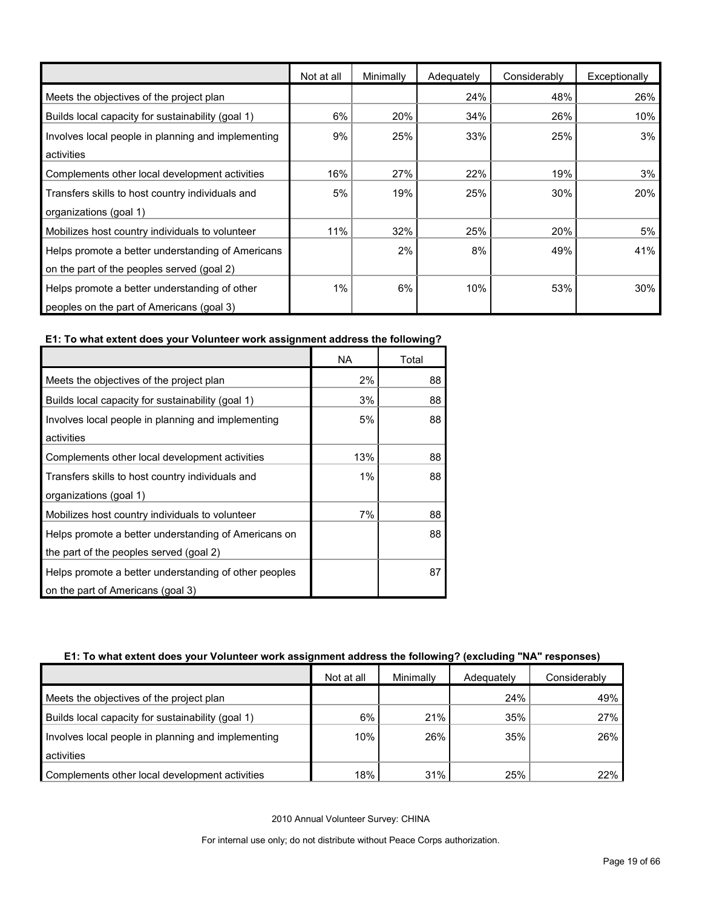| | Not at all | Minimally | Adequately | Considerably | Exceptionally |
|---|---|---|---|---|---|
| Meets the objectives of the project plan | | | 24% | 48% | 26% |
| Builds local capacity for sustainability (goal 1) | 6% | 20% | 34% | 26% | 10% |
| Involves local people in planning and implementing activities | 9% | 25% | 33% | 25% | 3% |
| Complements other local development activities | 16% | 27% | 22% | 19% | 3% |
| Transfers skills to host country individuals and organizations (goal 1) | 5% | 19% | 25% | 30% | 20% |
| Mobilizes host country individuals to volunteer | 11% | 32% | 25% | 20% | 5% |
| Helps promote a better understanding of Americans on the part of the peoples served (goal 2) | | 2% | 8% | 49% | 41% |
| Helps promote a better understanding of other peoples on the part of Americans (goal 3) | 1% | 6% | 10% | 53% | 30% |

**E1: To what extent does your Volunteer work assignment address the following?**

| | NA | Total |
|---|---|---|
| Meets the objectives of the project plan | 2% | 88 |
| Builds local capacity for sustainability (goal 1) | 3% | 88 |
| Involves local people in planning and implementing activities | 5% | 88 |
| Complements other local development activities | 13% | 88 |
| Transfers skills to host country individuals and organizations (goal 1) | 1% | 88 |
| Mobilizes host country individuals to volunteer | 7% | 88 |
| Helps promote a better understanding of Americans on the part of the peoples served (goal 2) | | 88 |
| Helps promote a better understanding of other peoples on the part of Americans (goal 3) | | 87 |

**E1: To what extent does your Volunteer work assignment address the following? (excluding "NA" responses)**

| | Not at all | Minimally | Adequately | Considerably |
|---|---|---|---|---|
| Meets the objectives of the project plan | | | 24% | 49% |
| Builds local capacity for sustainability (goal 1) | 6% | 21% | 35% | 27% |
| Involves local people in planning and implementing activities | 10% | 26% | 35% | 26% |
| Complements other local development activities | 18% | 31% | 25% | 22% |

2010 Annual Volunteer Survey: CHINA

For internal use only; do not distribute without Peace Corps authorization.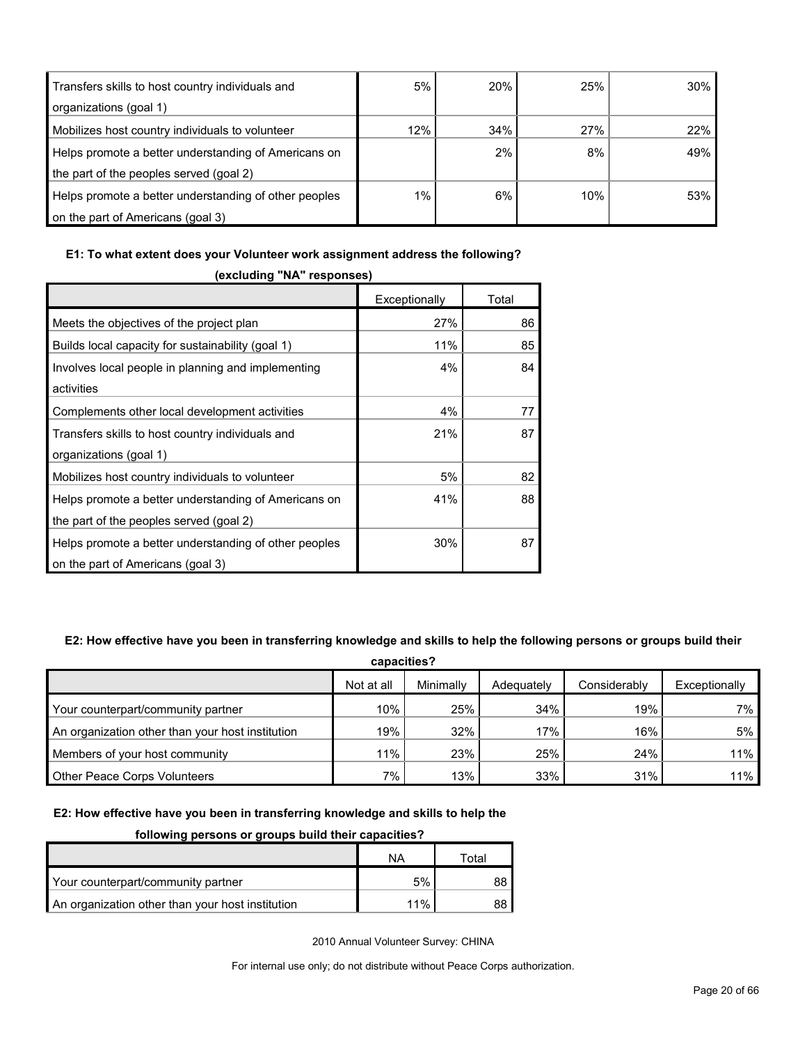| | | | | |
|---|---|---|---|---|
| Transfers skills to host country individuals and organizations (goal 1) | 5% | 20% | 25% | 30% |
| Mobilizes host country individuals to volunteer | 12% | 34% | 27% | 22% |
| Helps promote a better understanding of Americans on the part of the peoples served (goal 2) | | 2% | 8% | 49% |
| Helps promote a better understanding of other peoples on the part of Americans (goal 3) | 1% | 6% | 10% | 53% |

**E1: To what extent does your Volunteer work assignment address the following? (excluding "NA" responses)**

| | Exceptionally | Total |
|---|---|---|
| Meets the objectives of the project plan | 27% | 86 |
| Builds local capacity for sustainability (goal 1) | 11% | 85 |
| Involves local people in planning and implementing activities | 4% | 84 |
| Complements other local development activities | 4% | 77 |
| Transfers skills to host country individuals and organizations (goal 1) | 21% | 87 |
| Mobilizes host country individuals to volunteer | 5% | 82 |
| Helps promote a better understanding of Americans on the part of the peoples served (goal 2) | 41% | 88 |
| Helps promote a better understanding of other peoples on the part of Americans (goal 3) | 30% | 87 |

**E2: How effective have you been in transferring knowledge and skills to help the following persons or groups build their capacities?**

| | Not at all | Minimally | Adequately | Considerably | Exceptionally |
|---|---|---|---|---|---|
| Your counterpart/community partner | 10% | 25% | 34% | 19% | 7% |
| An organization other than your host institution | 19% | 32% | 17% | 16% | 5% |
| Members of your host community | 11% | 23% | 25% | 24% | 11% |
| Other Peace Corps Volunteers | 7% | 13% | 33% | 31% | 11% |

**E2: How effective have you been in transferring knowledge and skills to help the following persons or groups build their capacities?**

| | NA | Total |
|---|---|---|
| Your counterpart/community partner | 5% | 88 |
| An organization other than your host institution | 11% | 88 |

2010 Annual Volunteer Survey: CHINA

For internal use only; do not distribute without Peace Corps authorization.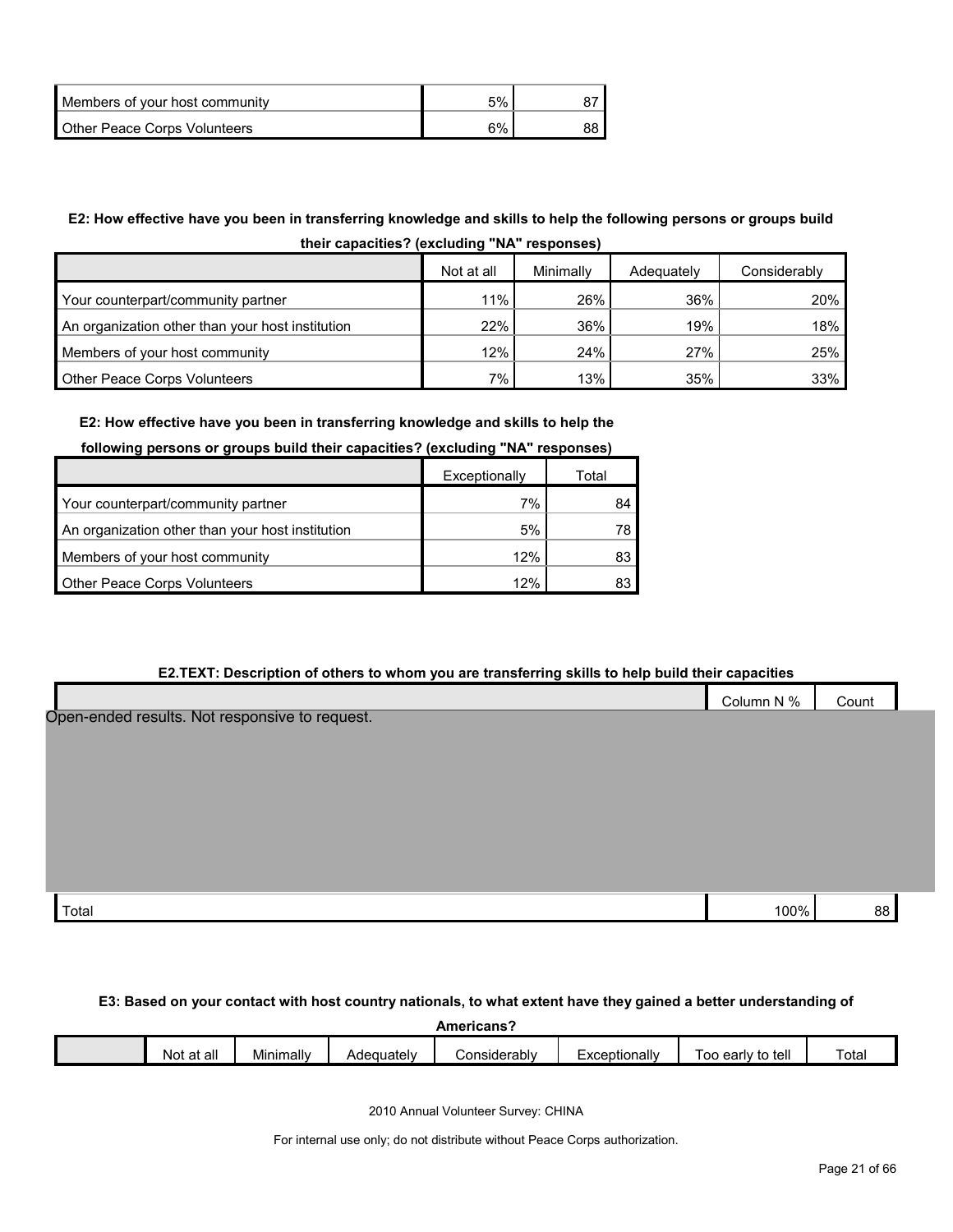| | | |
|---|---|---|
| Members of your host community | 5% | 87 |
| Other Peace Corps Volunteers | 6% | 88 |

**E2: How effective have you been in transferring knowledge and skills to help the following persons or groups build their capacities? (excluding "NA" responses)**

| | Not at all | Minimally | Adequately | Considerably |
|---|---|---|---|---|
| Your counterpart/community partner | 11% | 26% | 36% | 20% |
| An organization other than your host institution | 22% | 36% | 19% | 18% |
| Members of your host community | 12% | 24% | 27% | 25% |
| Other Peace Corps Volunteers | 7% | 13% | 35% | 33% |

**E2: How effective have you been in transferring knowledge and skills to help the following persons or groups build their capacities? (excluding "NA" responses)**

| | Exceptionally | Total |
|---|---|---|
| Your counterpart/community partner | 7% | 84 |
| An organization other than your host institution | 5% | 78 |
| Members of your host community | 12% | 83 |
| Other Peace Corps Volunteers | 12% | 83 |

**E2.TEXT: Description of others to whom you are transferring skills to help build their capacities**

| | Column N % | Count |
|---|---|---|
| Open-ended results. Not responsive to request. | | |
| Total | 100% | 88 |

**E3: Based on your contact with host country nationals, to what extent have they gained a better understanding of Americans?**

| | Not at all | Minimally | Adequately | Considerably | Exceptionally | Too early to tell | Total |
|---|---|---|---|---|---|---|---|

2010 Annual Volunteer Survey: CHINA

For internal use only; do not distribute without Peace Corps authorization.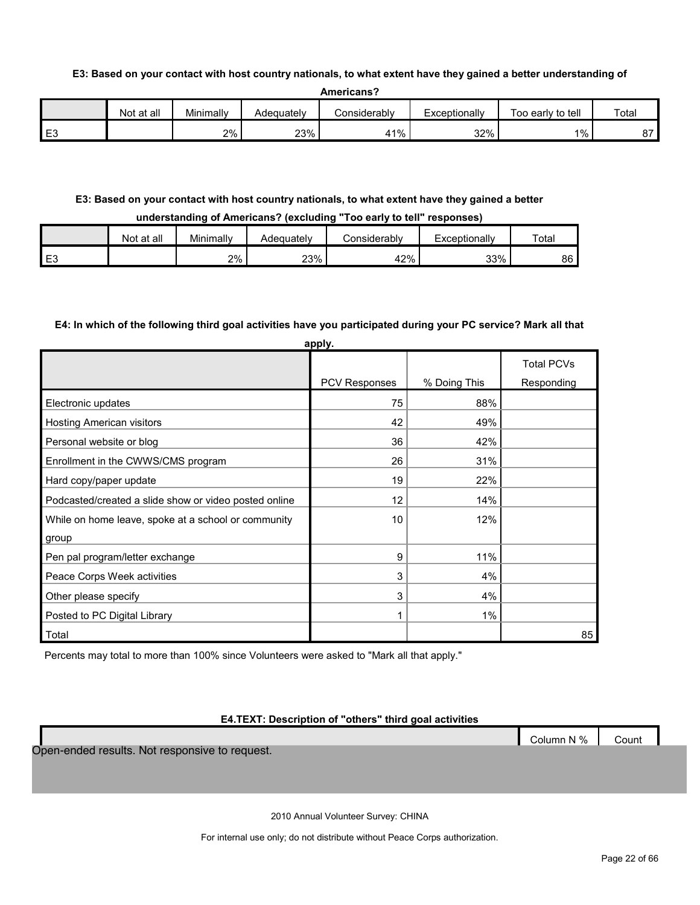**E3: Based on your contact with host country nationals, to what extent have they gained a better understanding of Americans?**

| | Not at all | Minimally | Adequately | Considerably | Exceptionally | Too early to tell | Total |
|---|---|---|---|---|---|---|---|
| E3 | | 2% | 23% | 41% | 32% | 1% | 87 |

**E3: Based on your contact with host country nationals, to what extent have they gained a better understanding of Americans? (excluding "Too early to tell" responses)**

| | Not at all | Minimally | Adequately | Considerably | Exceptionally | Total |
|---|---|---|---|---|---|---|
| E3 | | 2% | 23% | 42% | 33% | 86 |

**E4: In which of the following third goal activities have you participated during your PC service? Mark all that apply.**

| | PCV Responses | % Doing This | Total PCVs Responding |
|---|---|---|---|
| Electronic updates | 75 | 88% | |
| Hosting American visitors | 42 | 49% | |
| Personal website or blog | 36 | 42% | |
| Enrollment in the CWWS/CMS program | 26 | 31% | |
| Hard copy/paper update | 19 | 22% | |
| Podcasted/created a slide show or video posted online | 12 | 14% | |
| While on home leave, spoke at a school or community group | 10 | 12% | |
| Pen pal program/letter exchange | 9 | 11% | |
| Peace Corps Week activities | 3 | 4% | |
| Other please specify | 3 | 4% | |
| Posted to PC Digital Library | 1 | 1% | |
| Total | | | 85 |

Percents may total to more than 100% since Volunteers were asked to "Mark all that apply."

**E4.TEXT: Description of "others" third goal activities**

| | Column N % | Count |
|---|---|---|

Open-ended results. Not responsive to request.

2010 Annual Volunteer Survey: CHINA

For internal use only; do not distribute without Peace Corps authorization.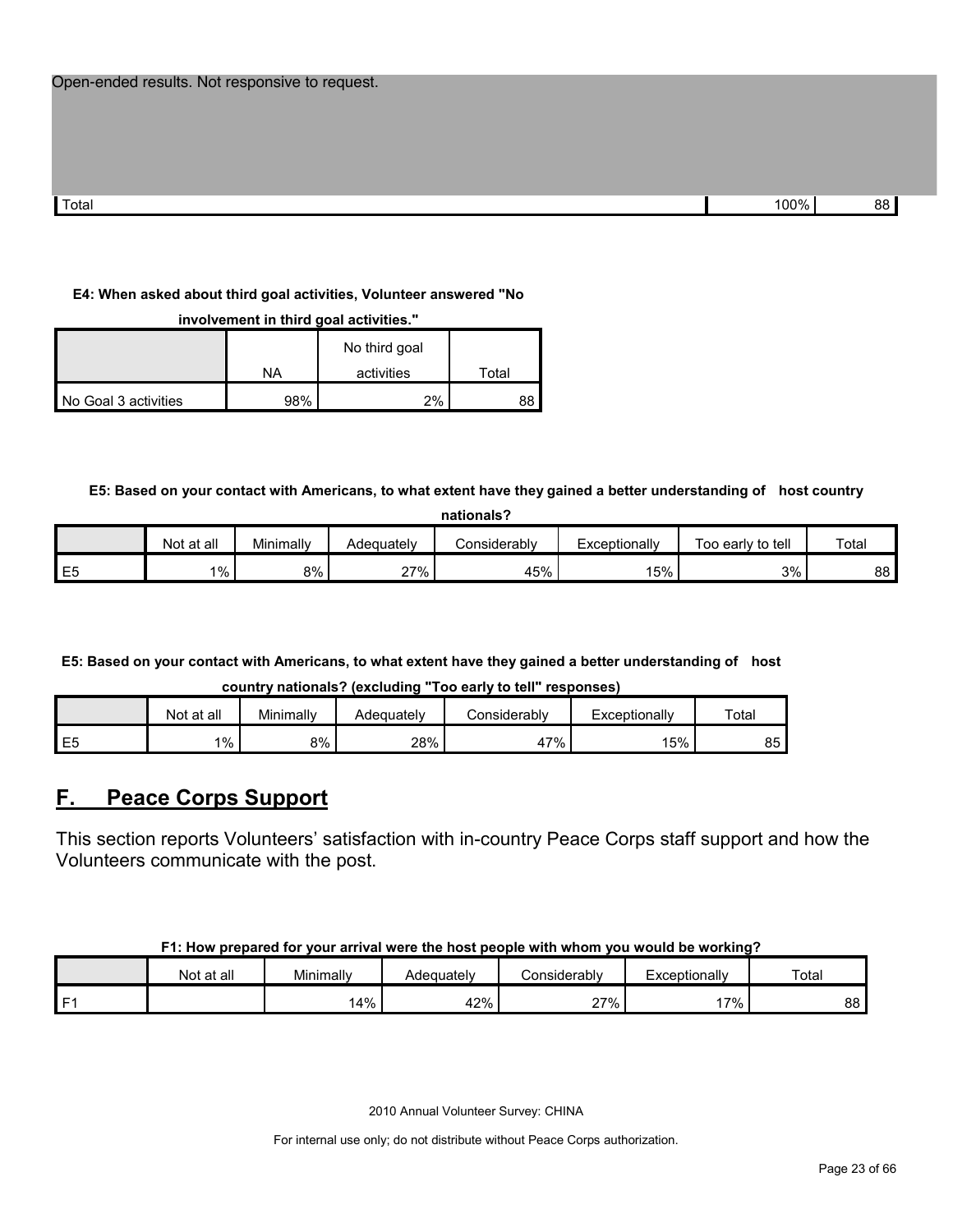| Open-ended results. Not responsive to request. | | |
|---|---|---|
| Total | 100% | 88 |

**E4: When asked about third goal activities, Volunteer answered "No involvement in third goal activities."**

| | NA | No third goal activities | Total |
|---|---|---|---|
| No Goal 3 activities | 98% | 2% | 88 |

**E5: Based on your contact with Americans, to what extent have they gained a better understanding of host country nationals?**

| | Not at all | Minimally | Adequately | Considerably | Exceptionally | Too early to tell | Total |
|---|---|---|---|---|---|---|---|
| E5 | 1% | 8% | 27% | 45% | 15% | 3% | 88 |

**E5: Based on your contact with Americans, to what extent have they gained a better understanding of host country nationals? (excluding "Too early to tell" responses)**

| | Not at all | Minimally | Adequately | Considerably | Exceptionally | Total |
|---|---|---|---|---|---|---|
| E5 | 1% | 8% | 28% | 47% | 15% | 85 |

## F. Peace Corps Support

This section reports Volunteers' satisfaction with in-country Peace Corps staff support and how the Volunteers communicate with the post.

**F1: How prepared for your arrival were the host people with whom you would be working?**

| | Not at all | Minimally | Adequately | Considerably | Exceptionally | Total |
|---|---|---|---|---|---|---|
| F1 | | 14% | 42% | 27% | 17% | 88 |

2010 Annual Volunteer Survey: CHINA

For internal use only; do not distribute without Peace Corps authorization.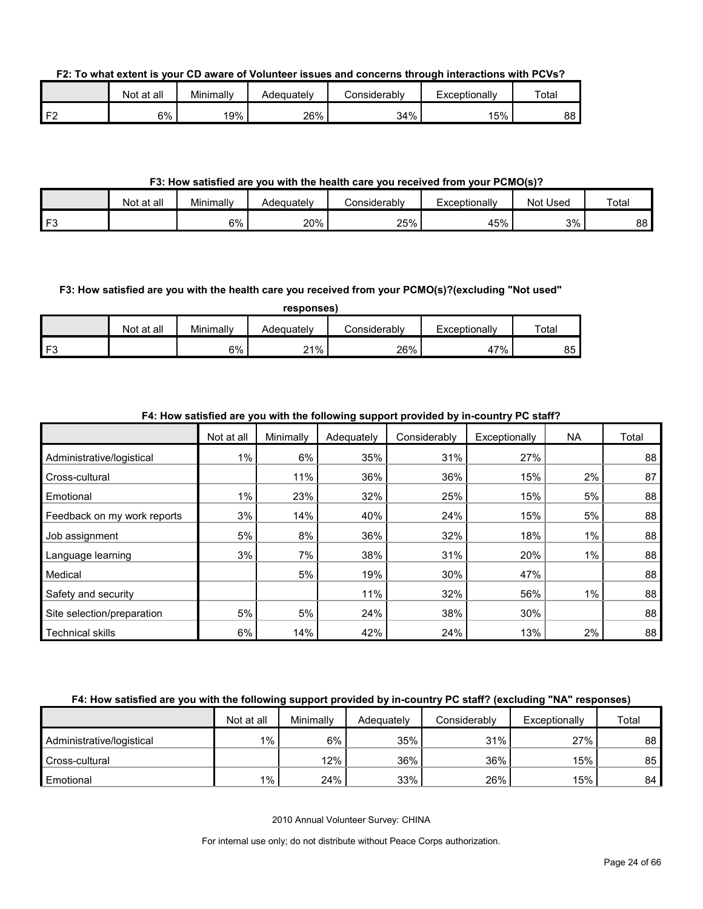**F2: To what extent is your CD aware of Volunteer issues and concerns through interactions with PCVs?**

| | Not at all | Minimally | Adequately | Considerably | Exceptionally | Total |
|---|---|---|---|---|---|---|
| F2 | 6% | 19% | 26% | 34% | 15% | 88 |

**F3: How satisfied are you with the health care you received from your PCMO(s)?**

| | Not at all | Minimally | Adequately | Considerably | Exceptionally | Not Used | Total |
|---|---|---|---|---|---|---|---|
| F3 | | 6% | 20% | 25% | 45% | 3% | 88 |

**F3: How satisfied are you with the health care you received from your PCMO(s)?(excluding "Not used" responses)**

| | Not at all | Minimally | Adequately | Considerably | Exceptionally | Total |
|---|---|---|---|---|---|---|
| F3 | | 6% | 21% | 26% | 47% | 85 |

**F4: How satisfied are you with the following support provided by in-country PC staff?**

| | Not at all | Minimally | Adequately | Considerably | Exceptionally | NA | Total |
|---|---|---|---|---|---|---|---|
| Administrative/logistical | 1% | 6% | 35% | 31% | 27% | | 88 |
| Cross-cultural | | 11% | 36% | 36% | 15% | 2% | 87 |
| Emotional | 1% | 23% | 32% | 25% | 15% | 5% | 88 |
| Feedback on my work reports | 3% | 14% | 40% | 24% | 15% | 5% | 88 |
| Job assignment | 5% | 8% | 36% | 32% | 18% | 1% | 88 |
| Language learning | 3% | 7% | 38% | 31% | 20% | 1% | 88 |
| Medical | | 5% | 19% | 30% | 47% | | 88 |
| Safety and security | | | 11% | 32% | 56% | 1% | 88 |
| Site selection/preparation | 5% | 5% | 24% | 38% | 30% | | 88 |
| Technical skills | 6% | 14% | 42% | 24% | 13% | 2% | 88 |

**F4: How satisfied are you with the following support provided by in-country PC staff? (excluding "NA" responses)**

| | Not at all | Minimally | Adequately | Considerably | Exceptionally | Total |
|---|---|---|---|---|---|---|
| Administrative/logistical | 1% | 6% | 35% | 31% | 27% | 88 |
| Cross-cultural | | 12% | 36% | 36% | 15% | 85 |
| Emotional | 1% | 24% | 33% | 26% | 15% | 84 |

2010 Annual Volunteer Survey: CHINA

For internal use only; do not distribute without Peace Corps authorization.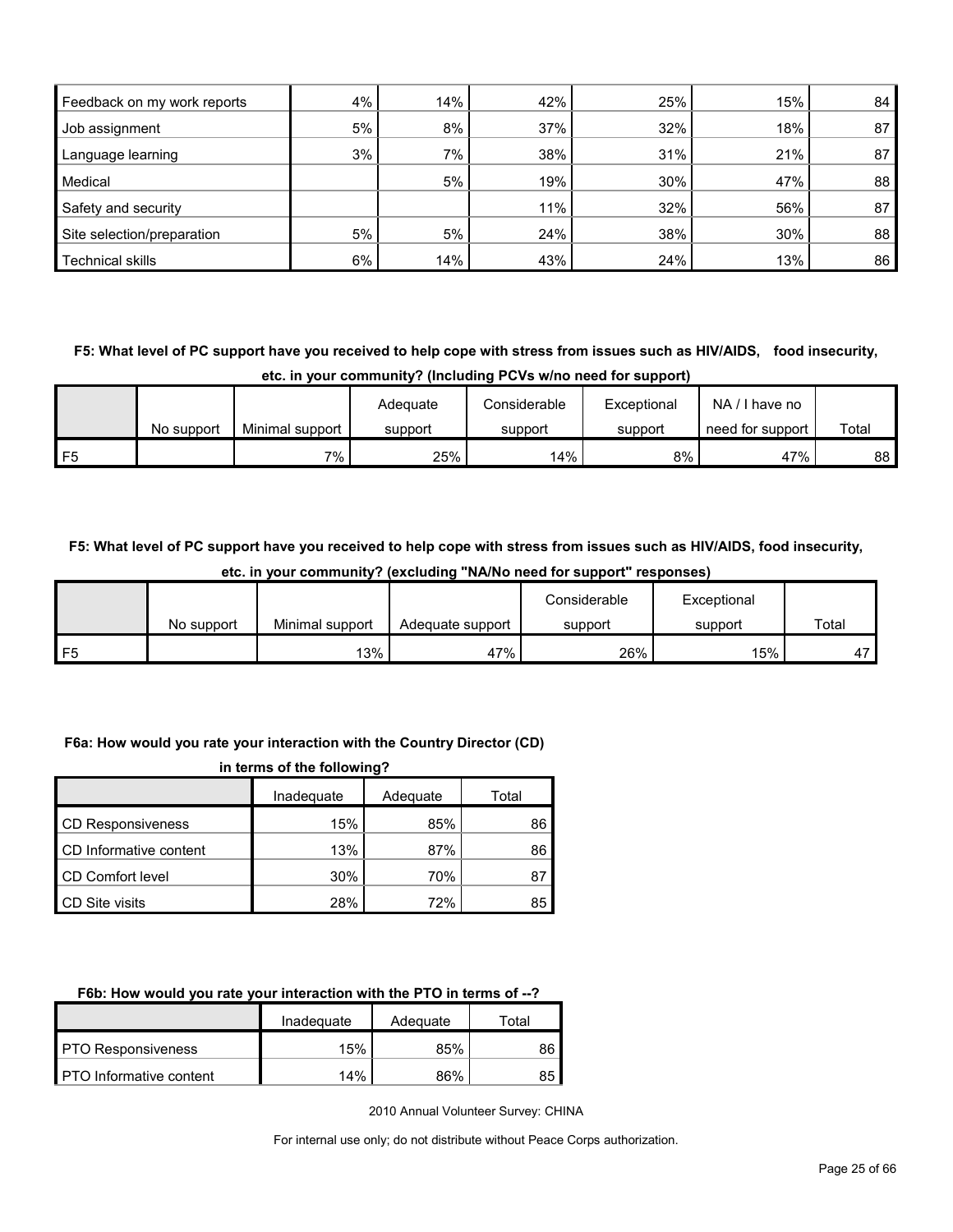| | | | | | | |
|---|---|---|---|---|---|---|
| Feedback on my work reports | 4% | 14% | 42% | 25% | 15% | 84 |
| Job assignment | 5% | 8% | 37% | 32% | 18% | 87 |
| Language learning | 3% | 7% | 38% | 31% | 21% | 87 |
| Medical | | 5% | 19% | 30% | 47% | 88 |
| Safety and security | | | 11% | 32% | 56% | 87 |
| Site selection/preparation | 5% | 5% | 24% | 38% | 30% | 88 |
| Technical skills | 6% | 14% | 43% | 24% | 13% | 86 |

**F5: What level of PC support have you received to help cope with stress from issues such as HIV/AIDS, food insecurity, etc. in your community? (Including PCVs w/no need for support)**

| | No support | Minimal support | Adequate support | Considerable support | Exceptional support | NA / I have no need for support | Total |
|---|---|---|---|---|---|---|---|
| F5 | | 7% | 25% | 14% | 8% | 47% | 88 |

**F5: What level of PC support have you received to help cope with stress from issues such as HIV/AIDS, food insecurity, etc. in your community? (excluding "NA/No need for support" responses)**

| | No support | Minimal support | Adequate support | Considerable support | Exceptional support | Total |
|---|---|---|---|---|---|---|
| F5 | | 13% | 47% | 26% | 15% | 47 |

**F6a: How would you rate your interaction with the Country Director (CD) in terms of the following?**

| | Inadequate | Adequate | Total |
|---|---|---|---|
| CD Responsiveness | 15% | 85% | 86 |
| CD Informative content | 13% | 87% | 86 |
| CD Comfort level | 30% | 70% | 87 |
| CD Site visits | 28% | 72% | 85 |

**F6b: How would you rate your interaction with the PTO in terms of --?**

| | Inadequate | Adequate | Total |
|---|---|---|---|
| PTO Responsiveness | 15% | 85% | 86 |
| PTO Informative content | 14% | 86% | 85 |

2010 Annual Volunteer Survey: CHINA

For internal use only; do not distribute without Peace Corps authorization.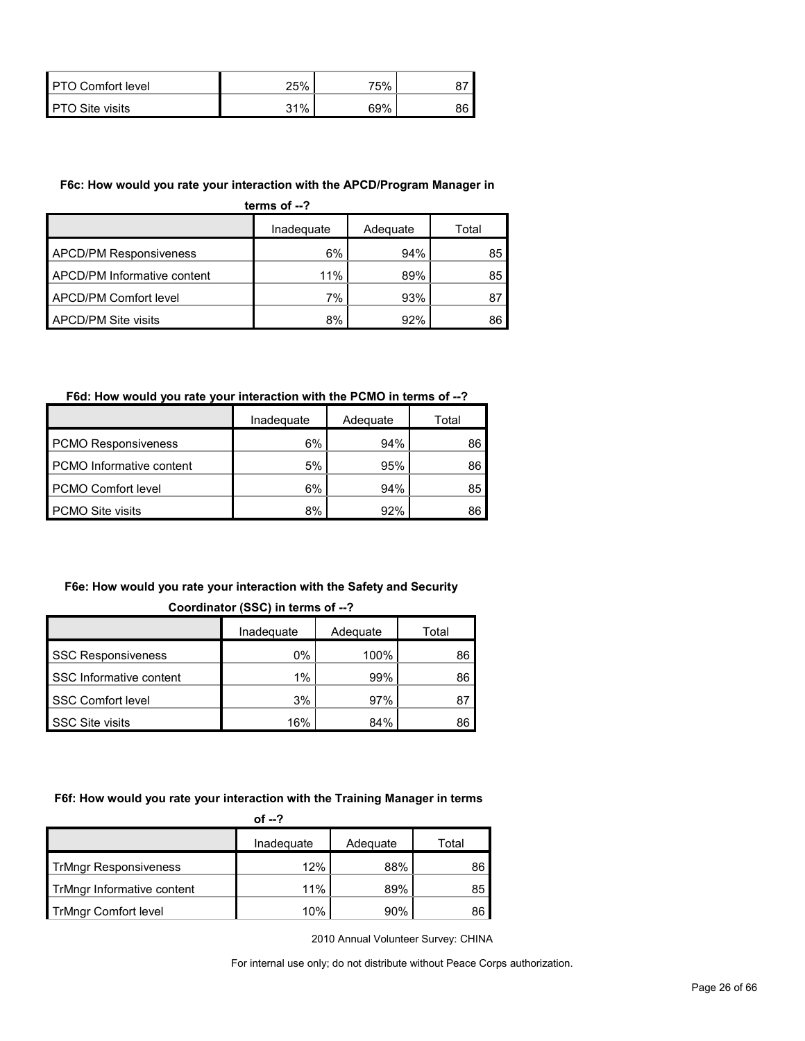| | | | |
|---|---|---|---|
| PTO Comfort level | 25% | 75% | 87 |
| PTO Site visits | 31% | 69% | 86 |

**F6c: How would you rate your interaction with the APCD/Program Manager in terms of --?**

| | Inadequate | Adequate | Total |
|---|---|---|---|
| APCD/PM Responsiveness | 6% | 94% | 85 |
| APCD/PM Informative content | 11% | 89% | 85 |
| APCD/PM Comfort level | 7% | 93% | 87 |
| APCD/PM Site visits | 8% | 92% | 86 |

**F6d: How would you rate your interaction with the PCMO in terms of --?**

| | Inadequate | Adequate | Total |
|---|---|---|---|
| PCMO Responsiveness | 6% | 94% | 86 |
| PCMO Informative content | 5% | 95% | 86 |
| PCMO Comfort level | 6% | 94% | 85 |
| PCMO Site visits | 8% | 92% | 86 |

**F6e: How would you rate your interaction with the Safety and Security Coordinator (SSC) in terms of --?**

| | Inadequate | Adequate | Total |
|---|---|---|---|
| SSC Responsiveness | 0% | 100% | 86 |
| SSC Informative content | 1% | 99% | 86 |
| SSC Comfort level | 3% | 97% | 87 |
| SSC Site visits | 16% | 84% | 86 |

**F6f: How would you rate your interaction with the Training Manager in terms of --?**

| | Inadequate | Adequate | Total |
|---|---|---|---|
| TrMngr Responsiveness | 12% | 88% | 86 |
| TrMngr Informative content | 11% | 89% | 85 |
| TrMngr Comfort level | 10% | 90% | 86 |

2010 Annual Volunteer Survey: CHINA

For internal use only; do not distribute without Peace Corps authorization.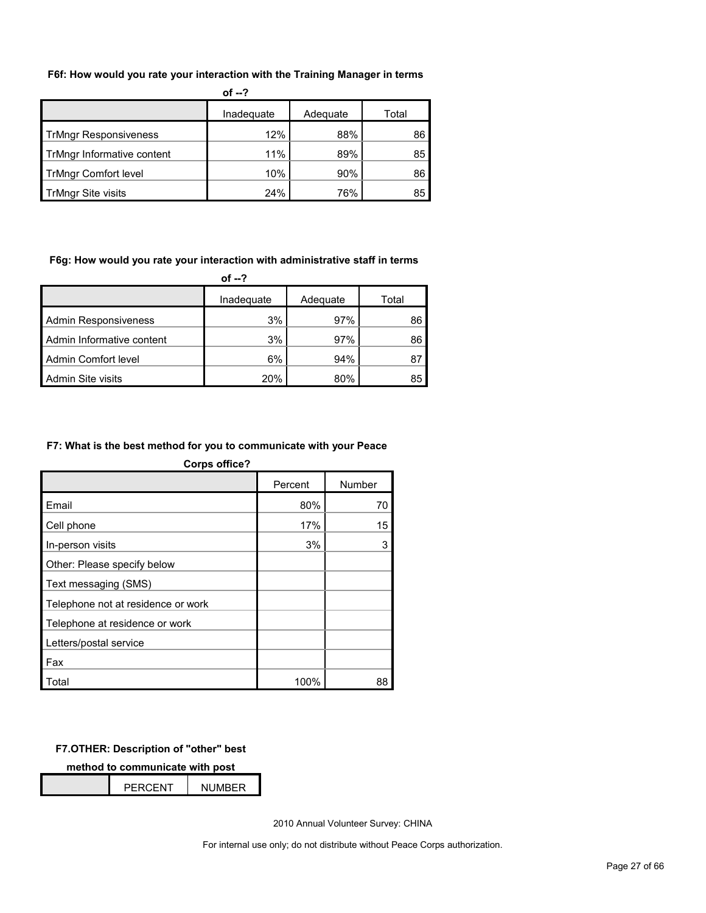**F6f: How would you rate your interaction with the Training Manager in terms of --?**

| | Inadequate | Adequate | Total |
|---|---|---|---|
| TrMngr Responsiveness | 12% | 88% | 86 |
| TrMngr Informative content | 11% | 89% | 85 |
| TrMngr Comfort level | 10% | 90% | 86 |
| TrMngr Site visits | 24% | 76% | 85 |

**F6g: How would you rate your interaction with administrative staff in terms of --?**

| | Inadequate | Adequate | Total |
|---|---|---|---|
| Admin Responsiveness | 3% | 97% | 86 |
| Admin Informative content | 3% | 97% | 86 |
| Admin Comfort level | 6% | 94% | 87 |
| Admin Site visits | 20% | 80% | 85 |

**F7: What is the best method for you to communicate with your Peace Corps office?**

| | Percent | Number |
|---|---|---|
| Email | 80% | 70 |
| Cell phone | 17% | 15 |
| In-person visits | 3% | 3 |
| Other: Please specify below | | |
| Text messaging (SMS) | | |
| Telephone not at residence or work | | |
| Telephone at residence or work | | |
| Letters/postal service | | |
| Fax | | |
| Total | 100% | 88 |

**F7.OTHER: Description of "other" best method to communicate with post**

| | PERCENT | NUMBER |
|---|---|---|

2010 Annual Volunteer Survey: CHINA

For internal use only; do not distribute without Peace Corps authorization.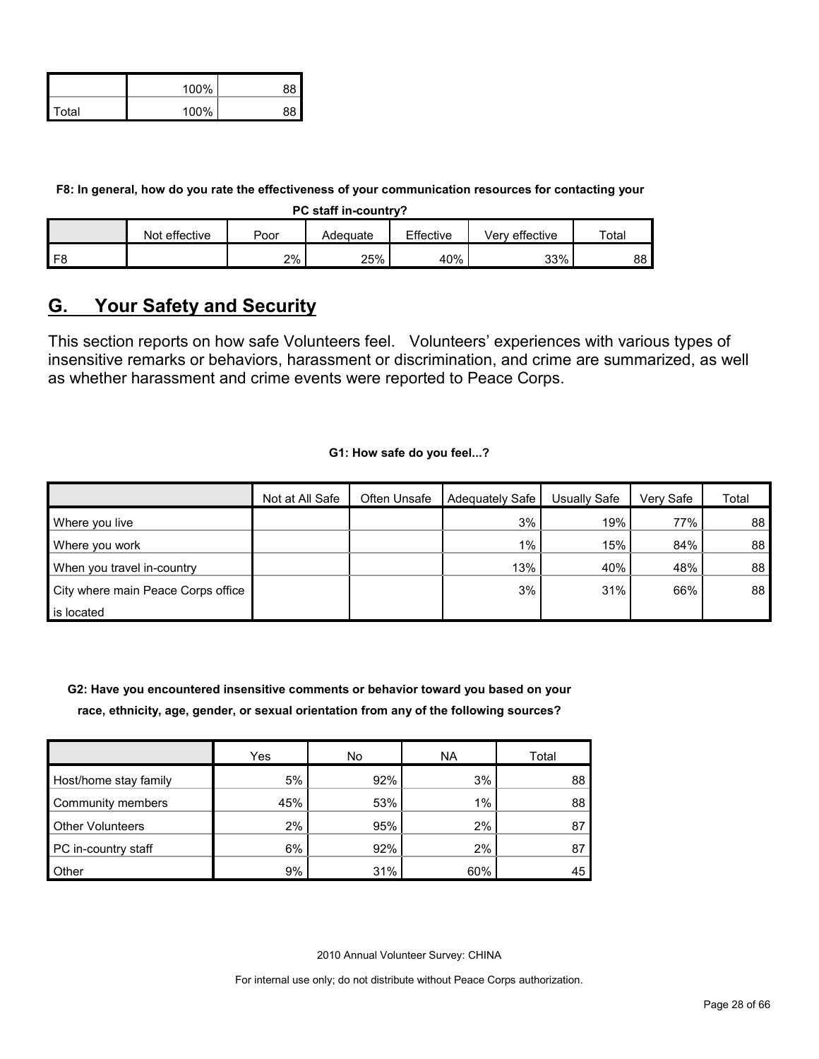| | | |
|---|---|---|
| | 100% | 88 |
| Total | 100% | 88 |

**F8: In general, how do you rate the effectiveness of your communication resources for contacting your PC staff in-country?**

| | Not effective | Poor | Adequate | Effective | Very effective | Total |
|---|---|---|---|---|---|---|
| F8 | | 2% | 25% | 40% | 33% | 88 |

## G. Your Safety and Security

This section reports on how safe Volunteers feel. Volunteers' experiences with various types of insensitive remarks or behaviors, harassment or discrimination, and crime are summarized, as well as whether harassment and crime events were reported to Peace Corps.

**G1: How safe do you feel...?**

| | Not at All Safe | Often Unsafe | Adequately Safe | Usually Safe | Very Safe | Total |
|---|---|---|---|---|---|---|
| Where you live | | | 3% | 19% | 77% | 88 |
| Where you work | | | 1% | 15% | 84% | 88 |
| When you travel in-country | | | 13% | 40% | 48% | 88 |
| City where main Peace Corps office is located | | | 3% | 31% | 66% | 88 |

**G2: Have you encountered insensitive comments or behavior toward you based on your race, ethnicity, age, gender, or sexual orientation from any of the following sources?**

| | Yes | No | NA | Total |
|---|---|---|---|---|
| Host/home stay family | 5% | 92% | 3% | 88 |
| Community members | 45% | 53% | 1% | 88 |
| Other Volunteers | 2% | 95% | 2% | 87 |
| PC in-country staff | 6% | 92% | 2% | 87 |
| Other | 9% | 31% | 60% | 45 |

2010 Annual Volunteer Survey: CHINA

For internal use only; do not distribute without Peace Corps authorization.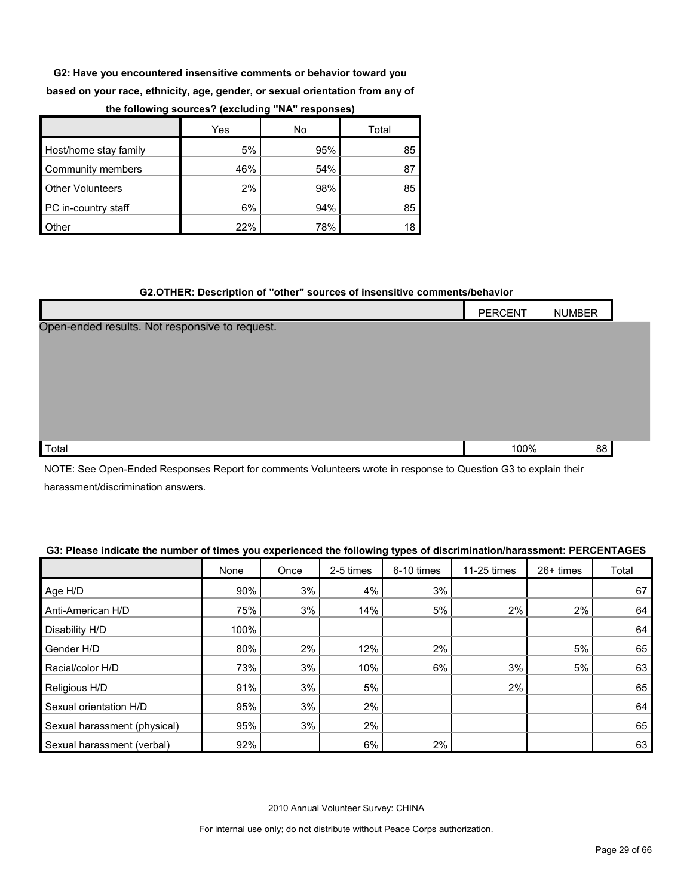**G2: Have you encountered insensitive comments or behavior toward you based on your race, ethnicity, age, gender, or sexual orientation from any of the following sources? (excluding "NA" responses)**

| | Yes | No | Total |
|---|---|---|---|
| Host/home stay family | 5% | 95% | 85 |
| Community members | 46% | 54% | 87 |
| Other Volunteers | 2% | 98% | 85 |
| PC in-country staff | 6% | 94% | 85 |
| Other | 22% | 78% | 18 |

**G2.OTHER: Description of "other" sources of insensitive comments/behavior**

| | PERCENT | NUMBER |
|---|---|---|
| Open-ended results. Not responsive to request. | | |
| Total | 100% | 88 |

NOTE: See Open-Ended Responses Report for comments Volunteers wrote in response to Question G3 to explain their harassment/discrimination answers.

**G3: Please indicate the number of times you experienced the following types of discrimination/harassment: PERCENTAGES**

| | None | Once | 2-5 times | 6-10 times | 11-25 times | 26+ times | Total |
|---|---|---|---|---|---|---|---|
| Age H/D | 90% | 3% | 4% | 3% | | | 67 |
| Anti-American H/D | 75% | 3% | 14% | 5% | 2% | 2% | 64 |
| Disability H/D | 100% | | | | | | 64 |
| Gender H/D | 80% | 2% | 12% | 2% | | 5% | 65 |
| Racial/color H/D | 73% | 3% | 10% | 6% | 3% | 5% | 63 |
| Religious H/D | 91% | 3% | 5% | | 2% | | 65 |
| Sexual orientation H/D | 95% | 3% | 2% | | | | 64 |
| Sexual harassment (physical) | 95% | 3% | 2% | | | | 65 |
| Sexual harassment (verbal) | 92% | | 6% | 2% | | | 63 |

2010 Annual Volunteer Survey: CHINA

For internal use only; do not distribute without Peace Corps authorization.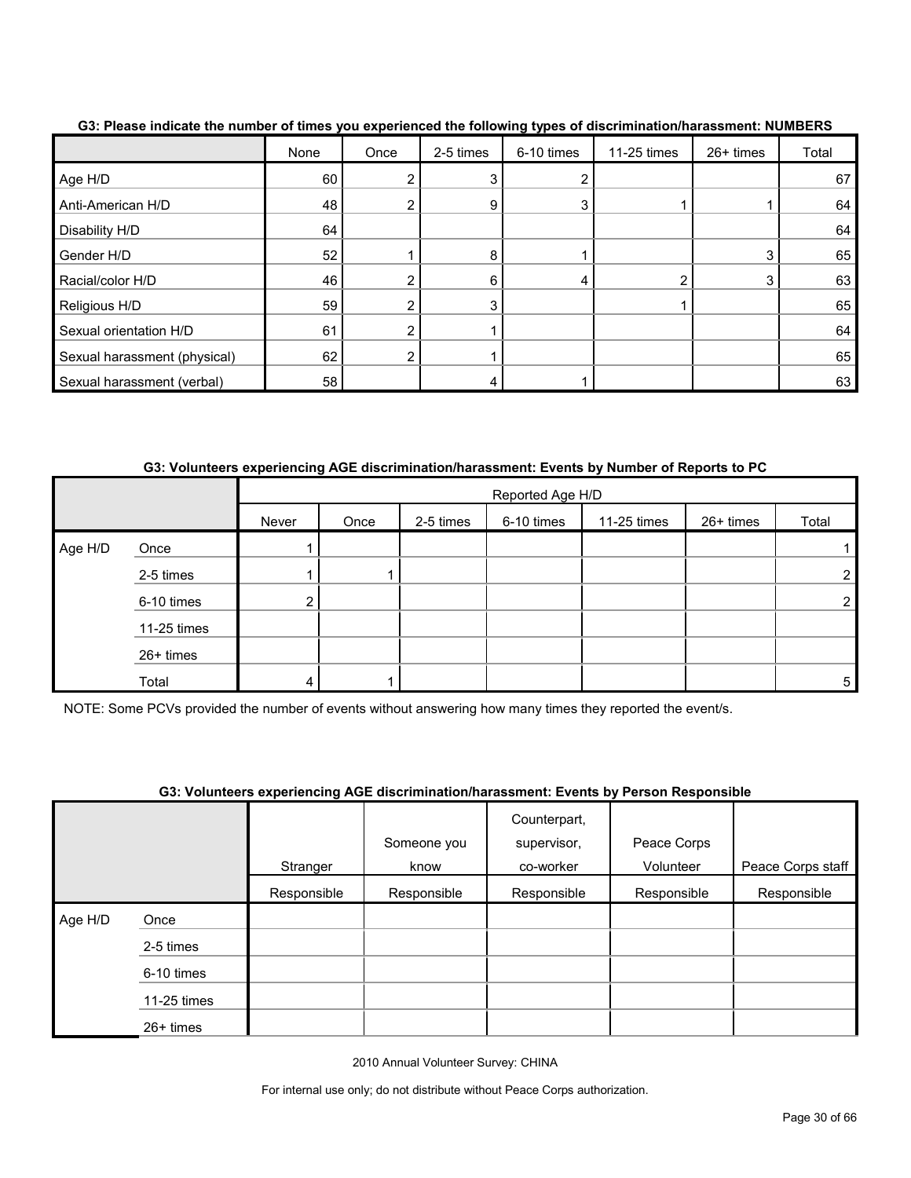**G3: Please indicate the number of times you experienced the following types of discrimination/harassment: NUMBERS**

| | None | Once | 2-5 times | 6-10 times | 11-25 times | 26+ times | Total |
|---|---|---|---|---|---|---|---|
| Age H/D | 60 | 2 | 3 | 2 | | | 67 |
| Anti-American H/D | 48 | 2 | 9 | 3 | 1 | 1 | 64 |
| Disability H/D | 64 | | | | | | 64 |
| Gender H/D | 52 | 1 | 8 | 1 | | 3 | 65 |
| Racial/color H/D | 46 | 2 | 6 | 4 | 2 | 3 | 63 |
| Religious H/D | 59 | 2 | 3 | | 1 | | 65 |
| Sexual orientation H/D | 61 | 2 | 1 | | | | 64 |
| Sexual harassment (physical) | 62 | 2 | 1 | | | | 65 |
| Sexual harassment (verbal) | 58 | | 4 | 1 | | | 63 |

**G3: Volunteers experiencing AGE discrimination/harassment: Events by Number of Reports to PC**

| | | Reported Age H/D | | | | | | |
|---|---|---|---|---|---|---|---|---|
| | | Never | Once | 2-5 times | 6-10 times | 11-25 times | 26+ times | Total |
| Age H/D | Once | 1 | | | | | | 1 |
| | 2-5 times | 1 | 1 | | | | | 2 |
| | 6-10 times | 2 | | | | | | 2 |
| | 11-25 times | | | | | | | |
| | 26+ times | | | | | | | |
| | Total | 4 | 1 | | | | | 5 |

NOTE: Some PCVs provided the number of events without answering how many times they reported the event/s.

**G3: Volunteers experiencing AGE discrimination/harassment: Events by Person Responsible**

| | | Stranger | Someone you know | Counterpart, supervisor, co-worker | Peace Corps Volunteer | Peace Corps staff |
|---|---|---|---|---|---|---|
| | | Responsible | Responsible | Responsible | Responsible | Responsible |
| Age H/D | Once | | | | | |
| | 2-5 times | | | | | |
| | 6-10 times | | | | | |
| | 11-25 times | | | | | |
| | 26+ times | | | | | |

2010 Annual Volunteer Survey: CHINA

For internal use only; do not distribute without Peace Corps authorization.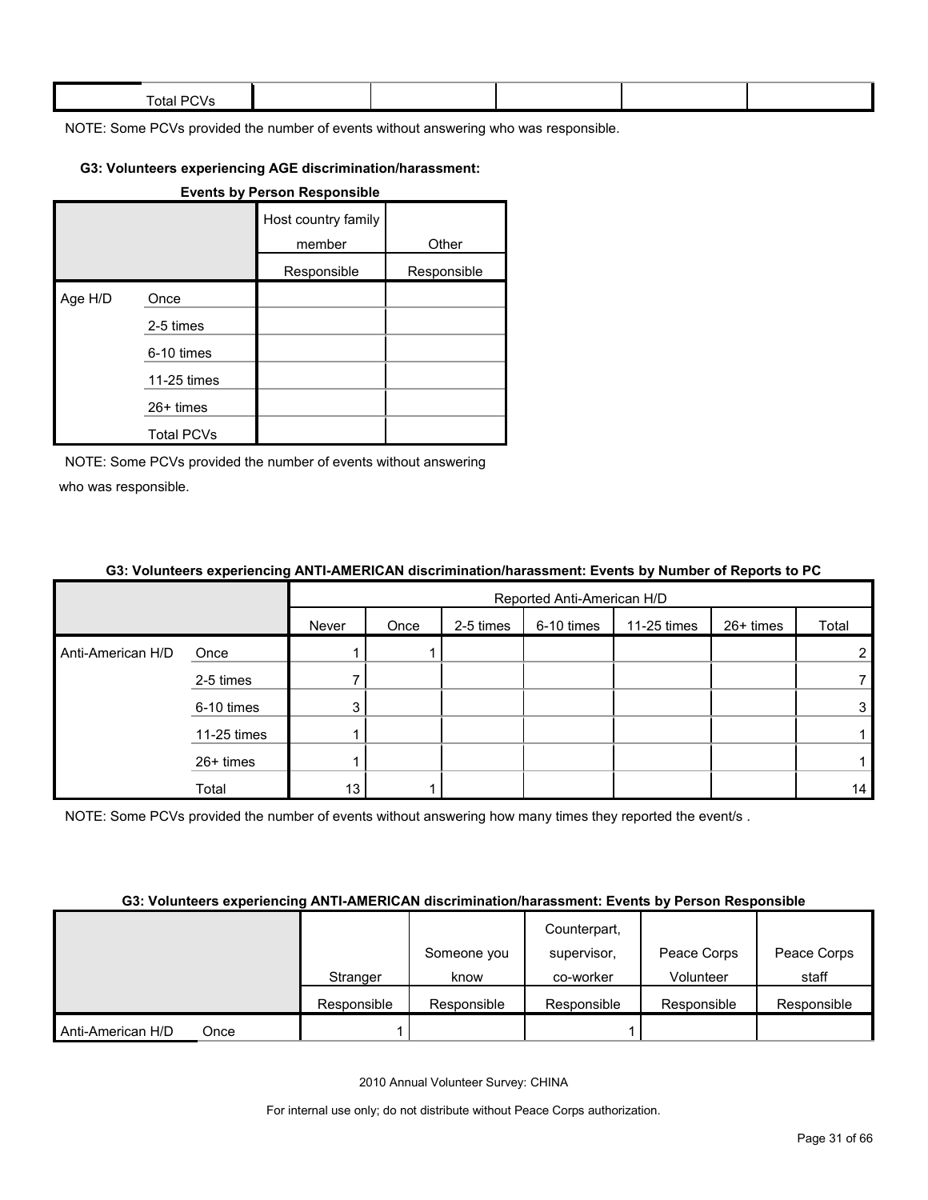| | Total PCVs | | | | | |
|---|---|---|---|---|---|---|

NOTE: Some PCVs provided the number of events without answering who was responsible.

**G3: Volunteers experiencing AGE discrimination/harassment:**

**Events by Person Responsible**

| | | Host country family member | Other |
|---|---|---|---|
| | | Responsible | Responsible |
| Age H/D | Once | | |
| | 2-5 times | | |
| | 6-10 times | | |
| | 11-25 times | | |
| | 26+ times | | |
| | Total PCVs | | |

NOTE: Some PCVs provided the number of events without answering who was responsible.

**G3: Volunteers experiencing ANTI-AMERICAN discrimination/harassment: Events by Number of Reports to PC**

| | | Reported Anti-American H/D | | | | | | |
|---|---|---|---|---|---|---|---|---|
| | | Never | Once | 2-5 times | 6-10 times | 11-25 times | 26+ times | Total |
| Anti-American H/D | Once | 1 | 1 | | | | | 2 |
| | 2-5 times | 7 | | | | | | 7 |
| | 6-10 times | 3 | | | | | | 3 |
| | 11-25 times | 1 | | | | | | 1 |
| | 26+ times | 1 | | | | | | 1 |
| | Total | 13 | 1 | | | | | 14 |

NOTE: Some PCVs provided the number of events without answering how many times they reported the event/s .

**G3: Volunteers experiencing ANTI-AMERICAN discrimination/harassment: Events by Person Responsible**

| | | Stranger | Someone you know | Counterpart, supervisor, co-worker | Peace Corps Volunteer | Peace Corps staff |
|---|---|---|---|---|---|---|
| | | Responsible | Responsible | Responsible | Responsible | Responsible |
| Anti-American H/D | Once | 1 | | 1 | | |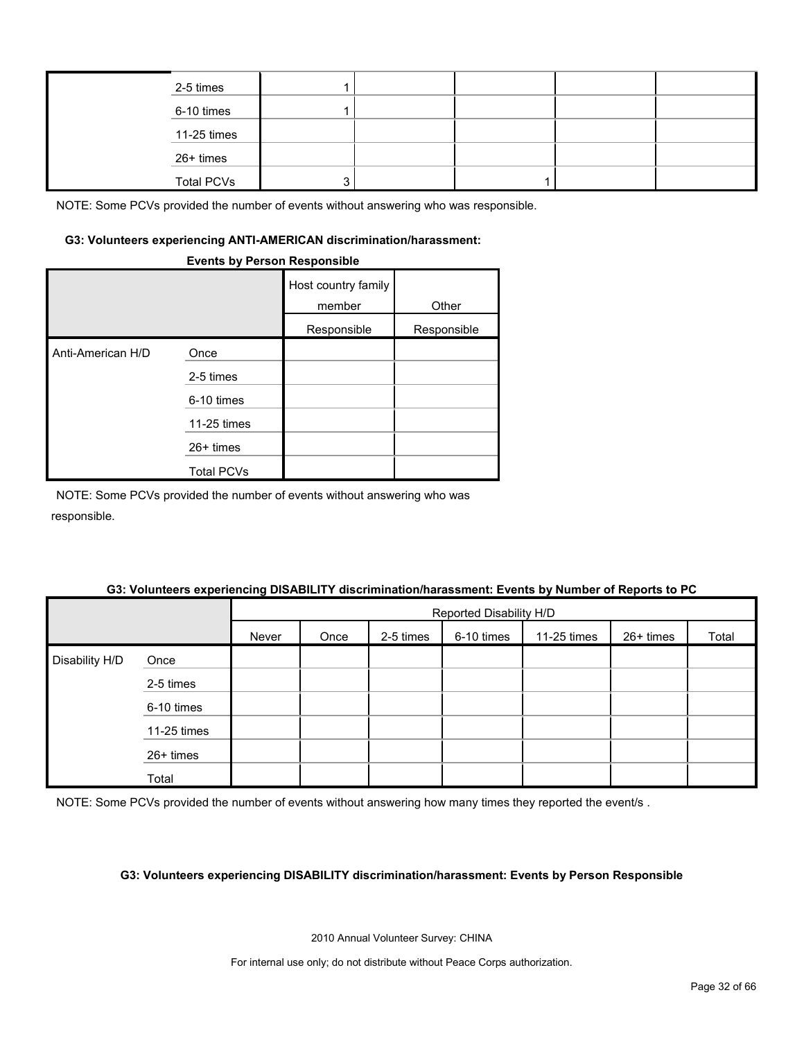| | | | | | | |
|---|---|---|---|---|---|---|
| | 2-5 times | 1 | | | | |
| | 6-10 times | 1 | | | | |
| | 11-25 times | | | | | |
| | 26+ times | | | | | |
| | Total PCVs | 3 | | 1 | | |

NOTE: Some PCVs provided the number of events without answering who was responsible.

**G3: Volunteers experiencing ANTI-AMERICAN discrimination/harassment: Events by Person Responsible**

| | | Host country family member | Other |
|---|---|---|---|
| | | Responsible | Responsible |
| Anti-American H/D | Once | | |
| | 2-5 times | | |
| | 6-10 times | | |
| | 11-25 times | | |
| | 26+ times | | |
| | Total PCVs | | |

NOTE: Some PCVs provided the number of events without answering who was responsible.

**G3: Volunteers experiencing DISABILITY discrimination/harassment: Events by Number of Reports to PC**

| | | Reported Disability H/D | | | | | | |
|---|---|---|---|---|---|---|---|---|
| | | Never | Once | 2-5 times | 6-10 times | 11-25 times | 26+ times | Total |
| Disability H/D | Once | | | | | | | |
| | 2-5 times | | | | | | | |
| | 6-10 times | | | | | | | |
| | 11-25 times | | | | | | | |
| | 26+ times | | | | | | | |
| | Total | | | | | | | |

NOTE: Some PCVs provided the number of events without answering how many times they reported the event/s .

**G3: Volunteers experiencing DISABILITY discrimination/harassment: Events by Person Responsible**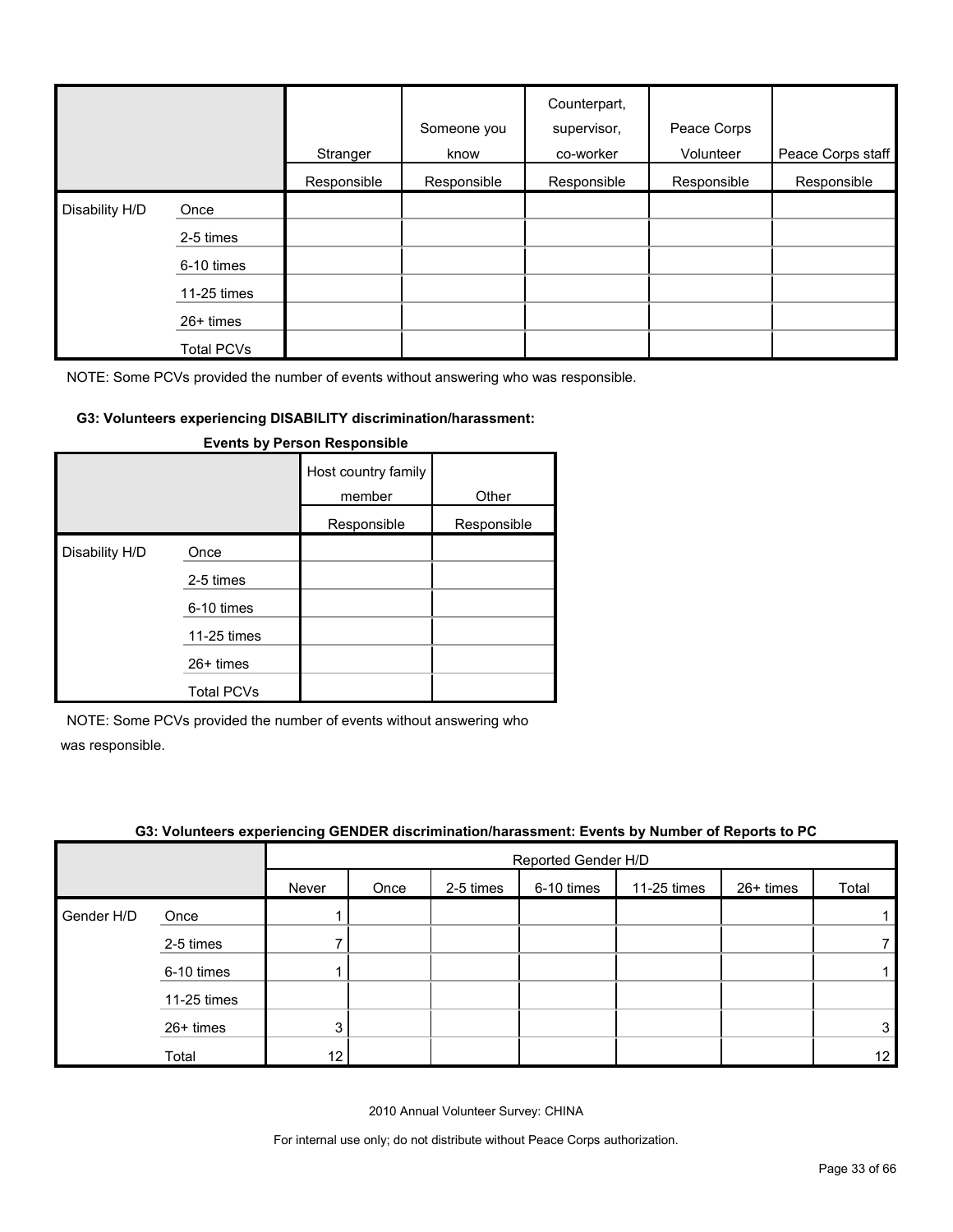| | | Stranger | Someone you know | Counterpart, supervisor, co-worker | Peace Corps Volunteer | Peace Corps staff |
|---|---|---|---|---|---|---|
| | | Responsible | Responsible | Responsible | Responsible | Responsible |
| Disability H/D | Once | | | | | |
| | 2-5 times | | | | | |
| | 6-10 times | | | | | |
| | 11-25 times | | | | | |
| | 26+ times | | | | | |
| | Total PCVs | | | | | |

NOTE: Some PCVs provided the number of events without answering who was responsible.

**G3: Volunteers experiencing DISABILITY discrimination/harassment: Events by Person Responsible**

| | | Host country family member | Other |
|---|---|---|---|
| | | Responsible | Responsible |
| Disability H/D | Once | | |
| | 2-5 times | | |
| | 6-10 times | | |
| | 11-25 times | | |
| | 26+ times | | |
| | Total PCVs | | |

NOTE: Some PCVs provided the number of events without answering who was responsible.

**G3: Volunteers experiencing GENDER discrimination/harassment: Events by Number of Reports to PC**

| | | Reported Gender H/D | | | | | | |
|---|---|---|---|---|---|---|---|---|
| | | Never | Once | 2-5 times | 6-10 times | 11-25 times | 26+ times | Total |
| Gender H/D | Once | 1 | | | | | | 1 |
| | 2-5 times | 7 | | | | | | 7 |
| | 6-10 times | 1 | | | | | | 1 |
| | 11-25 times | | | | | | | |
| | 26+ times | 3 | | | | | | 3 |
| | Total | 12 | | | | | | 12 |

2010 Annual Volunteer Survey: CHINA

For internal use only; do not distribute without Peace Corps authorization.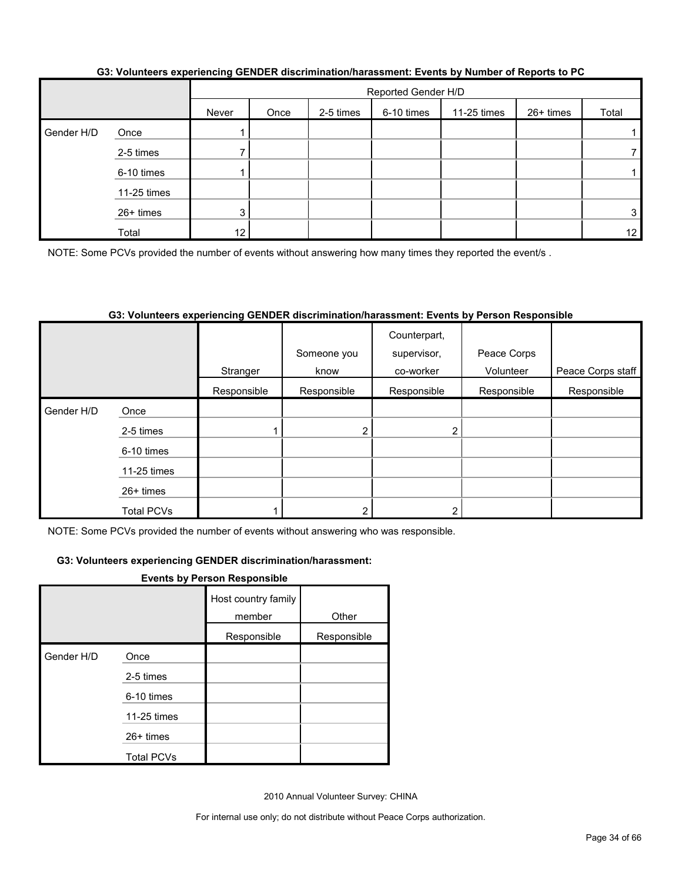### G3: Volunteers experiencing GENDER discrimination/harassment: Events by Number of Reports to PC

| | | Reported Gender H/D | | | | | | |
|---|---|---|---|---|---|---|---|---|
| | | Never | Once | 2-5 times | 6-10 times | 11-25 times | 26+ times | Total |
| Gender H/D | Once | 1 | | | | | | 1 |
| | 2-5 times | 7 | | | | | | 7 |
| | 6-10 times | 1 | | | | | | 1 |
| | 11-25 times | | | | | | | |
| | 26+ times | 3 | | | | | | 3 |
| | Total | 12 | | | | | | 12 |

NOTE: Some PCVs provided the number of events without answering how many times they reported the event/s .

### G3: Volunteers experiencing GENDER discrimination/harassment: Events by Person Responsible

| | | Stranger | Someone you know | Counterpart, supervisor, co-worker | Peace Corps Volunteer | Peace Corps staff |
|---|---|---|---|---|---|---|
| | | Responsible | Responsible | Responsible | Responsible | Responsible |
| Gender H/D | Once | | | | | |
| | 2-5 times | 1 | 2 | 2 | | |
| | 6-10 times | | | | | |
| | 11-25 times | | | | | |
| | 26+ times | | | | | |
| | Total PCVs | 1 | 2 | 2 | | |

NOTE: Some PCVs provided the number of events without answering who was responsible.

### G3: Volunteers experiencing GENDER discrimination/harassment: Events by Person Responsible

| | | Host country family member | Other |
|---|---|---|---|
| | | Responsible | Responsible |
| Gender H/D | Once | | |
| | 2-5 times | | |
| | 6-10 times | | |
| | 11-25 times | | |
| | 26+ times | | |
| | Total PCVs | | |

2010 Annual Volunteer Survey: CHINA

For internal use only; do not distribute without Peace Corps authorization.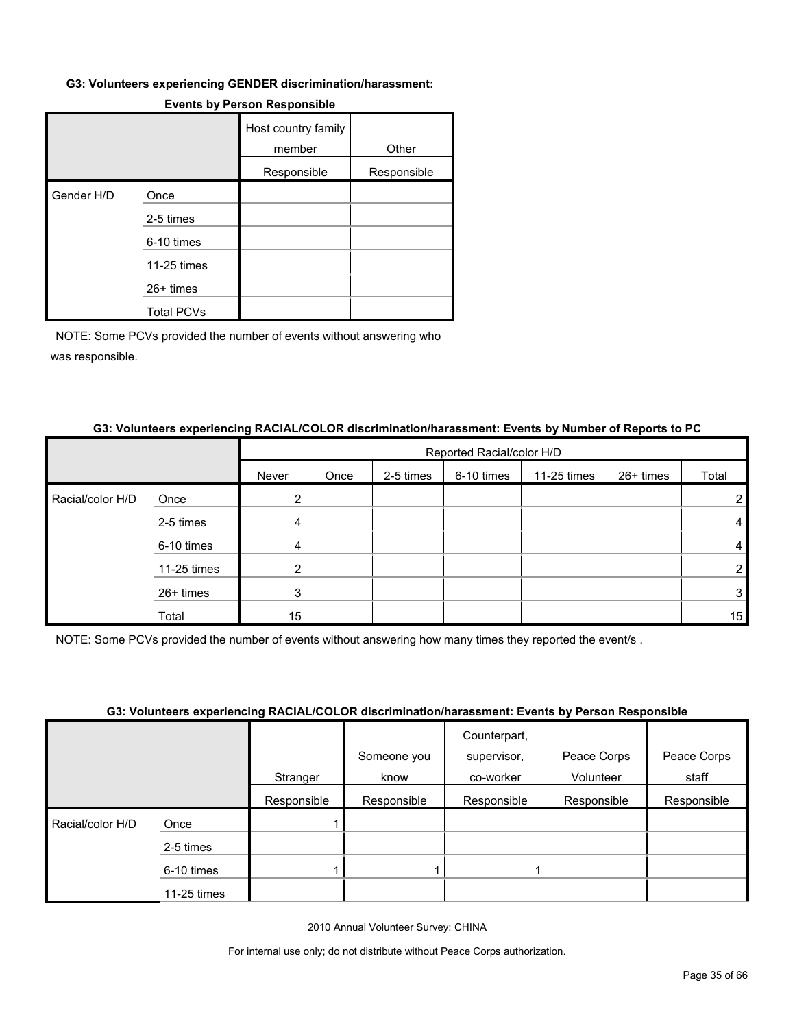**G3: Volunteers experiencing GENDER discrimination/harassment:**

**Events by Person Responsible**

| | | Host country family member | Other |
|---|---|---|---|
| | | Responsible | Responsible |
| Gender H/D | Once | | |
| | 2-5 times | | |
| | 6-10 times | | |
| | 11-25 times | | |
| | 26+ times | | |
| | Total PCVs | | |

NOTE: Some PCVs provided the number of events without answering who was responsible.

**G3: Volunteers experiencing RACIAL/COLOR discrimination/harassment: Events by Number of Reports to PC**

| | | Reported Racial/color H/D | | | | | | |
|---|---|---|---|---|---|---|---|---|
| | | Never | Once | 2-5 times | 6-10 times | 11-25 times | 26+ times | Total |
| Racial/color H/D | Once | 2 | | | | | | 2 |
| | 2-5 times | 4 | | | | | | 4 |
| | 6-10 times | 4 | | | | | | 4 |
| | 11-25 times | 2 | | | | | | 2 |
| | 26+ times | 3 | | | | | | 3 |
| | Total | 15 | | | | | | 15 |

NOTE: Some PCVs provided the number of events without answering how many times they reported the event/s .

**G3: Volunteers experiencing RACIAL/COLOR discrimination/harassment: Events by Person Responsible**

| | | Stranger | Someone you know | Counterpart, supervisor, co-worker | Peace Corps Volunteer | Peace Corps staff |
|---|---|---|---|---|---|---|
| | | Responsible | Responsible | Responsible | Responsible | Responsible |
| Racial/color H/D | Once | 1 | | | | |
| | 2-5 times | | | | | |
| | 6-10 times | 1 | 1 | 1 | | |
| | 11-25 times | | | | | |

2010 Annual Volunteer Survey: CHINA

For internal use only; do not distribute without Peace Corps authorization.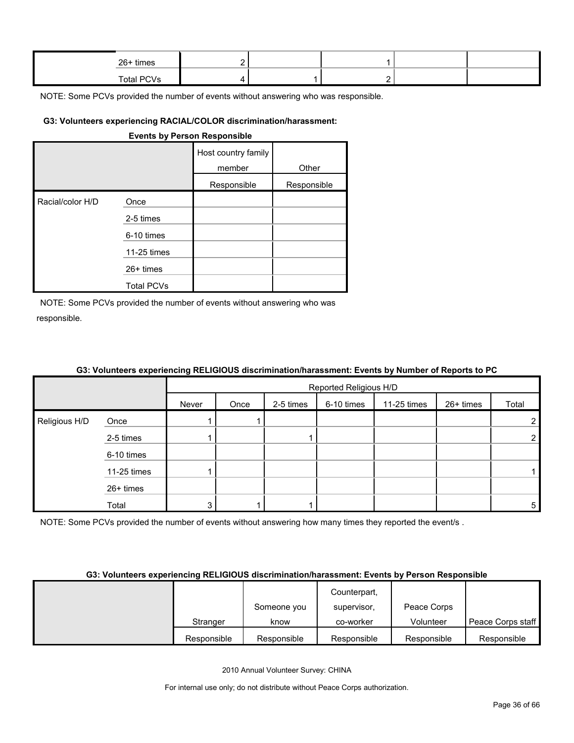| | | | | | | |
|---|---|---|---|---|---|---|
| | 26+ times | 2 | | 1 | | |
| | Total PCVs | 4 | 1 | 2 | | |

NOTE: Some PCVs provided the number of events without answering who was responsible.

**G3: Volunteers experiencing RACIAL/COLOR discrimination/harassment: Events by Person Responsible**

| | | Host country family member | Other |
|---|---|---|---|
| | | Responsible | Responsible |
| Racial/color H/D | Once | | |
| | 2-5 times | | |
| | 6-10 times | | |
| | 11-25 times | | |
| | 26+ times | | |
| | Total PCVs | | |

NOTE: Some PCVs provided the number of events without answering who was responsible.

**G3: Volunteers experiencing RELIGIOUS discrimination/harassment: Events by Number of Reports to PC**

| | | Reported Religious H/D | | | | | | |
|---|---|---|---|---|---|---|---|---|
| | | Never | Once | 2-5 times | 6-10 times | 11-25 times | 26+ times | Total |
| Religious H/D | Once | 1 | 1 | | | | | 2 |
| | 2-5 times | 1 | | 1 | | | | 2 |
| | 6-10 times | | | | | | | |
| | 11-25 times | 1 | | | | | | 1 |
| | 26+ times | | | | | | | |
| | Total | 3 | 1 | 1 | | | | 5 |

NOTE: Some PCVs provided the number of events without answering how many times they reported the event/s .

**G3: Volunteers experiencing RELIGIOUS discrimination/harassment: Events by Person Responsible**

| | Stranger | Someone you know | Counterpart, supervisor, co-worker | Peace Corps Volunteer | Peace Corps staff |
|---|---|---|---|---|---|
| | Responsible | Responsible | Responsible | Responsible | Responsible |

2010 Annual Volunteer Survey: CHINA

For internal use only; do not distribute without Peace Corps authorization.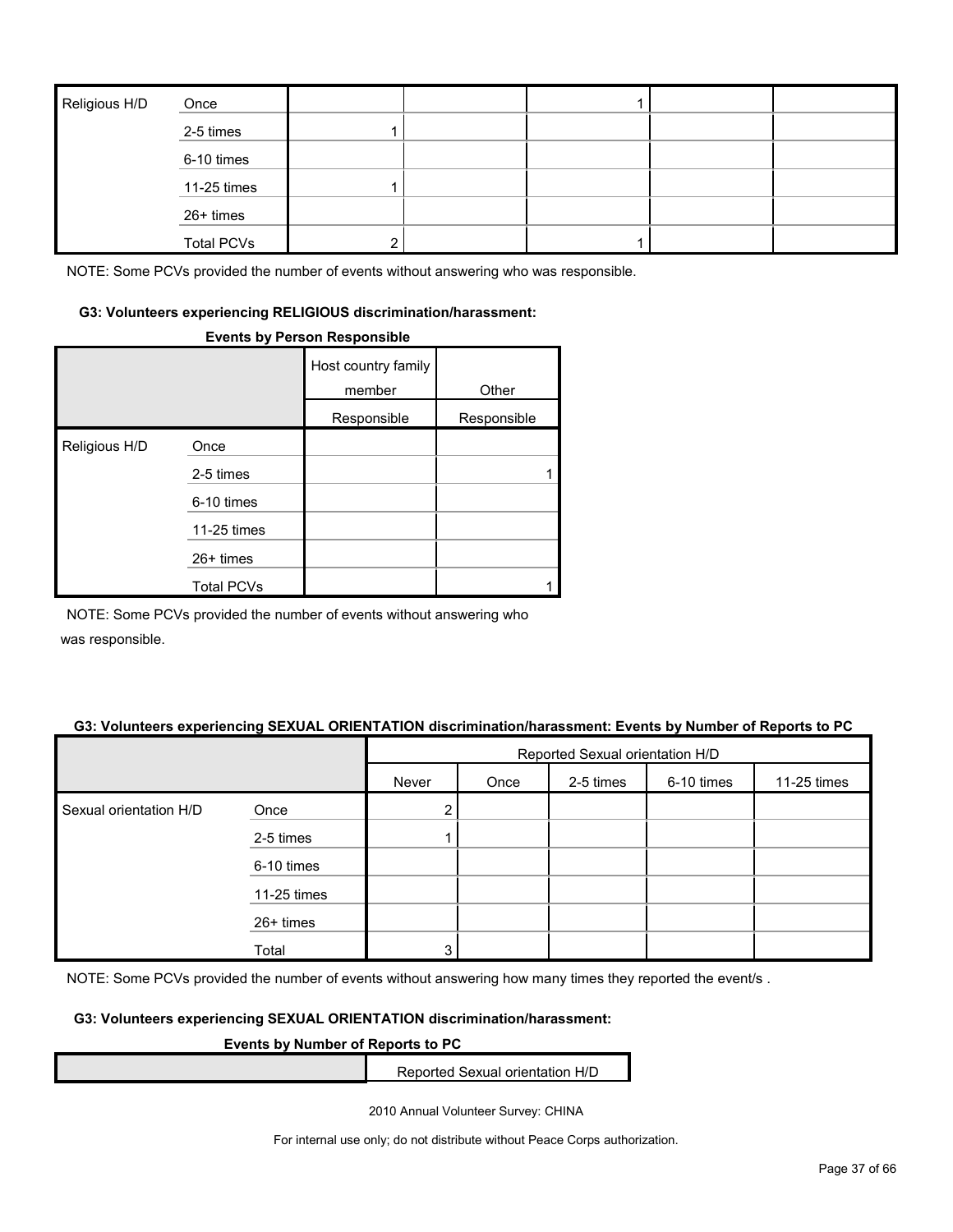| Religious H/D | Once | | | 1 | | |
|---|---|---|---|---|---|---|
| | 2-5 times | 1 | | | | |
| | 6-10 times | | | | | |
| | 11-25 times | 1 | | | | |
| | 26+ times | | | | | |
| | Total PCVs | 2 | | 1 | | |

NOTE: Some PCVs provided the number of events without answering who was responsible.

#### G3: Volunteers experiencing RELIGIOUS discrimination/harassment:

**Events by Person Responsible**

| | | Host country family member | Other |
|---|---|---|---|
| | | Responsible | Responsible |
| Religious H/D | Once | | |
| | 2-5 times | | 1 |
| | 6-10 times | | |
| | 11-25 times | | |
| | 26+ times | | |
| | Total PCVs | | 1 |

NOTE: Some PCVs provided the number of events without answering who was responsible.

#### G3: Volunteers experiencing SEXUAL ORIENTATION discrimination/harassment: Events by Number of Reports to PC

| | | Reported Sexual orientation H/D | | | | |
|---|---|---|---|---|---|---|
| | | Never | Once | 2-5 times | 6-10 times | 11-25 times |
| Sexual orientation H/D | Once | 2 | | | | |
| | 2-5 times | 1 | | | | |
| | 6-10 times | | | | | |
| | 11-25 times | | | | | |
| | 26+ times | | | | | |
| | Total | 3 | | | | |

NOTE: Some PCVs provided the number of events without answering how many times they reported the event/s .

#### G3: Volunteers experiencing SEXUAL ORIENTATION discrimination/harassment:

**Events by Number of Reports to PC**

| | Reported Sexual orientation H/D |
|---|---|

2010 Annual Volunteer Survey: CHINA

For internal use only; do not distribute without Peace Corps authorization.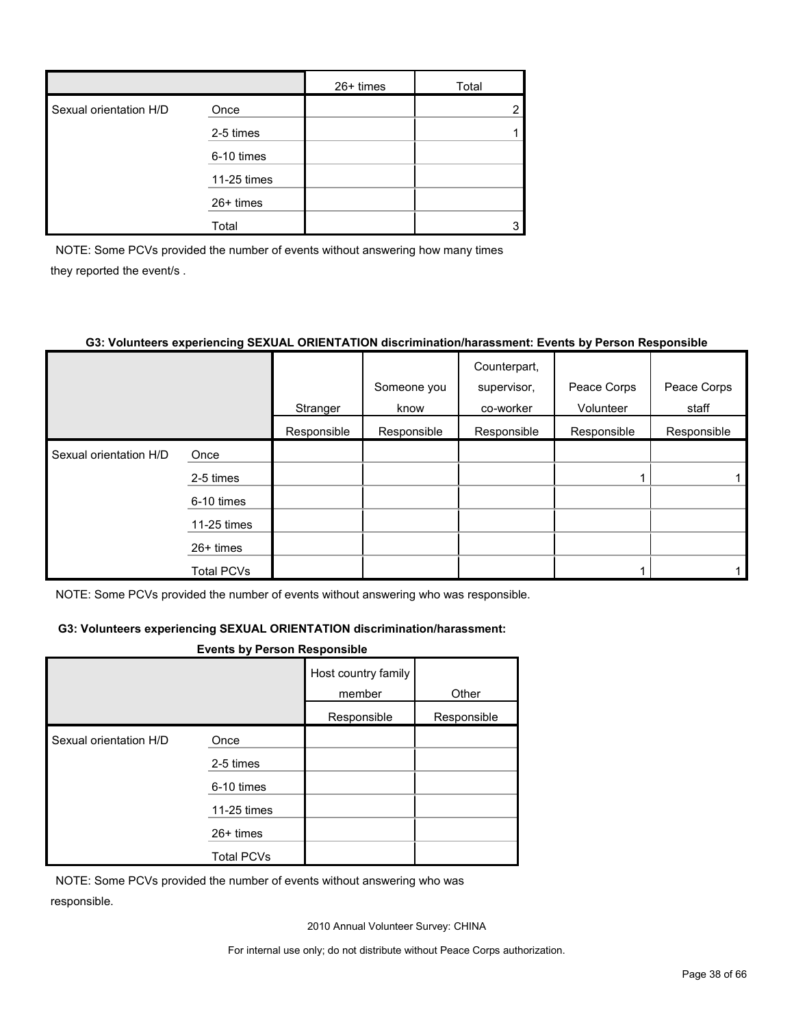| | | 26+ times | Total |
|---|---|---|---|
| Sexual orientation H/D | Once | | 2 |
| | 2-5 times | | 1 |
| | 6-10 times | | |
| | 11-25 times | | |
| | 26+ times | | |
| | Total | | 3 |

NOTE: Some PCVs provided the number of events without answering how many times they reported the event/s .

**G3: Volunteers experiencing SEXUAL ORIENTATION discrimination/harassment: Events by Person Responsible**

| | | Stranger | Someone you know | Counterpart, supervisor, co-worker | Peace Corps Volunteer | Peace Corps staff |
|---|---|---|---|---|---|---|
| | | Responsible | Responsible | Responsible | Responsible | Responsible |
| Sexual orientation H/D | Once | | | | | |
| | 2-5 times | | | | 1 | 1 |
| | 6-10 times | | | | | |
| | 11-25 times | | | | | |
| | 26+ times | | | | | |
| | Total PCVs | | | | 1 | 1 |

NOTE: Some PCVs provided the number of events without answering who was responsible.

**G3: Volunteers experiencing SEXUAL ORIENTATION discrimination/harassment: Events by Person Responsible**

| | | Host country family member | Other |
|---|---|---|---|
| | | Responsible | Responsible |
| Sexual orientation H/D | Once | | |
| | 2-5 times | | |
| | 6-10 times | | |
| | 11-25 times | | |
| | 26+ times | | |
| | Total PCVs | | |

NOTE: Some PCVs provided the number of events without answering who was responsible.

2010 Annual Volunteer Survey: CHINA

For internal use only; do not distribute without Peace Corps authorization.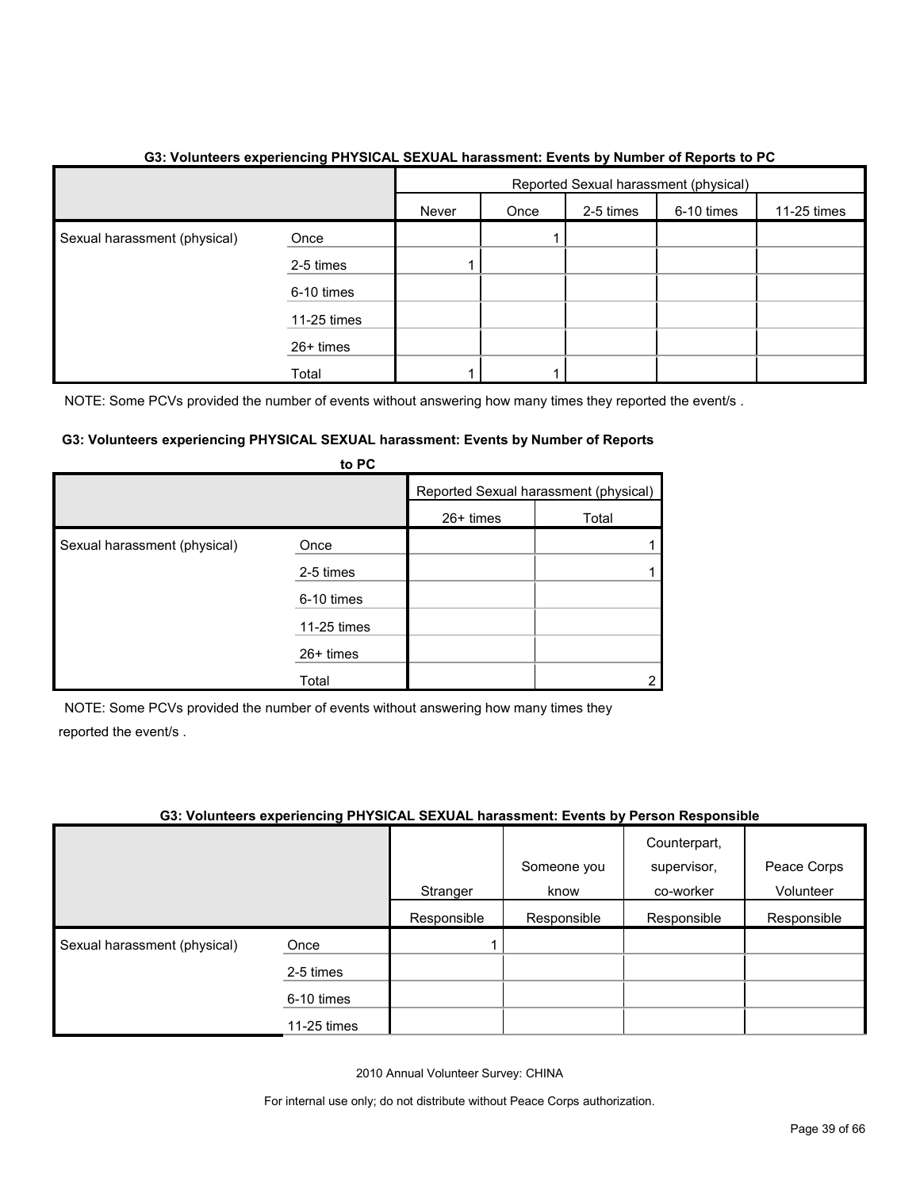**G3: Volunteers experiencing PHYSICAL SEXUAL harassment: Events by Number of Reports to PC**

| | | Reported Sexual harassment (physical) | | | | |
|---|---|---|---|---|---|---|
| | | Never | Once | 2-5 times | 6-10 times | 11-25 times |
| Sexual harassment (physical) | Once | | 1 | | | |
| | 2-5 times | 1 | | | | |
| | 6-10 times | | | | | |
| | 11-25 times | | | | | |
| | 26+ times | | | | | |
| | Total | 1 | 1 | | | |

NOTE: Some PCVs provided the number of events without answering how many times they reported the event/s .

**G3: Volunteers experiencing PHYSICAL SEXUAL harassment: Events by Number of Reports to PC**

| | | Reported Sexual harassment (physical) | |
|---|---|---|---|
| | | 26+ times | Total |
| Sexual harassment (physical) | Once | | 1 |
| | 2-5 times | | 1 |
| | 6-10 times | | |
| | 11-25 times | | |
| | 26+ times | | |
| | Total | | 2 |

NOTE: Some PCVs provided the number of events without answering how many times they reported the event/s .

**G3: Volunteers experiencing PHYSICAL SEXUAL harassment: Events by Person Responsible**

| | | Stranger | Someone you know | Counterpart, supervisor, co-worker | Peace Corps Volunteer |
|---|---|---|---|---|---|
| | | Responsible | Responsible | Responsible | Responsible |
| Sexual harassment (physical) | Once | 1 | | | |
| | 2-5 times | | | | |
| | 6-10 times | | | | |
| | 11-25 times | | | | |

2010 Annual Volunteer Survey: CHINA

For internal use only; do not distribute without Peace Corps authorization.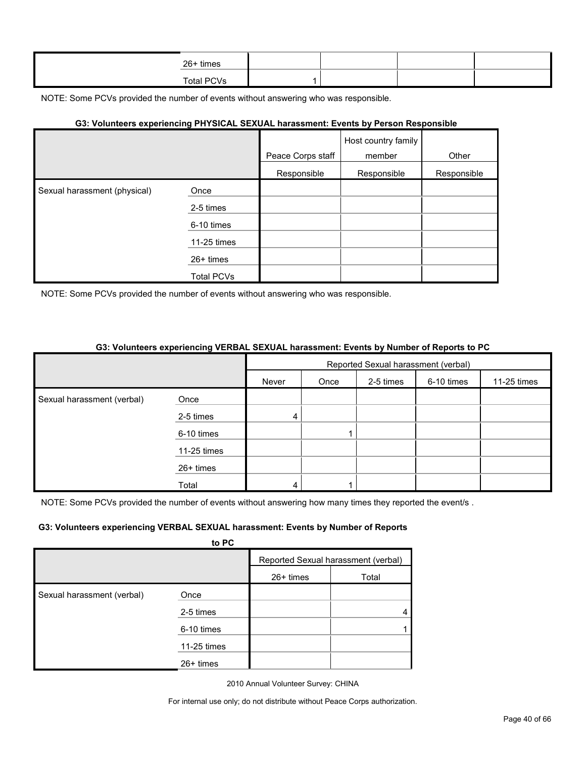| | | | | | |
|---|---|---|---|---|---|
| | 26+ times | | | | |
| | Total PCVs | 1 | | | |

NOTE: Some PCVs provided the number of events without answering who was responsible.

#### G3: Volunteers experiencing PHYSICAL SEXUAL harassment: Events by Person Responsible

| | | Peace Corps staff | Host country family member | Other |
|---|---|---|---|---|
| | | Responsible | Responsible | Responsible |
| Sexual harassment (physical) | Once | | | |
| | 2-5 times | | | |
| | 6-10 times | | | |
| | 11-25 times | | | |
| | 26+ times | | | |
| | Total PCVs | | | |

NOTE: Some PCVs provided the number of events without answering who was responsible.

#### G3: Volunteers experiencing VERBAL SEXUAL harassment: Events by Number of Reports to PC

| | | Reported Sexual harassment (verbal) | | | | | | |
|---|---|---|---|---|---|---|---|---|
| | | Never | Once | 2-5 times | 6-10 times | 11-25 times | 26+ times | Total |
| Sexual harassment (verbal) | Once | | | | | | | |
| | 2-5 times | 4 | | | | | | 4 |
| | 6-10 times | | 1 | | | | | 1 |
| | 11-25 times | | | | | | | |
| | 26+ times | | | | | | | |
| | Total | 4 | 1 | | | | | |

NOTE: Some PCVs provided the number of events without answering how many times they reported the event/s .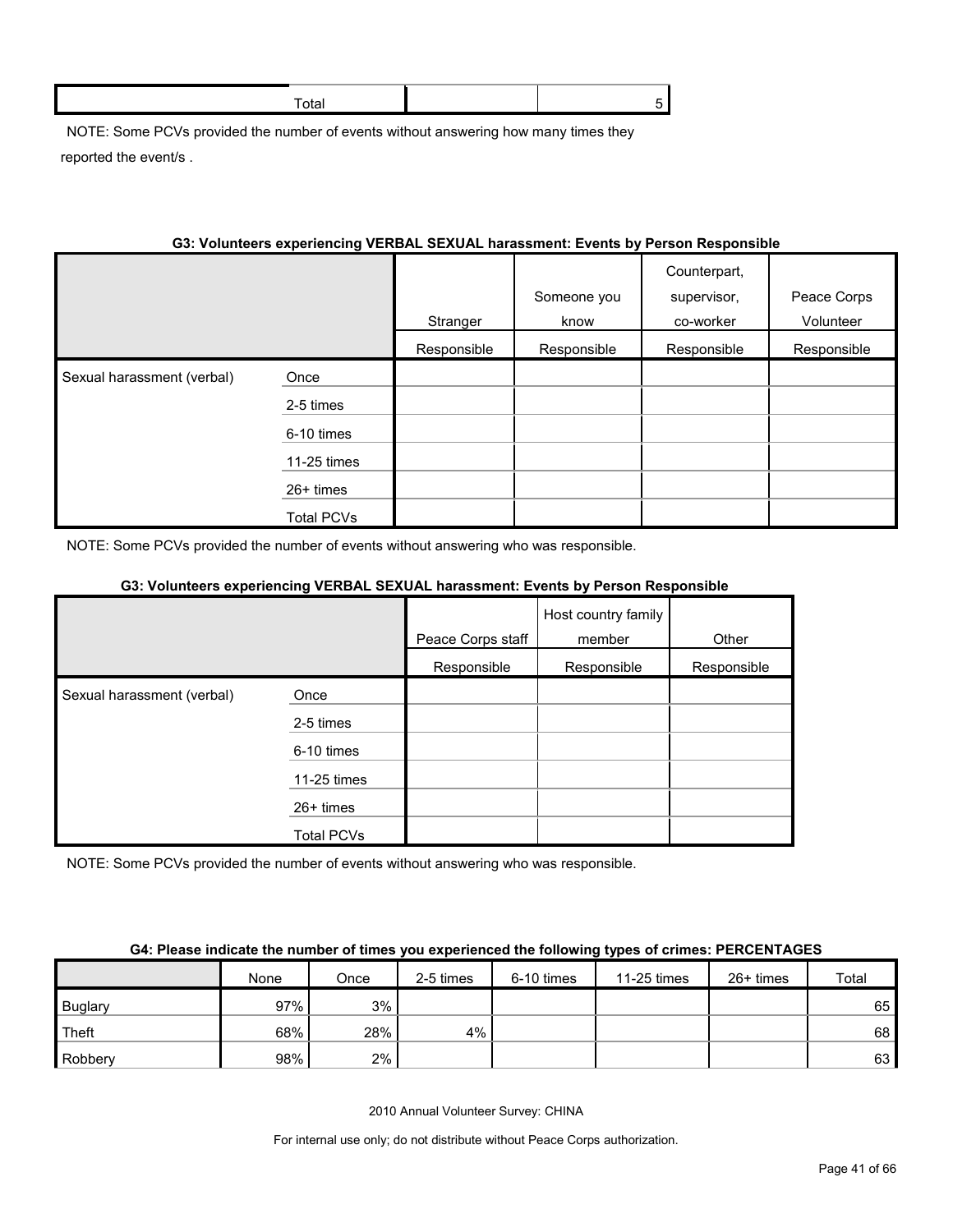| Total | | | 5 |
|---|---|---|---|

NOTE: Some PCVs provided the number of events without answering how many times they reported the event/s .

**G3: Volunteers experiencing VERBAL SEXUAL harassment: Events by Person Responsible**

| | | Stranger | Someone you know | Counterpart, supervisor, co-worker | Peace Corps Volunteer |
|---|---|---|---|---|---|
| | | Responsible | Responsible | Responsible | Responsible |
| Sexual harassment (verbal) | Once | | | | |
| | 2-5 times | | | | |
| | 6-10 times | | | | |
| | 11-25 times | | | | |
| | 26+ times | | | | |
| | Total PCVs | | | | |

NOTE: Some PCVs provided the number of events without answering who was responsible.

**G3: Volunteers experiencing VERBAL SEXUAL harassment: Events by Person Responsible**

| | | Peace Corps staff | Host country family member | Other |
|---|---|---|---|---|
| | | Responsible | Responsible | Responsible |
| Sexual harassment (verbal) | Once | | | |
| | 2-5 times | | | |
| | 6-10 times | | | |
| | 11-25 times | | | |
| | 26+ times | | | |
| | Total PCVs | | | |

NOTE: Some PCVs provided the number of events without answering who was responsible.

**G4: Please indicate the number of times you experienced the following types of crimes: PERCENTAGES**

| | None | Once | 2-5 times | 6-10 times | 11-25 times | 26+ times | Total |
|---|---|---|---|---|---|---|---|
| Buglary | 97% | 3% | | | | | 65 |
| Theft | 68% | 28% | 4% | | | | 68 |
| Robbery | 98% | 2% | | | | | 63 |

2010 Annual Volunteer Survey: CHINA

For internal use only; do not distribute without Peace Corps authorization.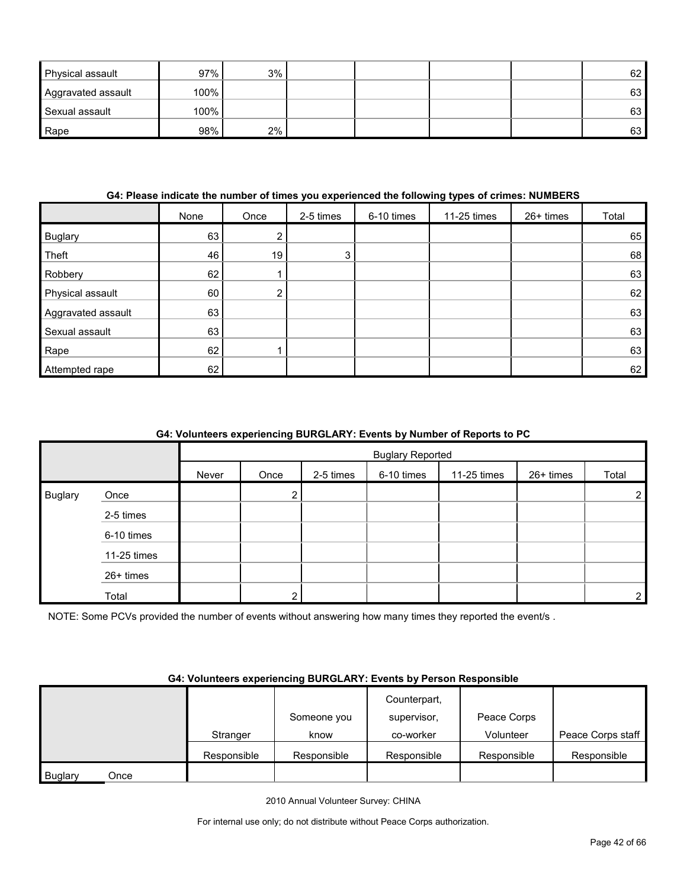| | | | | | | | |
|---|---|---|---|---|---|---|---|
| Physical assault | 97% | 3% | | | | | 62 |
| Aggravated assault | 100% | | | | | | 63 |
| Sexual assault | 100% | | | | | | 63 |
| Rape | 98% | 2% | | | | | 63 |

**G4: Please indicate the number of times you experienced the following types of crimes: NUMBERS**

| | None | Once | 2-5 times | 6-10 times | 11-25 times | 26+ times | Total |
|---|---|---|---|---|---|---|---|
| Buglary | 63 | 2 | | | | | 65 |
| Theft | 46 | 19 | 3 | | | | 68 |
| Robbery | 62 | 1 | | | | | 63 |
| Physical assault | 60 | 2 | | | | | 62 |
| Aggravated assault | 63 | | | | | | 63 |
| Sexual assault | 63 | | | | | | 63 |
| Rape | 62 | 1 | | | | | 63 |
| Attempted rape | 62 | | | | | | 62 |

**G4: Volunteers experiencing BURGLARY: Events by Number of Reports to PC**

| | | Buglary Reported | | | | | | |
|---|---|---|---|---|---|---|---|---|
| | | Never | Once | 2-5 times | 6-10 times | 11-25 times | 26+ times | Total |
| Buglary | Once | | 2 | | | | | 2 |
| | 2-5 times | | | | | | | |
| | 6-10 times | | | | | | | |
| | 11-25 times | | | | | | | |
| | 26+ times | | | | | | | |
| | Total | | 2 | | | | | 2 |

NOTE: Some PCVs provided the number of events without answering how many times they reported the event/s .

**G4: Volunteers experiencing BURGLARY: Events by Person Responsible**

| | | Stranger | Someone you know | Counterpart, supervisor, co-worker | Peace Corps Volunteer | Peace Corps staff |
|---|---|---|---|---|---|---|
| | | Responsible | Responsible | Responsible | Responsible | Responsible |
| Buglary | Once | | | | | |

2010 Annual Volunteer Survey: CHINA

For internal use only; do not distribute without Peace Corps authorization.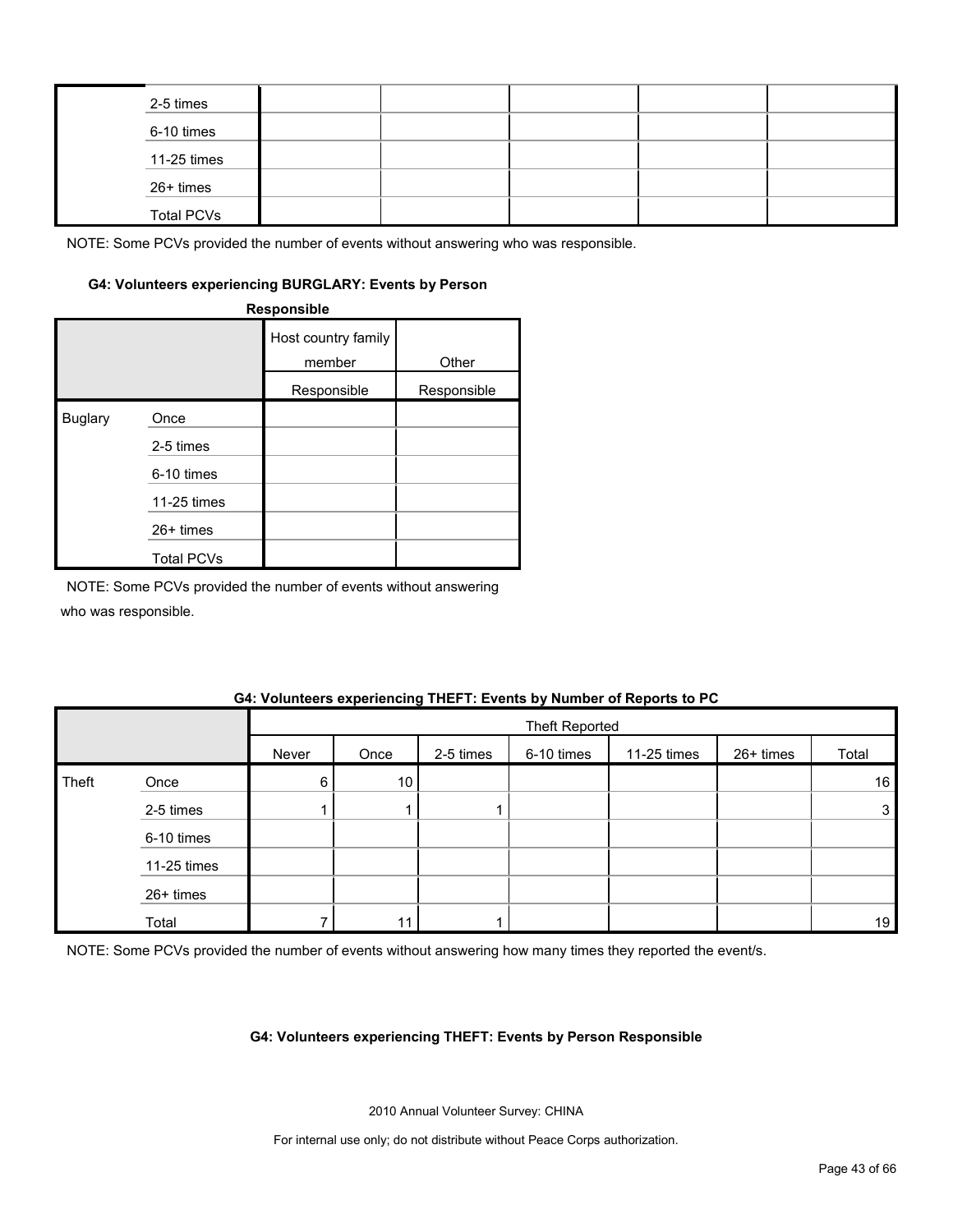| | | | | | | |
|---|---|---|---|---|---|---|
| | 2-5 times | | | | | |
| | 6-10 times | | | | | |
| | 11-25 times | | | | | |
| | 26+ times | | | | | |
| | Total PCVs | | | | | |

NOTE: Some PCVs provided the number of events without answering who was responsible.

#### G4: Volunteers experiencing BURGLARY: Events by Person Responsible

| | | Host country family member | Other |
|---|---|---|---|
| | | Responsible | Responsible |
| Buglary | Once | | |
| | 2-5 times | | |
| | 6-10 times | | |
| | 11-25 times | | |
| | 26+ times | | |
| | Total PCVs | | |

NOTE: Some PCVs provided the number of events without answering who was responsible.

#### G4: Volunteers experiencing THEFT: Events by Number of Reports to PC

| | | Theft Reported | | | | | | |
|---|---|---|---|---|---|---|---|---|
| | | Never | Once | 2-5 times | 6-10 times | 11-25 times | 26+ times | Total |
| Theft | Once | 6 | 10 | | | | | 16 |
| | 2-5 times | 1 | 1 | 1 | | | | 3 |
| | 6-10 times | | | | | | | |
| | 11-25 times | | | | | | | |
| | 26+ times | | | | | | | |
| | Total | 7 | 11 | 1 | | | | 19 |

NOTE: Some PCVs provided the number of events without answering how many times they reported the event/s.

#### G4: Volunteers experiencing THEFT: Events by Person Responsible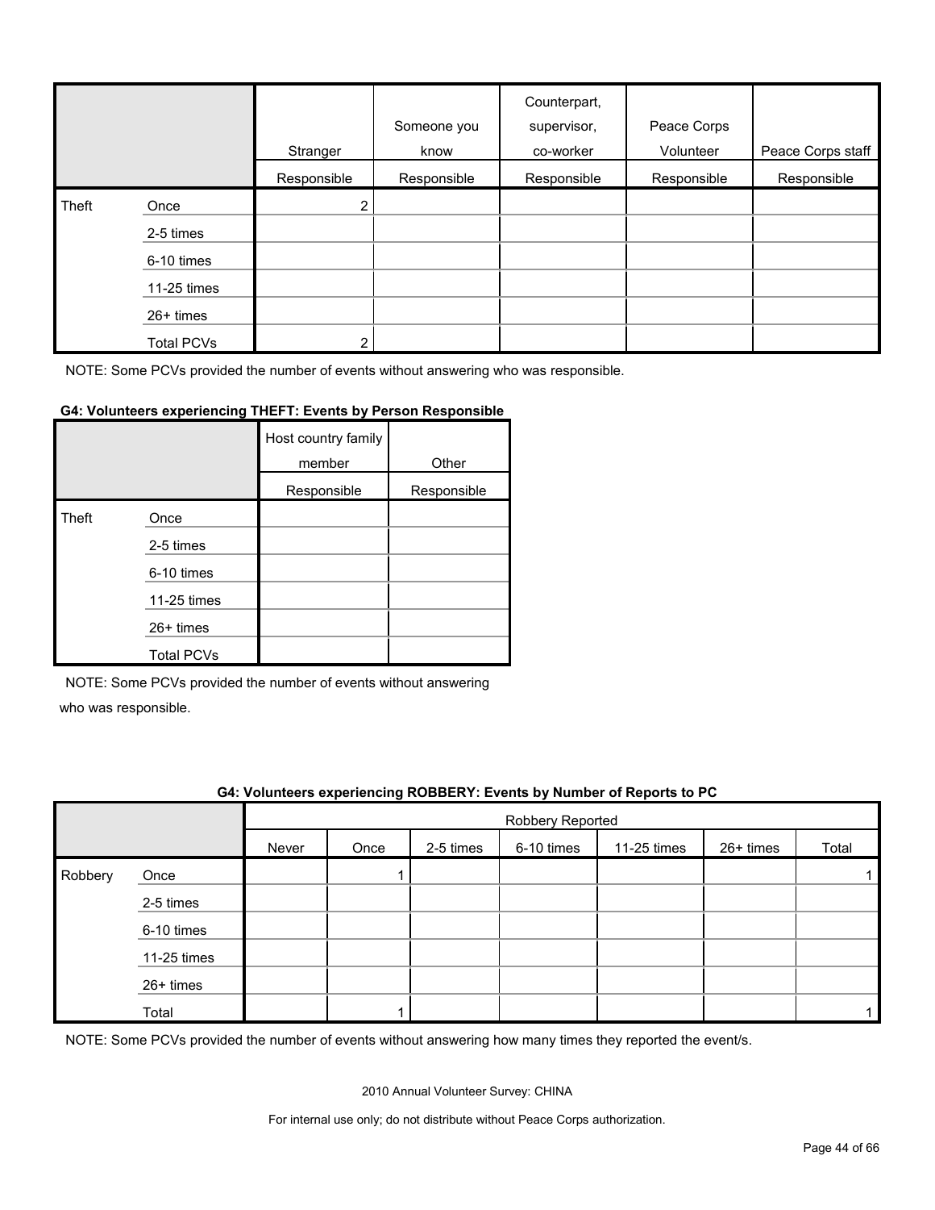| | | Stranger | Someone you know | Counterpart, supervisor, co-worker | Peace Corps Volunteer | Peace Corps staff |
|---|---|---|---|---|---|---|
| | | Responsible | Responsible | Responsible | Responsible | Responsible |
| Theft | Once | 2 | | | | |
| | 2-5 times | | | | | |
| | 6-10 times | | | | | |
| | 11-25 times | | | | | |
| | 26+ times | | | | | |
| | Total PCVs | 2 | | | | |

NOTE: Some PCVs provided the number of events without answering who was responsible.

**G4: Volunteers experiencing THEFT: Events by Person Responsible**

| | | Host country family member | Other |
|---|---|---|---|
| | | Responsible | Responsible |
| Theft | Once | | |
| | 2-5 times | | |
| | 6-10 times | | |
| | 11-25 times | | |
| | 26+ times | | |
| | Total PCVs | | |

NOTE: Some PCVs provided the number of events without answering who was responsible.

**G4: Volunteers experiencing ROBBERY: Events by Number of Reports to PC**

| | | Robbery Reported | | | | | | |
|---|---|---|---|---|---|---|---|---|
| | | Never | Once | 2-5 times | 6-10 times | 11-25 times | 26+ times | Total |
| Robbery | Once | | 1 | | | | | 1 |
| | 2-5 times | | | | | | | |
| | 6-10 times | | | | | | | |
| | 11-25 times | | | | | | | |
| | 26+ times | | | | | | | |
| | Total | | 1 | | | | | 1 |

NOTE: Some PCVs provided the number of events without answering how many times they reported the event/s.

2010 Annual Volunteer Survey: CHINA

For internal use only; do not distribute without Peace Corps authorization.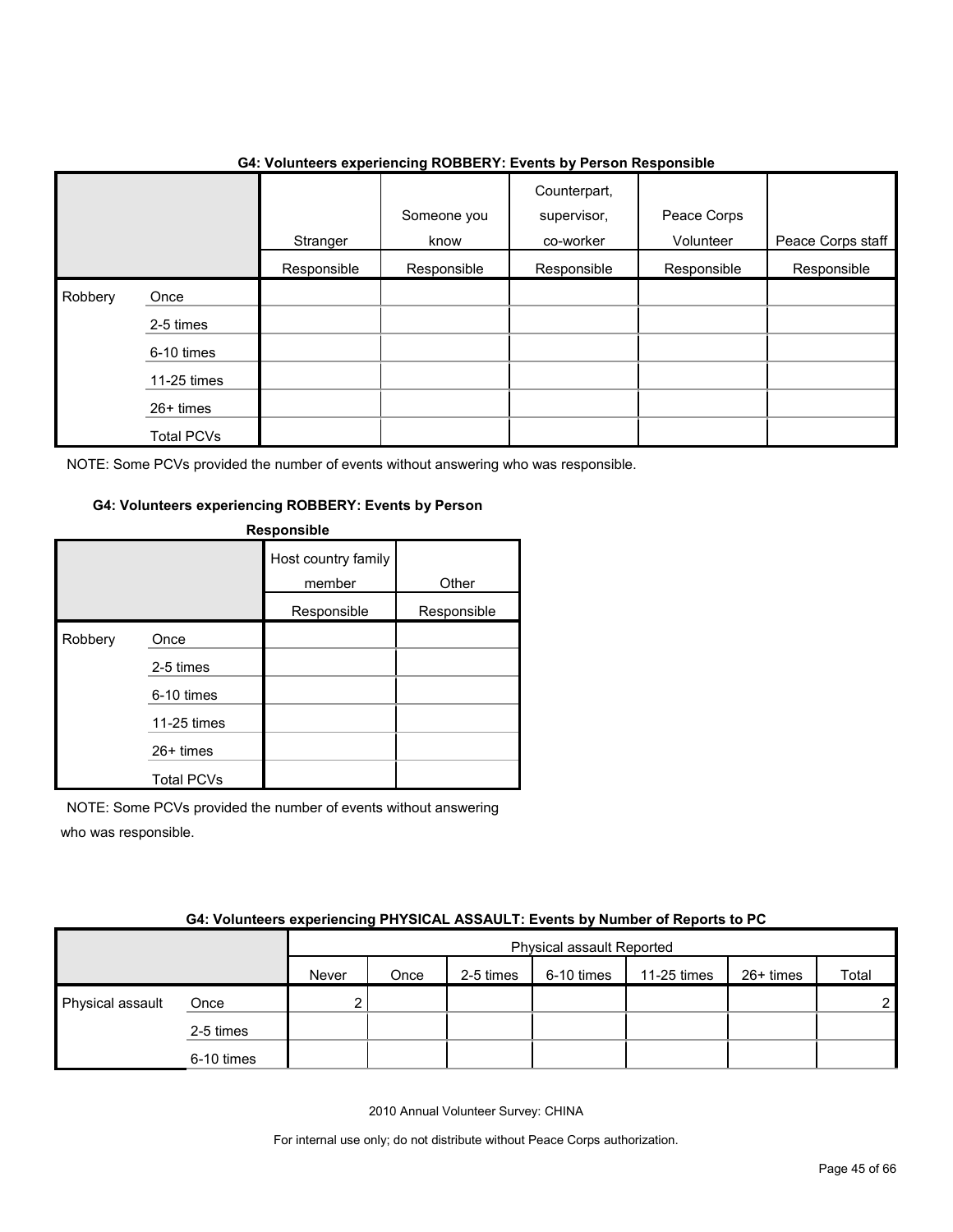### G4: Volunteers experiencing ROBBERY: Events by Person Responsible

| | | Stranger<br>Responsible | Someone you know<br>Responsible | Counterpart, supervisor, co-worker<br>Responsible | Peace Corps Volunteer<br>Responsible | Peace Corps staff<br>Responsible |
|---|---|---|---|---|---|---|
| Robbery | Once | | | | | |
| | 2-5 times | | | | | |
| | 6-10 times | | | | | |
| | 11-25 times | | | | | |
| | 26+ times | | | | | |
| | Total PCVs | | | | | |

NOTE: Some PCVs provided the number of events without answering who was responsible.

### G4: Volunteers experiencing ROBBERY: Events by Person Responsible

| | | Host country family member<br>Responsible | Other<br>Responsible |
|---|---|---|---|
| Robbery | Once | | |
| | 2-5 times | | |
| | 6-10 times | | |
| | 11-25 times | | |
| | 26+ times | | |
| | Total PCVs | | |

NOTE: Some PCVs provided the number of events without answering who was responsible.

### G4: Volunteers experiencing PHYSICAL ASSAULT: Events by Number of Reports to PC

| | | Physical assault Reported | | | | | | |
|---|---|---|---|---|---|---|---|---|
| | | Never | Once | 2-5 times | 6-10 times | 11-25 times | 26+ times | Total |
| Physical assault | Once | 2 | | | | | | 2 |
| | 2-5 times | | | | | | | |
| | 6-10 times | | | | | | | |

2010 Annual Volunteer Survey: CHINA

For internal use only; do not distribute without Peace Corps authorization.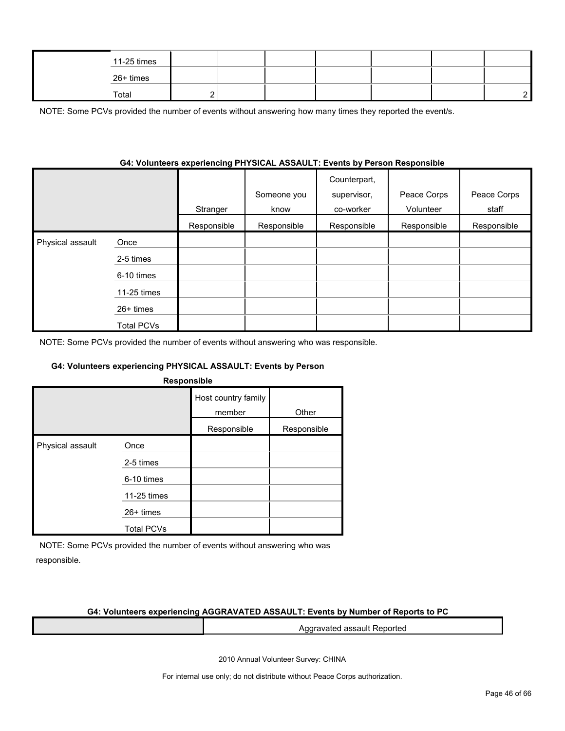| | | | | | | | | |
|---|---|---|---|---|---|---|---|---|
| | 11-25 times | | | | | | | |
| | 26+ times | | | | | | | |
| | Total | 2 | | | | | | 2 |

NOTE: Some PCVs provided the number of events without answering how many times they reported the event/s.

**G4: Volunteers experiencing PHYSICAL ASSAULT: Events by Person Responsible**

| | | Stranger | Someone you know | Counterpart, supervisor, co-worker | Peace Corps Volunteer | Peace Corps staff |
|---|---|---|---|---|---|---|
| | | Responsible | Responsible | Responsible | Responsible | Responsible |
| Physical assault | Once | | | | | |
| | 2-5 times | | | | | |
| | 6-10 times | | | | | |
| | 11-25 times | | | | | |
| | 26+ times | | | | | |
| | Total PCVs | | | | | |

NOTE: Some PCVs provided the number of events without answering who was responsible.

**G4: Volunteers experiencing PHYSICAL ASSAULT: Events by Person Responsible**

| | | Host country family member | Other |
|---|---|---|---|
| | | Responsible | Responsible |
| Physical assault | Once | | |
| | 2-5 times | | |
| | 6-10 times | | |
| | 11-25 times | | |
| | 26+ times | | |
| | Total PCVs | | |

NOTE: Some PCVs provided the number of events without answering who was responsible.

**G4: Volunteers experiencing AGGRAVATED ASSAULT: Events by Number of Reports to PC**

| | Aggravated assault Reported |
|---|---|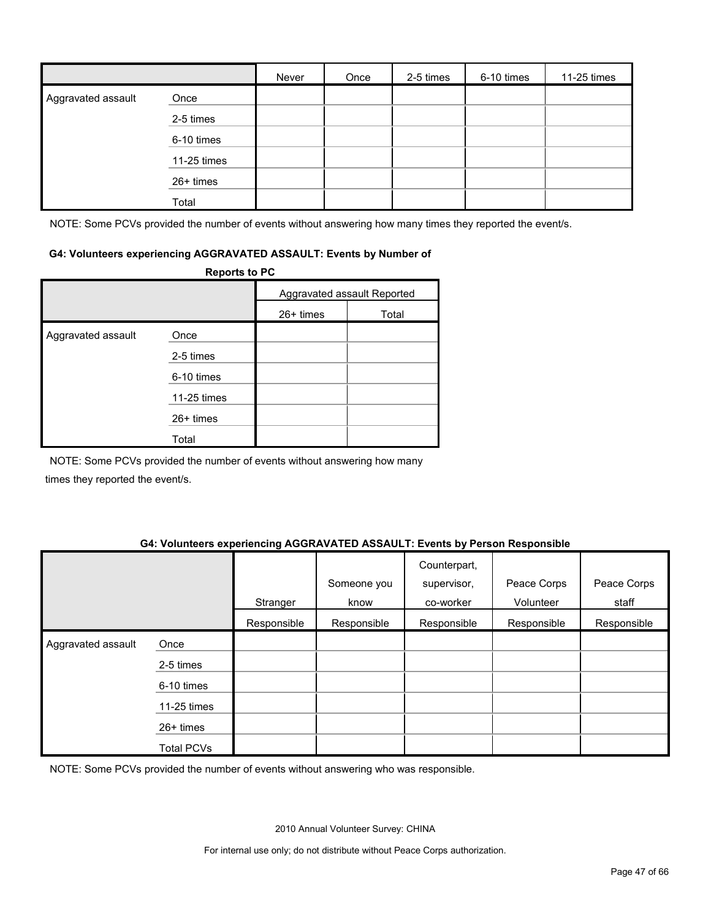| | | Never | Once | 2-5 times | 6-10 times | 11-25 times |
|---|---|---|---|---|---|---|
| Aggravated assault | Once | | | | | |
| | 2-5 times | | | | | |
| | 6-10 times | | | | | |
| | 11-25 times | | | | | |
| | 26+ times | | | | | |
| | Total | | | | | |

NOTE: Some PCVs provided the number of events without answering how many times they reported the event/s.

**G4: Volunteers experiencing AGGRAVATED ASSAULT: Events by Number of Reports to PC**

| | | Aggravated assault Reported | |
|---|---|---|---|
| | | 26+ times | Total |
| Aggravated assault | Once | | |
| | 2-5 times | | |
| | 6-10 times | | |
| | 11-25 times | | |
| | 26+ times | | |
| | Total | | |

NOTE: Some PCVs provided the number of events without answering how many times they reported the event/s.

**G4: Volunteers experiencing AGGRAVATED ASSAULT: Events by Person Responsible**

| | | Stranger | Someone you know | Counterpart, supervisor, co-worker | Peace Corps Volunteer | Peace Corps staff |
|---|---|---|---|---|---|---|
| | | Responsible | Responsible | Responsible | Responsible | Responsible |
| Aggravated assault | Once | | | | | |
| | 2-5 times | | | | | |
| | 6-10 times | | | | | |
| | 11-25 times | | | | | |
| | 26+ times | | | | | |
| | Total PCVs | | | | | |

NOTE: Some PCVs provided the number of events without answering who was responsible.

2010 Annual Volunteer Survey: CHINA

For internal use only; do not distribute without Peace Corps authorization.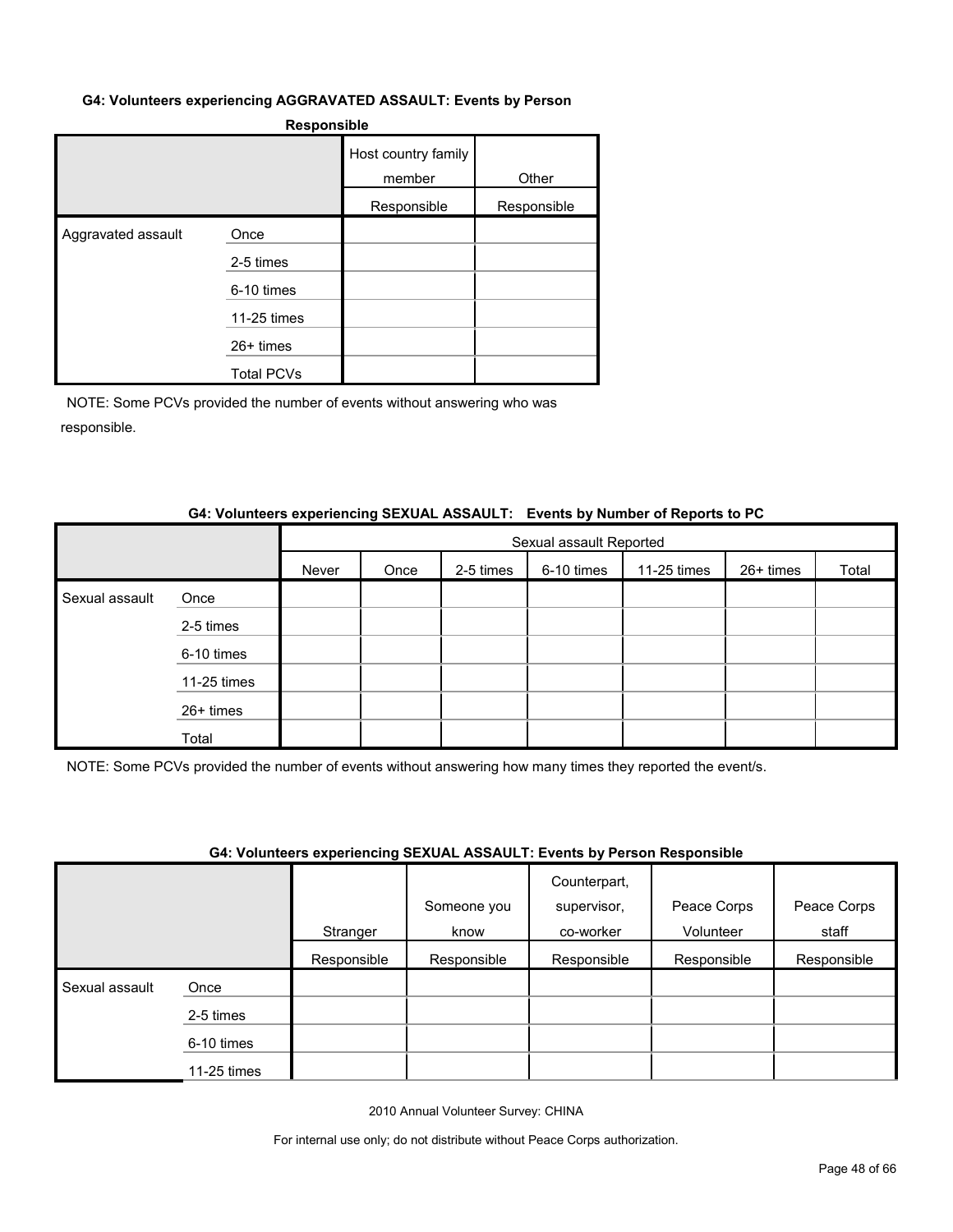#### G4: Volunteers experiencing AGGRAVATED ASSAULT: Events by Person Responsible

| | | Host country family member | Other |
|---|---|---|---|
| | | Responsible | Responsible |
| Aggravated assault | Once | | |
| | 2-5 times | | |
| | 6-10 times | | |
| | 11-25 times | | |
| | 26+ times | | |
| | Total PCVs | | |

NOTE: Some PCVs provided the number of events without answering who was responsible.

#### G4: Volunteers experiencing SEXUAL ASSAULT: Events by Number of Reports to PC

| | | Sexual assault Reported | | | | | | |
|---|---|---|---|---|---|---|---|---|
| | | Never | Once | 2-5 times | 6-10 times | 11-25 times | 26+ times | Total |
| Sexual assault | Once | | | | | | | |
| | 2-5 times | | | | | | | |
| | 6-10 times | | | | | | | |
| | 11-25 times | | | | | | | |
| | 26+ times | | | | | | | |
| | Total | | | | | | | |

NOTE: Some PCVs provided the number of events without answering how many times they reported the event/s.

#### G4: Volunteers experiencing SEXUAL ASSAULT: Events by Person Responsible

| | | Stranger | Someone you know | Counterpart, supervisor, co-worker | Peace Corps Volunteer | Peace Corps staff |
|---|---|---|---|---|---|---|
| | | Responsible | Responsible | Responsible | Responsible | Responsible |
| Sexual assault | Once | | | | | |
| | 2-5 times | | | | | |
| | 6-10 times | | | | | |
| | 11-25 times | | | | | |

2010 Annual Volunteer Survey: CHINA

For internal use only; do not distribute without Peace Corps authorization.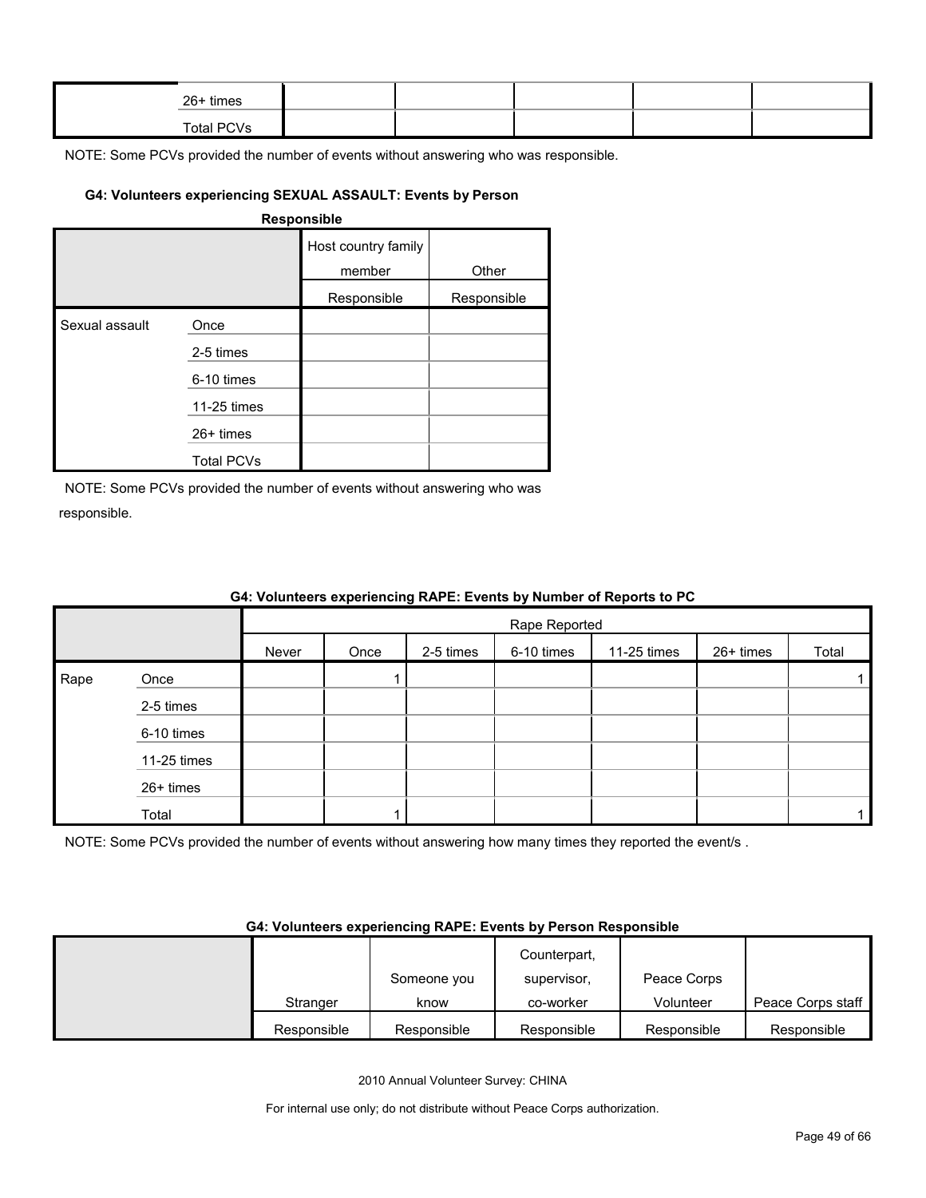| | | | | | | |
|---|---|---|---|---|---|---|
| | 26+ times | | | | | |
| | Total PCVs | | | | | |

NOTE: Some PCVs provided the number of events without answering who was responsible.

#### G4: Volunteers experiencing SEXUAL ASSAULT: Events by Person Responsible

| | | Host country family member | Other |
|---|---|---|---|
| | | Responsible | Responsible |
| Sexual assault | Once | | |
| | 2-5 times | | |
| | 6-10 times | | |
| | 11-25 times | | |
| | 26+ times | | |
| | Total PCVs | | |

NOTE: Some PCVs provided the number of events without answering who was responsible.

#### G4: Volunteers experiencing RAPE: Events by Number of Reports to PC

| | | Rape Reported | | | | | | |
|---|---|---|---|---|---|---|---|---|
| | | Never | Once | 2-5 times | 6-10 times | 11-25 times | 26+ times | Total |
| Rape | Once | | 1 | | | | | 1 |
| | 2-5 times | | | | | | | |
| | 6-10 times | | | | | | | |
| | 11-25 times | | | | | | | |
| | 26+ times | | | | | | | |
| | Total | | 1 | | | | | 1 |

NOTE: Some PCVs provided the number of events without answering how many times they reported the event/s .

#### G4: Volunteers experiencing RAPE: Events by Person Responsible

| | Stranger | Someone you know | Counterpart, supervisor, co-worker | Peace Corps Volunteer | Peace Corps staff |
|---|---|---|---|---|---|
| | Responsible | Responsible | Responsible | Responsible | Responsible |

2010 Annual Volunteer Survey: CHINA

For internal use only; do not distribute without Peace Corps authorization.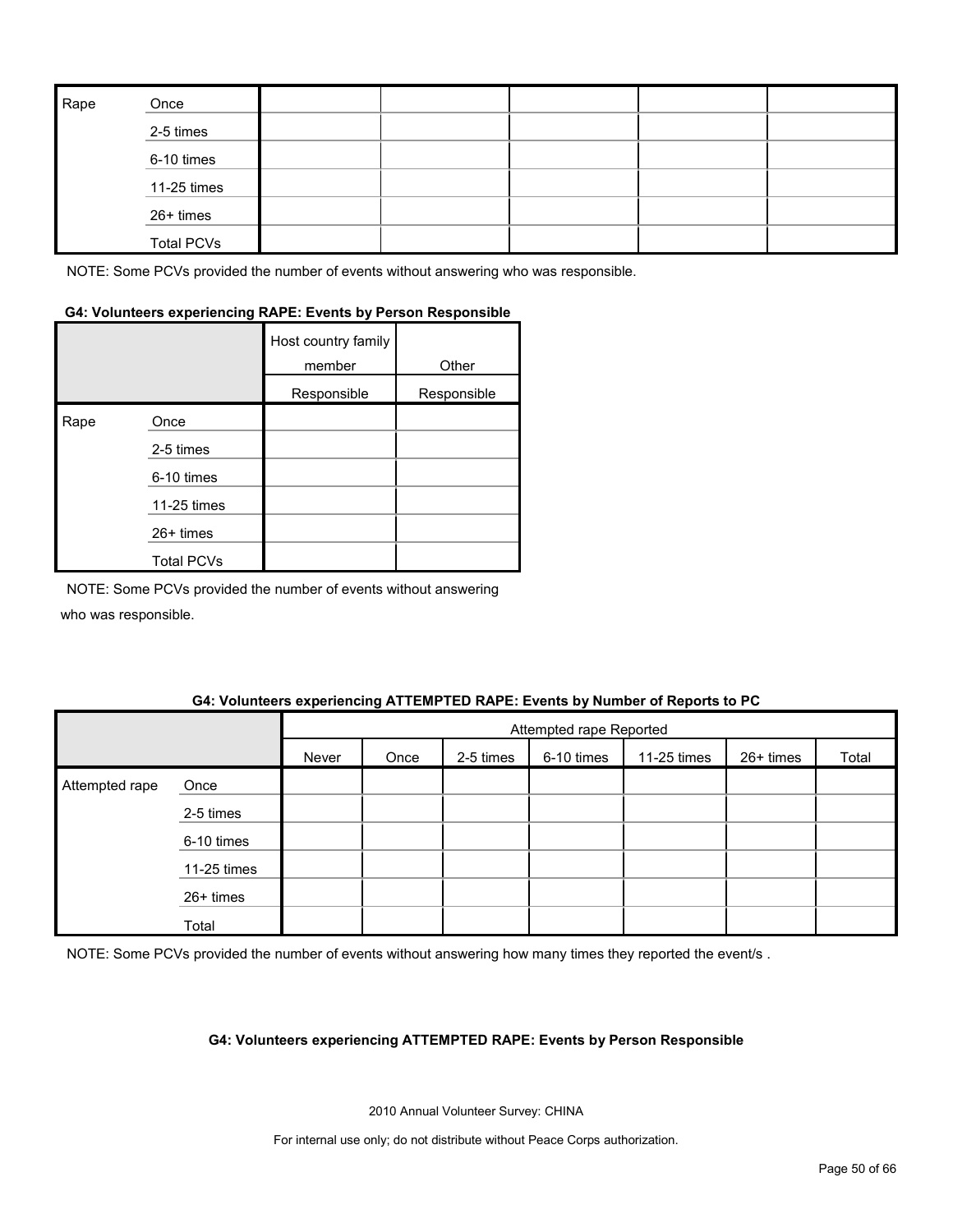| | | | | | | |
|---|---|---|---|---|---|---|
| Rape | Once | | | | | |
| | 2-5 times | | | | | |
| | 6-10 times | | | | | |
| | 11-25 times | | | | | |
| | 26+ times | | | | | |
| | Total PCVs | | | | | |

NOTE: Some PCVs provided the number of events without answering who was responsible.

**G4: Volunteers experiencing RAPE: Events by Person Responsible**

| | | Host country family member | Other |
|---|---|---|---|
| | | Responsible | Responsible |
| Rape | Once | | |
| | 2-5 times | | |
| | 6-10 times | | |
| | 11-25 times | | |
| | 26+ times | | |
| | Total PCVs | | |

NOTE: Some PCVs provided the number of events without answering who was responsible.

**G4: Volunteers experiencing ATTEMPTED RAPE: Events by Number of Reports to PC**

| | | Attempted rape Reported | | | | | | |
|---|---|---|---|---|---|---|---|---|
| | | Never | Once | 2-5 times | 6-10 times | 11-25 times | 26+ times | Total |
| Attempted rape | Once | | | | | | | |
| | 2-5 times | | | | | | | |
| | 6-10 times | | | | | | | |
| | 11-25 times | | | | | | | |
| | 26+ times | | | | | | | |
| | Total | | | | | | | |

NOTE: Some PCVs provided the number of events without answering how many times they reported the event/s .

**G4: Volunteers experiencing ATTEMPTED RAPE: Events by Person Responsible**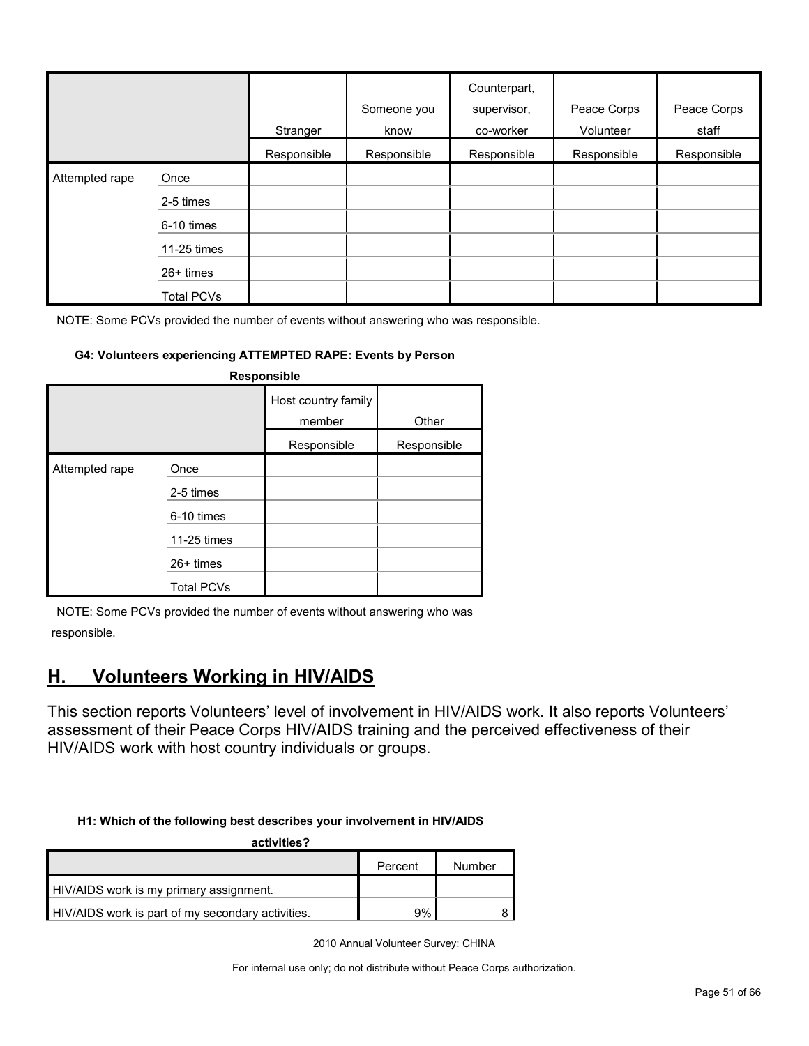| | | Stranger | Someone you know | Counterpart, supervisor, co-worker | Peace Corps Volunteer | Peace Corps staff |
|---|---|---|---|---|---|---|
| | | Responsible | Responsible | Responsible | Responsible | Responsible |
| Attempted rape | Once | | | | | |
| | 2-5 times | | | | | |
| | 6-10 times | | | | | |
| | 11-25 times | | | | | |
| | 26+ times | | | | | |
| | Total PCVs | | | | | |

NOTE: Some PCVs provided the number of events without answering who was responsible.

**G4: Volunteers experiencing ATTEMPTED RAPE: Events by Person Responsible**

| | | Host country family member | Other |
|---|---|---|---|
| | | Responsible | Responsible |
| Attempted rape | Once | | |
| | 2-5 times | | |
| | 6-10 times | | |
| | 11-25 times | | |
| | 26+ times | | |
| | Total PCVs | | |

NOTE: Some PCVs provided the number of events without answering who was responsible.

## H. Volunteers Working in HIV/AIDS

This section reports Volunteers' level of involvement in HIV/AIDS work. It also reports Volunteers' assessment of their Peace Corps HIV/AIDS training and the perceived effectiveness of their HIV/AIDS work with host country individuals or groups.

**H1: Which of the following best describes your involvement in HIV/AIDS activities?**

| | Percent | Number |
|---|---|---|
| HIV/AIDS work is my primary assignment. | | |
| HIV/AIDS work is part of my secondary activities. | 9% | 8 |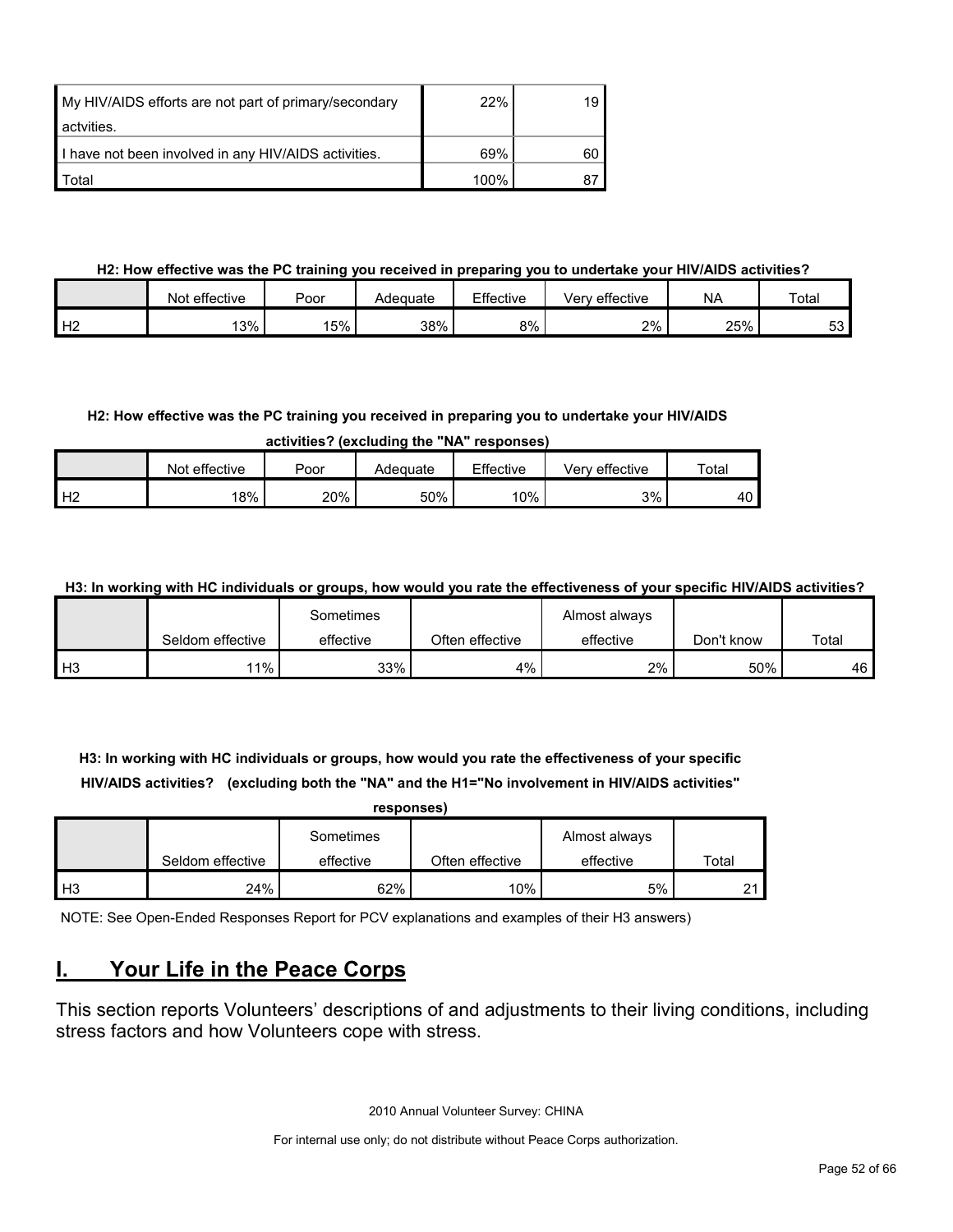| | | |
|---|---|---|
| My HIV/AIDS efforts are not part of primary/secondary actvities. | 22% | 19 |
| I have not been involved in any HIV/AIDS activities. | 69% | 60 |
| Total | 100% | 87 |

**H2: How effective was the PC training you received in preparing you to undertake your HIV/AIDS activities?**

| | Not effective | Poor | Adequate | Effective | Very effective | NA | Total |
|---|---|---|---|---|---|---|---|
| H2 | 13% | 15% | 38% | 8% | 2% | 25% | 53 |

**H2: How effective was the PC training you received in preparing you to undertake your HIV/AIDS activities? (excluding the "NA" responses)**

| | Not effective | Poor | Adequate | Effective | Very effective | Total |
|---|---|---|---|---|---|---|
| H2 | 18% | 20% | 50% | 10% | 3% | 40 |

**H3: In working with HC individuals or groups, how would you rate the effectiveness of your specific HIV/AIDS activities?**

| | Seldom effective | Sometimes effective | Often effective | Almost always effective | Don't know | Total |
|---|---|---|---|---|---|---|
| H3 | 11% | 33% | 4% | 2% | 50% | 46 |

**H3: In working with HC individuals or groups, how would you rate the effectiveness of your specific HIV/AIDS activities? (excluding both the "NA" and the H1="No involvement in HIV/AIDS activities" responses)**

| | Seldom effective | Sometimes effective | Often effective | Almost always effective | Total |
|---|---|---|---|---|---|
| H3 | 24% | 62% | 10% | 5% | 21 |

NOTE: See Open-Ended Responses Report for PCV explanations and examples of their H3 answers)

## I. Your Life in the Peace Corps

This section reports Volunteers' descriptions of and adjustments to their living conditions, including stress factors and how Volunteers cope with stress.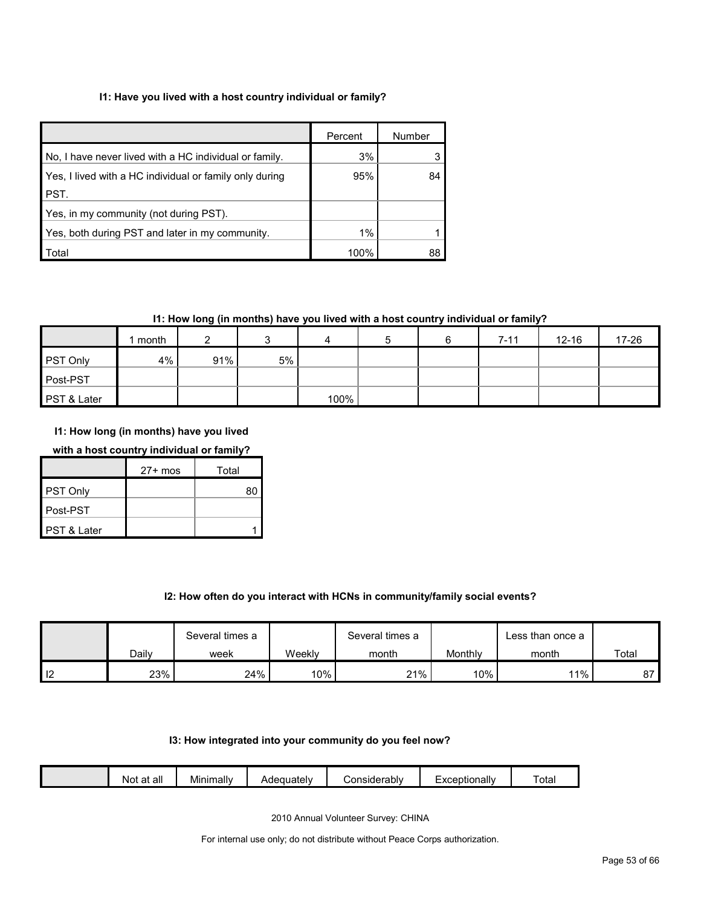**I1: Have you lived with a host country individual or family?**

| | Percent | Number |
|---|---|---|
| No, I have never lived with a HC individual or family. | 3% | 3 |
| Yes, I lived with a HC individual or family only during PST. | 95% | 84 |
| Yes, in my community (not during PST). | | |
| Yes, both during PST and later in my community. | 1% | 1 |
| Total | 100% | 88 |

**I1: How long (in months) have you lived with a host country individual or family?**

| | 1 month | 2 | 3 | 4 | 5 | 6 | 7-11 | 12-16 | 17-26 |
|---|---|---|---|---|---|---|---|---|---|
| PST Only | 4% | 91% | 5% | | | | | | |
| Post-PST | | | | | | | | | |
| PST & Later | | | | 100% | | | | | |

**I1: How long (in months) have you lived with a host country individual or family?**

| | 27+ mos | Total |
|---|---|---|
| PST Only | | 80 |
| Post-PST | | |
| PST & Later | | 1 |

**I2: How often do you interact with HCNs in community/family social events?**

| | Daily | Several times a week | Weekly | Several times a month | Monthly | Less than once a month | Total |
|---|---|---|---|---|---|---|---|
| I2 | 23% | 24% | 10% | 21% | 10% | 11% | 87 |

**I3: How integrated into your community do you feel now?**

| | Not at all | Minimally | Adequately | Considerably | Exceptionally | Total |
|---|---|---|---|---|---|---|

2010 Annual Volunteer Survey: CHINA

For internal use only; do not distribute without Peace Corps authorization.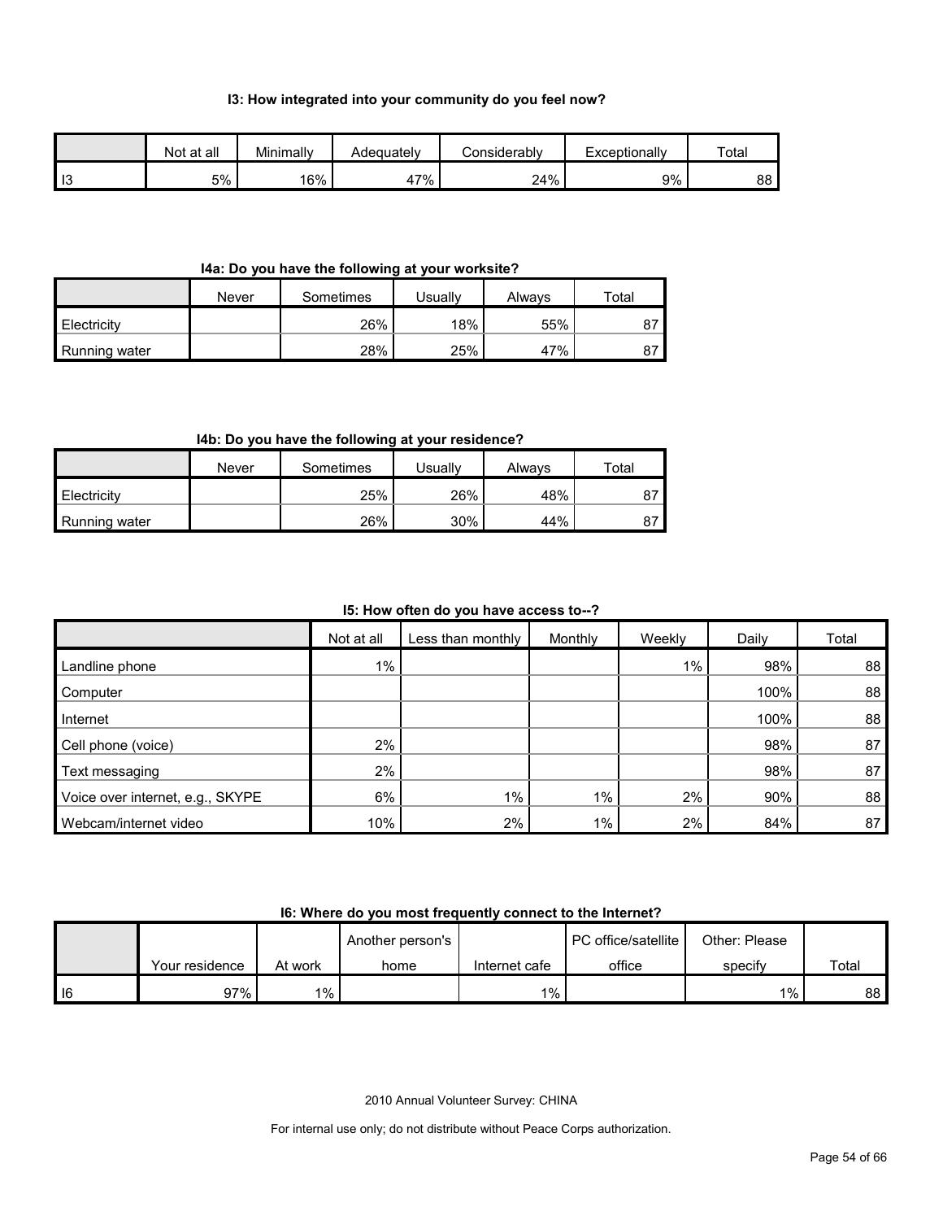**I3: How integrated into your community do you feel now?**

| | Not at all | Minimally | Adequately | Considerably | Exceptionally | Total |
|---|---|---|---|---|---|---|
| I3 | 5% | 16% | 47% | 24% | 9% | 88 |

**I4a: Do you have the following at your worksite?**

| | Never | Sometimes | Usually | Always | Total |
|---|---|---|---|---|---|
| Electricity | | 26% | 18% | 55% | 87 |
| Running water | | 28% | 25% | 47% | 87 |

**I4b: Do you have the following at your residence?**

| | Never | Sometimes | Usually | Always | Total |
|---|---|---|---|---|---|
| Electricity | | 25% | 26% | 48% | 87 |
| Running water | | 26% | 30% | 44% | 87 |

**I5: How often do you have access to--?**

| | Not at all | Less than monthly | Monthly | Weekly | Daily | Total |
|---|---|---|---|---|---|---|
| Landline phone | 1% | | | 1% | 98% | 88 |
| Computer | | | | | 100% | 88 |
| Internet | | | | | 100% | 88 |
| Cell phone (voice) | 2% | | | | 98% | 87 |
| Text messaging | 2% | | | | 98% | 87 |
| Voice over internet, e.g., SKYPE | 6% | 1% | 1% | 2% | 90% | 88 |
| Webcam/internet video | 10% | 2% | 1% | 2% | 84% | 87 |

**I6: Where do you most frequently connect to the Internet?**

| | Your residence | At work | Another person's home | Internet cafe | PC office/satellite office | Other: Please specify | Total |
|---|---|---|---|---|---|---|---|
| I6 | 97% | 1% | | 1% | | 1% | 88 |

2010 Annual Volunteer Survey: CHINA

For internal use only; do not distribute without Peace Corps authorization.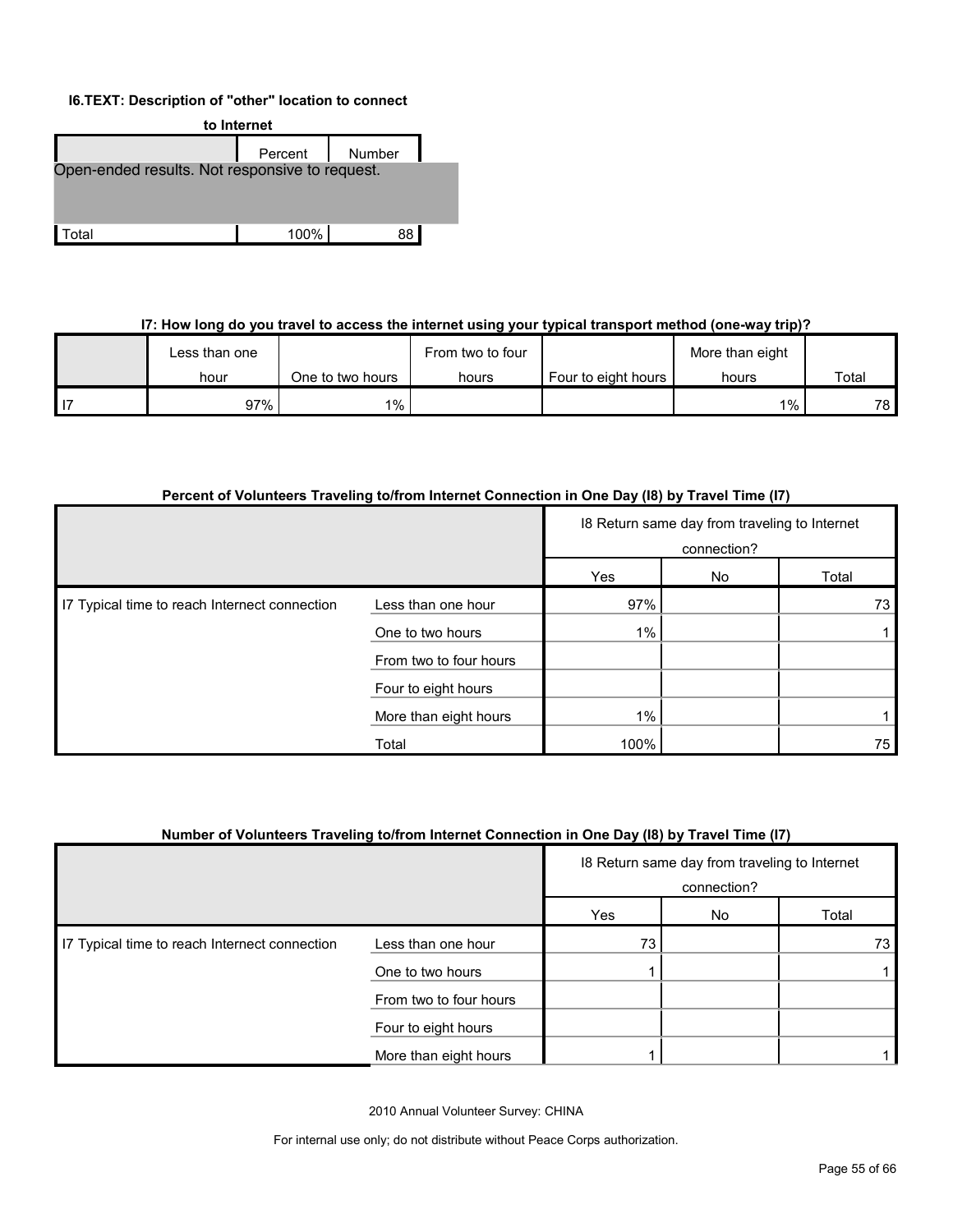**I6.TEXT: Description of "other" location to connect to Internet**

| | Percent | Number |
|---|---|---|
| Open-ended results. Not responsive to request. | | |
| Total | 100% | 88 |

**I7: How long do you travel to access the internet using your typical transport method (one-way trip)?**

| | Less than one hour | One to two hours | From two to four hours | Four to eight hours | More than eight hours | Total |
|---|---|---|---|---|---|---|
| I7 | 97% | 1% | | | 1% | 78 |

**Percent of Volunteers Traveling to/from Internet Connection in One Day (I8) by Travel Time (I7)**

| | | I8 Return same day from traveling to Internet connection? | | |
|---|---|---|---|---|
| | | Yes | No | Total |
| I7 Typical time to reach Internect connection | Less than one hour | 97% | | 73 |
| | One to two hours | 1% | | 1 |
| | From two to four hours | | | |
| | Four to eight hours | | | |
| | More than eight hours | 1% | | 1 |
| | Total | 100% | | 75 |

**Number of Volunteers Traveling to/from Internet Connection in One Day (I8) by Travel Time (I7)**

| | | I8 Return same day from traveling to Internet connection? | | |
|---|---|---|---|---|
| | | Yes | No | Total |
| I7 Typical time to reach Internect connection | Less than one hour | 73 | | 73 |
| | One to two hours | 1 | | 1 |
| | From two to four hours | | | |
| | Four to eight hours | | | |
| | More than eight hours | 1 | | 1 |

2010 Annual Volunteer Survey: CHINA

For internal use only; do not distribute without Peace Corps authorization.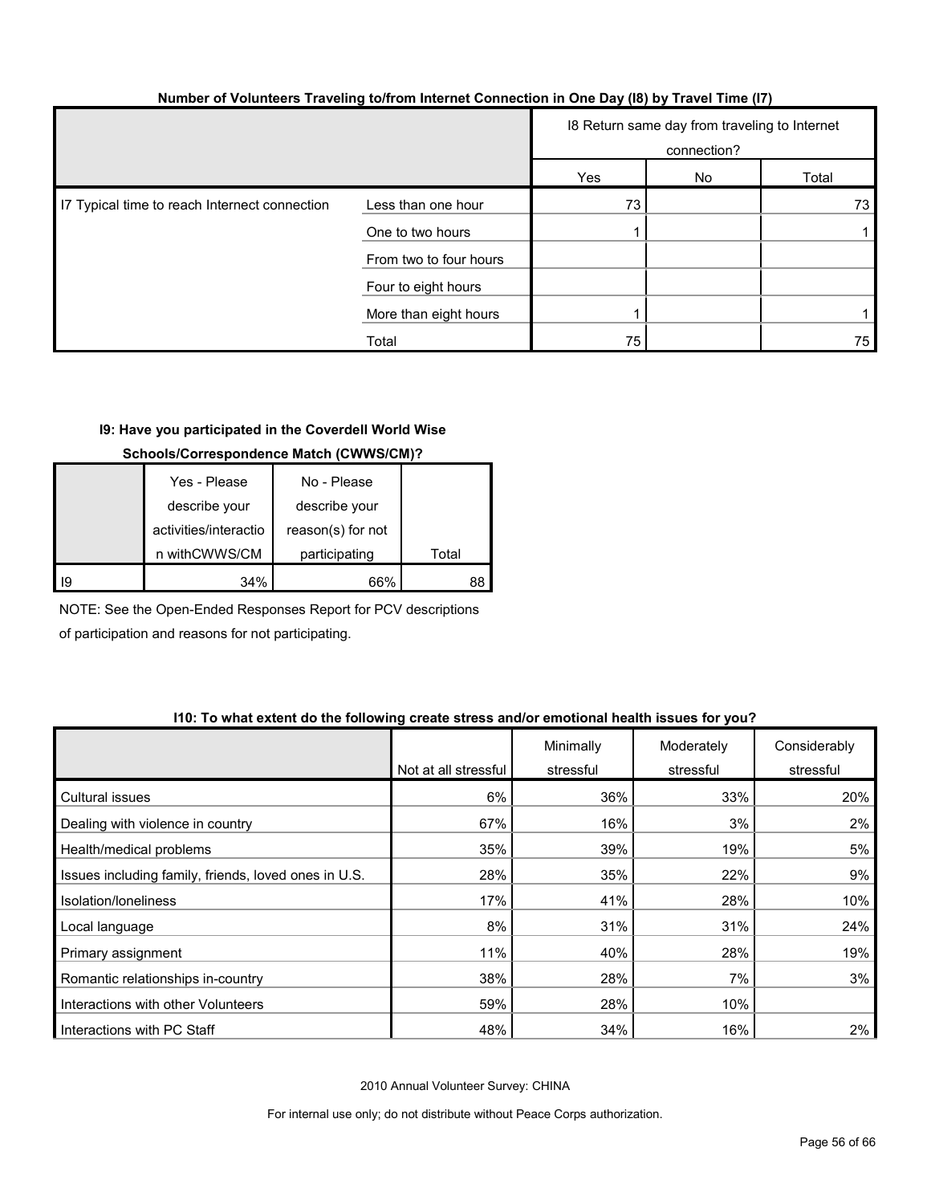**Number of Volunteers Traveling to/from Internet Connection in One Day (I8) by Travel Time (I7)**

| | | I8 Return same day from traveling to Internet connection? | | |
|---|---|---|---|---|
| | | Yes | No | Total |
| I7 Typical time to reach Internet connection | Less than one hour | 73 | | 73 |
| | One to two hours | 1 | | 1 |
| | From two to four hours | | | |
| | Four to eight hours | | | |
| | More than eight hours | 1 | | 1 |
| | Total | 75 | | 75 |

**I9: Have you participated in the Coverdell World Wise Schools/Correspondence Match (CWWS/CM)?**

| | Yes - Please describe your activities/interaction withCWWS/CM | No - Please describe your reason(s) for not participating | Total |
|---|---|---|---|
| I9 | 34% | 66% | 88 |

NOTE: See the Open-Ended Responses Report for PCV descriptions of participation and reasons for not participating.

**I10: To what extent do the following create stress and/or emotional health issues for you?**

| | Not at all stressful | Minimally stressful | Moderately stressful | Considerably stressful |
|---|---|---|---|---|
| Cultural issues | 6% | 36% | 33% | 20% |
| Dealing with violence in country | 67% | 16% | 3% | 2% |
| Health/medical problems | 35% | 39% | 19% | 5% |
| Issues including family, friends, loved ones in U.S. | 28% | 35% | 22% | 9% |
| Isolation/loneliness | 17% | 41% | 28% | 10% |
| Local language | 8% | 31% | 31% | 24% |
| Primary assignment | 11% | 40% | 28% | 19% |
| Romantic relationships in-country | 38% | 28% | 7% | 3% |
| Interactions with other Volunteers | 59% | 28% | 10% | |
| Interactions with PC Staff | 48% | 34% | 16% | 2% |

2010 Annual Volunteer Survey: CHINA

For internal use only; do not distribute without Peace Corps authorization.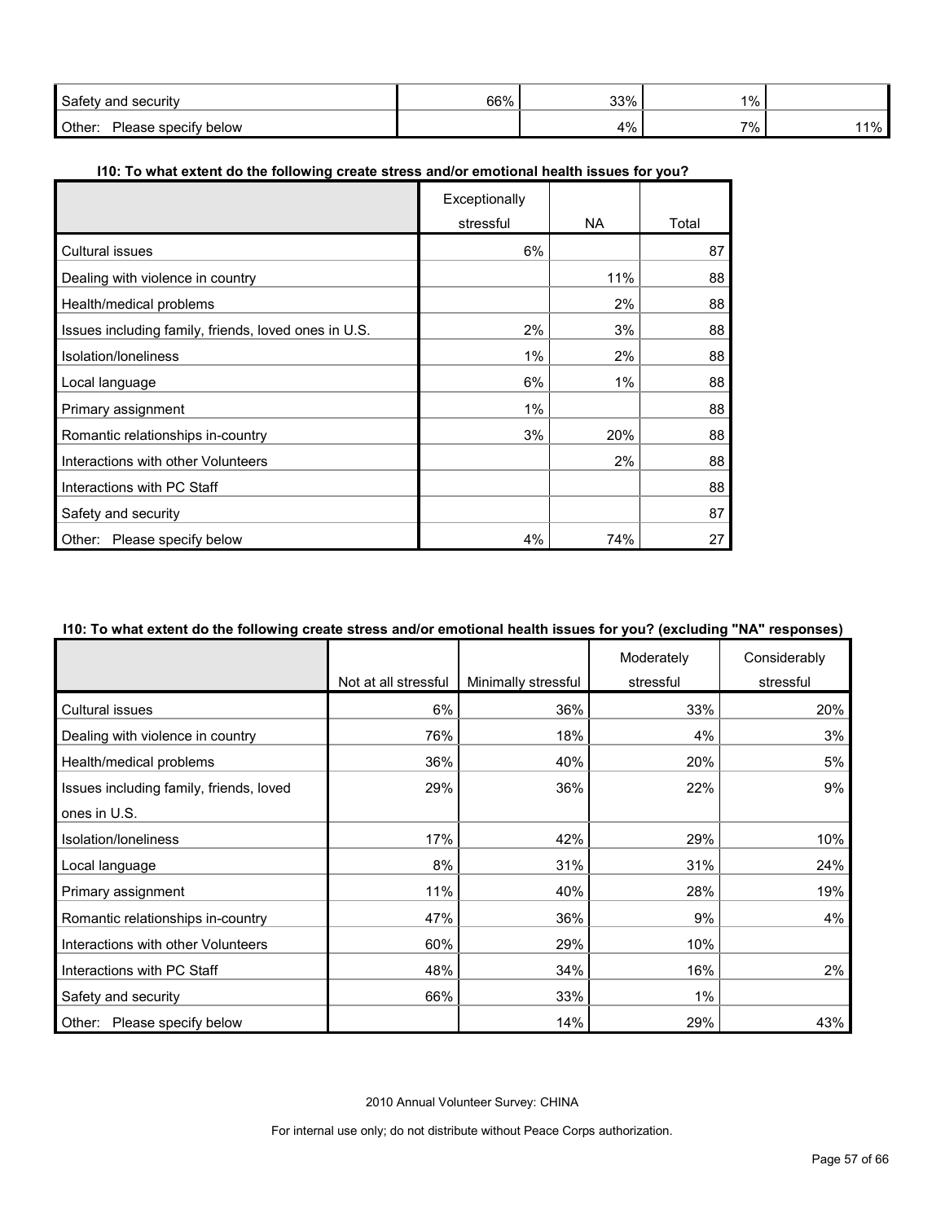| | | | | |
|---|---|---|---|---|
| Safety and security | 66% | 33% | 1% | |
| Other: Please specify below | | 4% | 7% | 11% |

**I10: To what extent do the following create stress and/or emotional health issues for you?**

| | Exceptionally stressful | NA | Total |
|---|---|---|---|
| Cultural issues | 6% | | 87 |
| Dealing with violence in country | | 11% | 88 |
| Health/medical problems | | 2% | 88 |
| Issues including family, friends, loved ones in U.S. | 2% | 3% | 88 |
| Isolation/loneliness | 1% | 2% | 88 |
| Local language | 6% | 1% | 88 |
| Primary assignment | 1% | | 88 |
| Romantic relationships in-country | 3% | 20% | 88 |
| Interactions with other Volunteers | | 2% | 88 |
| Interactions with PC Staff | | | 88 |
| Safety and security | | | 87 |
| Other: Please specify below | 4% | 74% | 27 |

**I10: To what extent do the following create stress and/or emotional health issues for you? (excluding "NA" responses)**

| | Not at all stressful | Minimally stressful | Moderately stressful | Considerably stressful |
|---|---|---|---|---|
| Cultural issues | 6% | 36% | 33% | 20% |
| Dealing with violence in country | 76% | 18% | 4% | 3% |
| Health/medical problems | 36% | 40% | 20% | 5% |
| Issues including family, friends, loved ones in U.S. | 29% | 36% | 22% | 9% |
| Isolation/loneliness | 17% | 42% | 29% | 10% |
| Local language | 8% | 31% | 31% | 24% |
| Primary assignment | 11% | 40% | 28% | 19% |
| Romantic relationships in-country | 47% | 36% | 9% | 4% |
| Interactions with other Volunteers | 60% | 29% | 10% | |
| Interactions with PC Staff | 48% | 34% | 16% | 2% |
| Safety and security | 66% | 33% | 1% | |
| Other: Please specify below | | 14% | 29% | 43% |

2010 Annual Volunteer Survey: CHINA

For internal use only; do not distribute without Peace Corps authorization.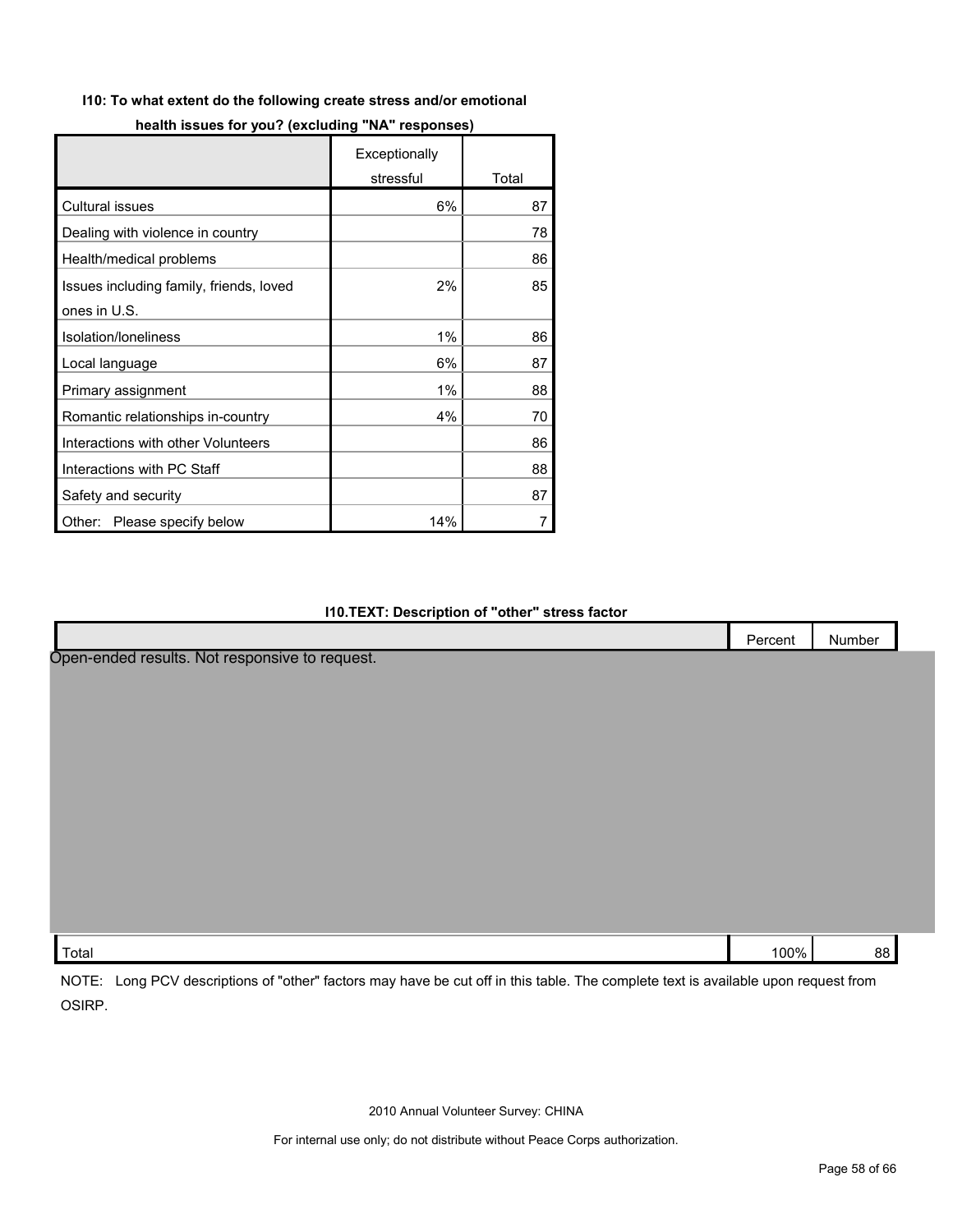**I10: To what extent do the following create stress and/or emotional health issues for you? (excluding "NA" responses)**

| | Exceptionally stressful | Total |
|---|---|---|
| Cultural issues | 6% | 87 |
| Dealing with violence in country | | 78 |
| Health/medical problems | | 86 |
| Issues including family, friends, loved ones in U.S. | 2% | 85 |
| Isolation/loneliness | 1% | 86 |
| Local language | 6% | 87 |
| Primary assignment | 1% | 88 |
| Romantic relationships in-country | 4% | 70 |
| Interactions with other Volunteers | | 86 |
| Interactions with PC Staff | | 88 |
| Safety and security | | 87 |
| Other: Please specify below | 14% | 7 |

**I10.TEXT: Description of "other" stress factor**

| | Percent | Number |
|---|---|---|
| Open-ended results. Not responsive to request. | | |
| Total | 100% | 88 |

NOTE: Long PCV descriptions of "other" factors may have be cut off in this table. The complete text is available upon request from OSIRP.

2010 Annual Volunteer Survey: CHINA

For internal use only; do not distribute without Peace Corps authorization.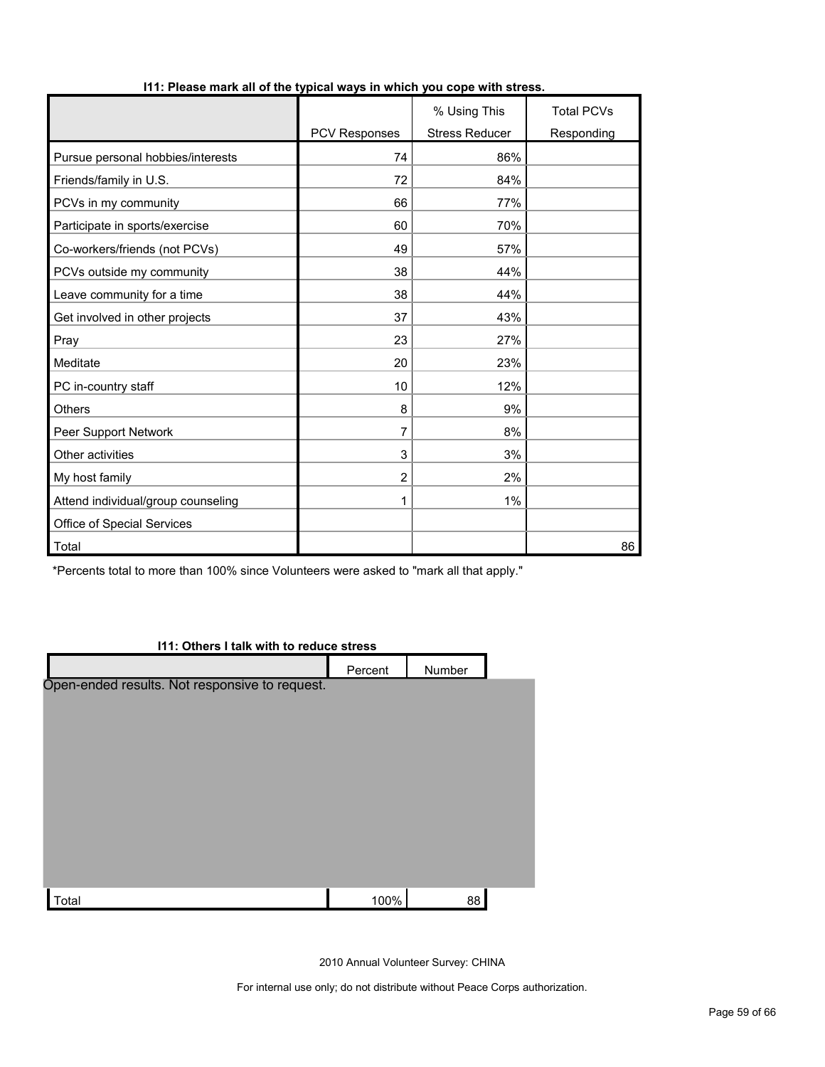**I11: Please mark all of the typical ways in which you cope with stress.**

| | PCV Responses | % Using This Stress Reducer | Total PCVs Responding |
|---|---|---|---|
| Pursue personal hobbies/interests | 74 | 86% | |
| Friends/family in U.S. | 72 | 84% | |
| PCVs in my community | 66 | 77% | |
| Participate in sports/exercise | 60 | 70% | |
| Co-workers/friends (not PCVs) | 49 | 57% | |
| PCVs outside my community | 38 | 44% | |
| Leave community for a time | 38 | 44% | |
| Get involved in other projects | 37 | 43% | |
| Pray | 23 | 27% | |
| Meditate | 20 | 23% | |
| PC in-country staff | 10 | 12% | |
| Others | 8 | 9% | |
| Peer Support Network | 7 | 8% | |
| Other activities | 3 | 3% | |
| My host family | 2 | 2% | |
| Attend individual/group counseling | 1 | 1% | |
| Office of Special Services | | | |
| Total | | | 86 |

*Percents total to more than 100% since Volunteers were asked to "mark all that apply."

**I11: Others I talk with to reduce stress**

| | Percent | Number |
|---|---|---|
| Open-ended results. Not responsive to request. | | |
| Total | 100% | 88 |

2010 Annual Volunteer Survey: CHINA

For internal use only; do not distribute without Peace Corps authorization.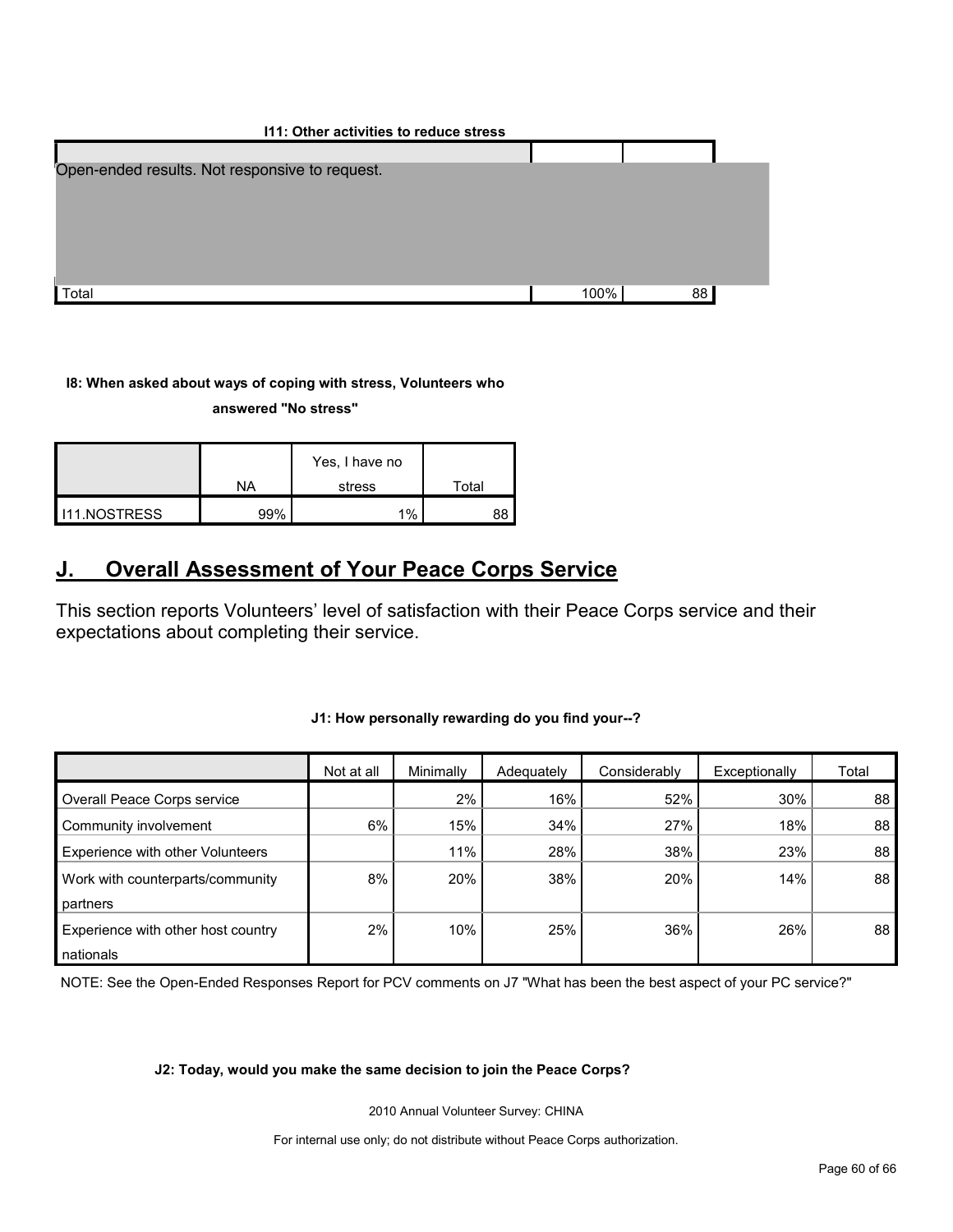**I11: Other activities to reduce stress**

| | | |
|---|---|---|
| Open-ended results. Not responsive to request. | | |
| Total | 100% | 88 |

**I8: When asked about ways of coping with stress, Volunteers who answered "No stress"**

| | NA | Yes, I have no stress | Total |
|---|---|---|---|
| I11.NOSTRESS | 99% | 1% | 88 |

## J. Overall Assessment of Your Peace Corps Service

This section reports Volunteers' level of satisfaction with their Peace Corps service and their expectations about completing their service.

**J1: How personally rewarding do you find your--?**

| | Not at all | Minimally | Adequately | Considerably | Exceptionally | Total |
|---|---|---|---|---|---|---|
| Overall Peace Corps service | | 2% | 16% | 52% | 30% | 88 |
| Community involvement | 6% | 15% | 34% | 27% | 18% | 88 |
| Experience with other Volunteers | | 11% | 28% | 38% | 23% | 88 |
| Work with counterparts/community partners | 8% | 20% | 38% | 20% | 14% | 88 |
| Experience with other host country nationals | 2% | 10% | 25% | 36% | 26% | 88 |

NOTE: See the Open-Ended Responses Report for PCV comments on J7 "What has been the best aspect of your PC service?"

**J2: Today, would you make the same decision to join the Peace Corps?**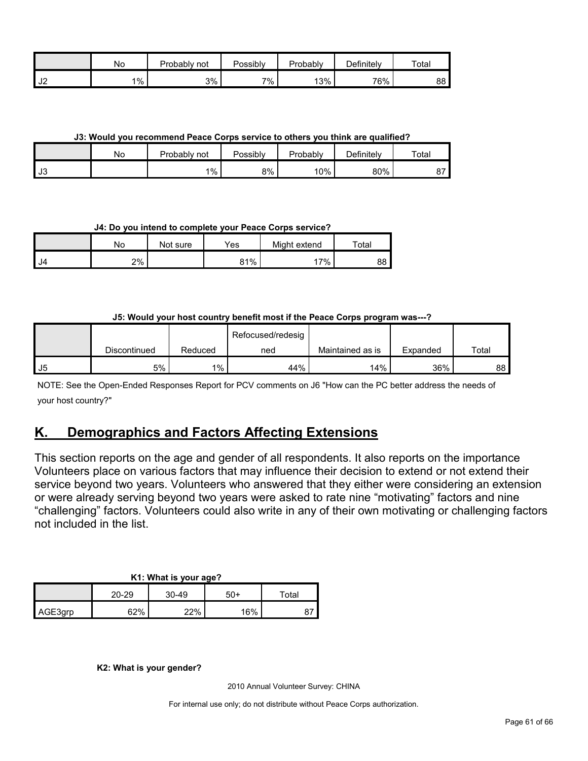|  | No | Probably not | Possibly | Probably | Definitely | Total |
|---|---|---|---|---|---|---|
| J2 | 1% | 3% | 7% | 13% | 76% | 88 |

**J3: Would you recommend Peace Corps service to others you think are qualified?**

|  | No | Probably not | Possibly | Probably | Definitely | Total |
|---|---|---|---|---|---|---|
| J3 |  | 1% | 8% | 10% | 80% | 87 |

**J4: Do you intend to complete your Peace Corps service?**

|  | No | Not sure | Yes | Might extend | Total |
|---|---|---|---|---|---|
| J4 | 2% |  | 81% | 17% | 88 |

**J5: Would your host country benefit most if the Peace Corps program was---?**

|  | Discontinued | Reduced | Refocused/redesigned | Maintained as is | Expanded | Total |
|---|---|---|---|---|---|---|
| J5 | 5% | 1% | 44% | 14% | 36% | 88 |

NOTE: See the Open-Ended Responses Report for PCV comments on J6 "How can the PC better address the needs of your host country?"

## K. Demographics and Factors Affecting Extensions

This section reports on the age and gender of all respondents. It also reports on the importance Volunteers place on various factors that may influence their decision to extend or not extend their service beyond two years. Volunteers who answered that they either were considering an extension or were already serving beyond two years were asked to rate nine "motivating" factors and nine "challenging" factors. Volunteers could also write in any of their own motivating or challenging factors not included in the list.

**K1: What is your age?**

|  | 20-29 | 30-49 | 50+ | Total |
|---|---|---|---|---|
| AGE3grp | 62% | 22% | 16% | 87 |

**K2: What is your gender?**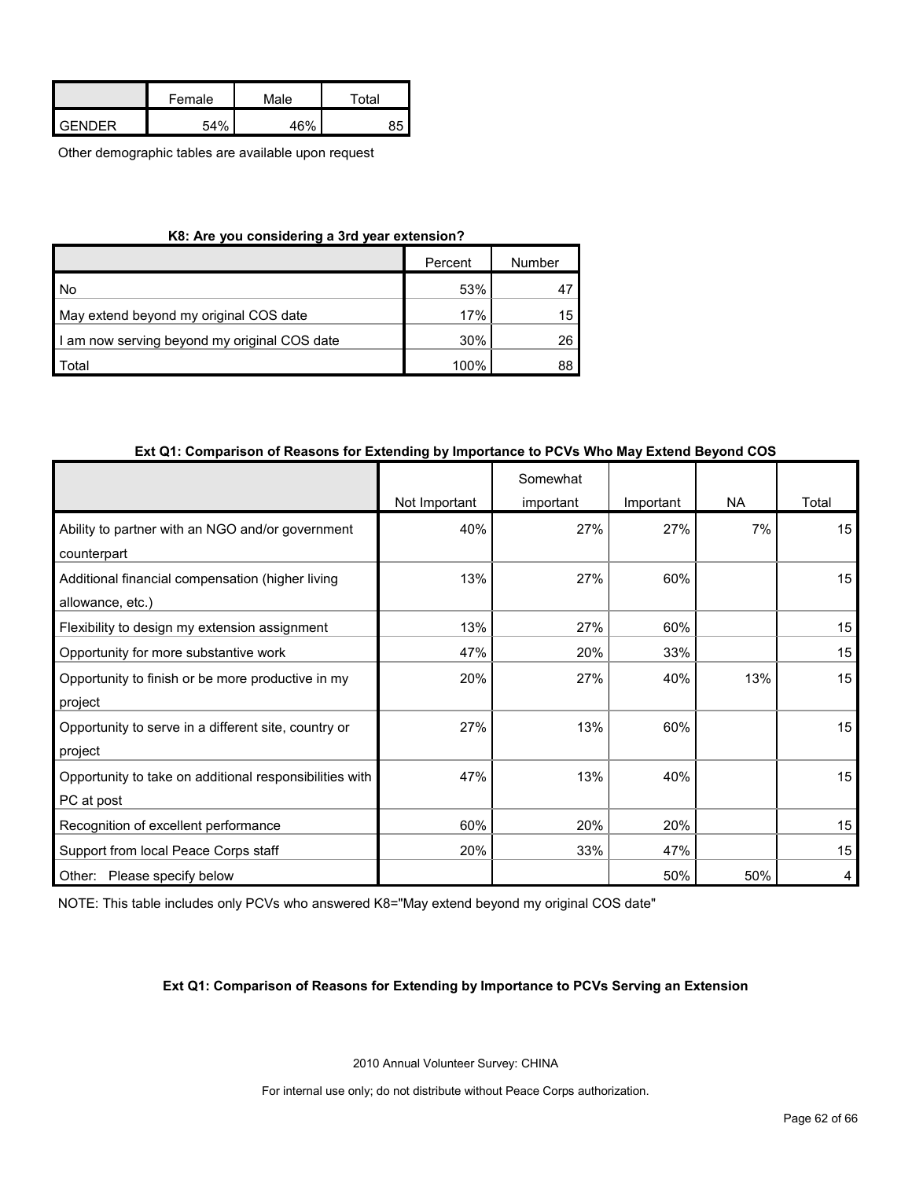| | Female | Male | Total |
|---|---|---|---|
| GENDER | 54% | 46% | 85 |

Other demographic tables are available upon request

**K8: Are you considering a 3rd year extension?**

| | Percent | Number |
|---|---|---|
| No | 53% | 47 |
| May extend beyond my original COS date | 17% | 15 |
| I am now serving beyond my original COS date | 30% | 26 |
| Total | 100% | 88 |

**Ext Q1: Comparison of Reasons for Extending by Importance to PCVs Who May Extend Beyond COS**

| | Not Important | Somewhat important | Important | NA | Total |
|---|---|---|---|---|---|
| Ability to partner with an NGO and/or government counterpart | 40% | 27% | 27% | 7% | 15 |
| Additional financial compensation (higher living allowance, etc.) | 13% | 27% | 60% | | 15 |
| Flexibility to design my extension assignment | 13% | 27% | 60% | | 15 |
| Opportunity for more substantive work | 47% | 20% | 33% | | 15 |
| Opportunity to finish or be more productive in my project | 20% | 27% | 40% | 13% | 15 |
| Opportunity to serve in a different site, country or project | 27% | 13% | 60% | | 15 |
| Opportunity to take on additional responsibilities with PC at post | 47% | 13% | 40% | | 15 |
| Recognition of excellent performance | 60% | 20% | 20% | | 15 |
| Support from local Peace Corps staff | 20% | 33% | 47% | | 15 |
| Other: Please specify below | | | 50% | 50% | 4 |

NOTE: This table includes only PCVs who answered K8="May extend beyond my original COS date"

**Ext Q1: Comparison of Reasons for Extending by Importance to PCVs Serving an Extension**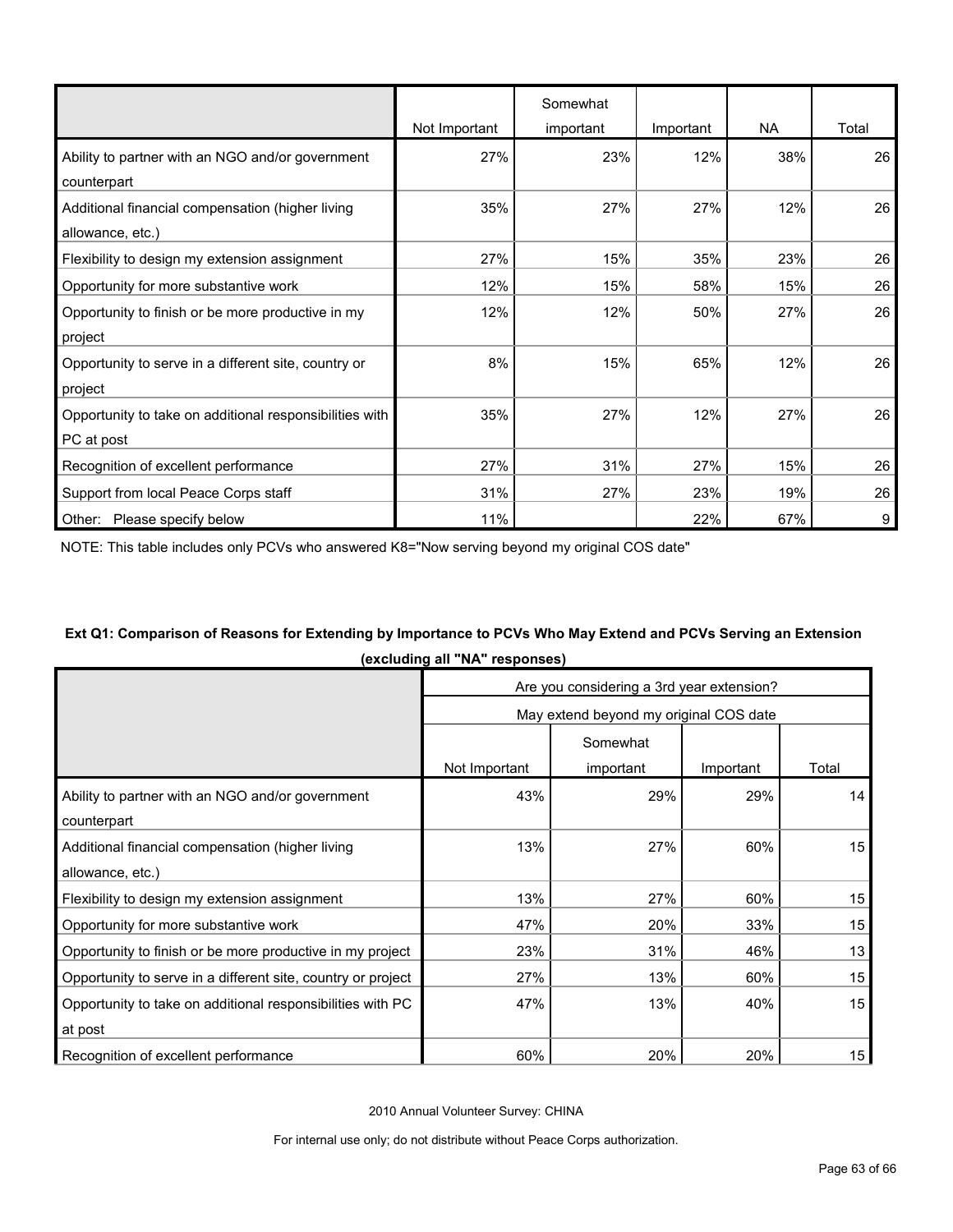| | Not Important | Somewhat important | Important | NA | Total |
|---|---|---|---|---|---|
| Ability to partner with an NGO and/or government counterpart | 27% | 23% | 12% | 38% | 26 |
| Additional financial compensation (higher living allowance, etc.) | 35% | 27% | 27% | 12% | 26 |
| Flexibility to design my extension assignment | 27% | 15% | 35% | 23% | 26 |
| Opportunity for more substantive work | 12% | 15% | 58% | 15% | 26 |
| Opportunity to finish or be more productive in my project | 12% | 12% | 50% | 27% | 26 |
| Opportunity to serve in a different site, country or project | 8% | 15% | 65% | 12% | 26 |
| Opportunity to take on additional responsibilities with PC at post | 35% | 27% | 12% | 27% | 26 |
| Recognition of excellent performance | 27% | 31% | 27% | 15% | 26 |
| Support from local Peace Corps staff | 31% | 27% | 23% | 19% | 26 |
| Other: Please specify below | 11% | | 22% | 67% | 9 |

NOTE: This table includes only PCVs who answered K8="Now serving beyond my original COS date"

**Ext Q1: Comparison of Reasons for Extending by Importance to PCVs Who May Extend and PCVs Serving an Extension (excluding all "NA" responses)**

| | Are you considering a 3rd year extension? | | | |
|---|---|---|---|---|
| | May extend beyond my original COS date | | | |
| | Not Important | Somewhat important | Important | Total |
| Ability to partner with an NGO and/or government counterpart | 43% | 29% | 29% | 14 |
| Additional financial compensation (higher living allowance, etc.) | 13% | 27% | 60% | 15 |
| Flexibility to design my extension assignment | 13% | 27% | 60% | 15 |
| Opportunity for more substantive work | 47% | 20% | 33% | 15 |
| Opportunity to finish or be more productive in my project | 23% | 31% | 46% | 13 |
| Opportunity to serve in a different site, country or project | 27% | 13% | 60% | 15 |
| Opportunity to take on additional responsibilities with PC at post | 47% | 13% | 40% | 15 |
| Recognition of excellent performance | 60% | 20% | 20% | 15 |

2010 Annual Volunteer Survey: CHINA

For internal use only; do not distribute without Peace Corps authorization.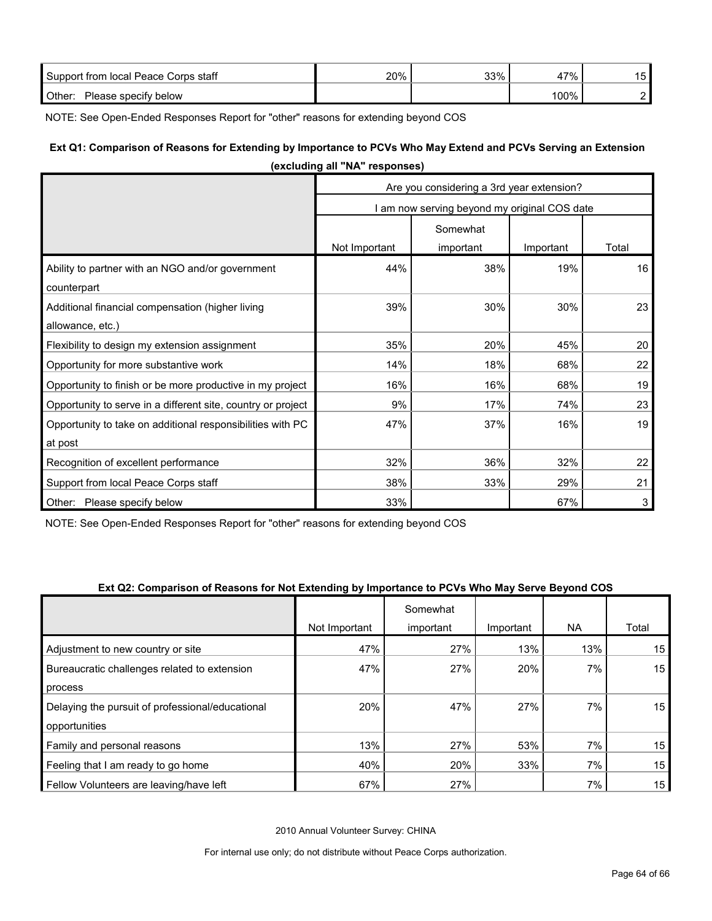| | | | | |
|---|---|---|---|---|
| Support from local Peace Corps staff | 20% | 33% | 47% | 15 |
| Other: Please specify below | | | 100% | 2 |

NOTE: See Open-Ended Responses Report for "other" reasons for extending beyond COS

**Ext Q1: Comparison of Reasons for Extending by Importance to PCVs Who May Extend and PCVs Serving an Extension (excluding all "NA" responses)**

| | Are you considering a 3rd year extension? | | | |
|---|---|---|---|---|
| | I am now serving beyond my original COS date | | | |
| | Not Important | Somewhat important | Important | Total |
| Ability to partner with an NGO and/or government counterpart | 44% | 38% | 19% | 16 |
| Additional financial compensation (higher living allowance, etc.) | 39% | 30% | 30% | 23 |
| Flexibility to design my extension assignment | 35% | 20% | 45% | 20 |
| Opportunity for more substantive work | 14% | 18% | 68% | 22 |
| Opportunity to finish or be more productive in my project | 16% | 16% | 68% | 19 |
| Opportunity to serve in a different site, country or project | 9% | 17% | 74% | 23 |
| Opportunity to take on additional responsibilities with PC at post | 47% | 37% | 16% | 19 |
| Recognition of excellent performance | 32% | 36% | 32% | 22 |
| Support from local Peace Corps staff | 38% | 33% | 29% | 21 |
| Other: Please specify below | 33% | | 67% | 3 |

NOTE: See Open-Ended Responses Report for "other" reasons for extending beyond COS

**Ext Q2: Comparison of Reasons for Not Extending by Importance to PCVs Who May Serve Beyond COS**

| | Not Important | Somewhat important | Important | NA | Total |
|---|---|---|---|---|---|
| Adjustment to new country or site | 47% | 27% | 13% | 13% | 15 |
| Bureaucratic challenges related to extension process | 47% | 27% | 20% | 7% | 15 |
| Delaying the pursuit of professional/educational opportunities | 20% | 47% | 27% | 7% | 15 |
| Family and personal reasons | 13% | 27% | 53% | 7% | 15 |
| Feeling that I am ready to go home | 40% | 20% | 33% | 7% | 15 |
| Fellow Volunteers are leaving/have left | 67% | 27% | | 7% | 15 |

2010 Annual Volunteer Survey: CHINA

For internal use only; do not distribute without Peace Corps authorization.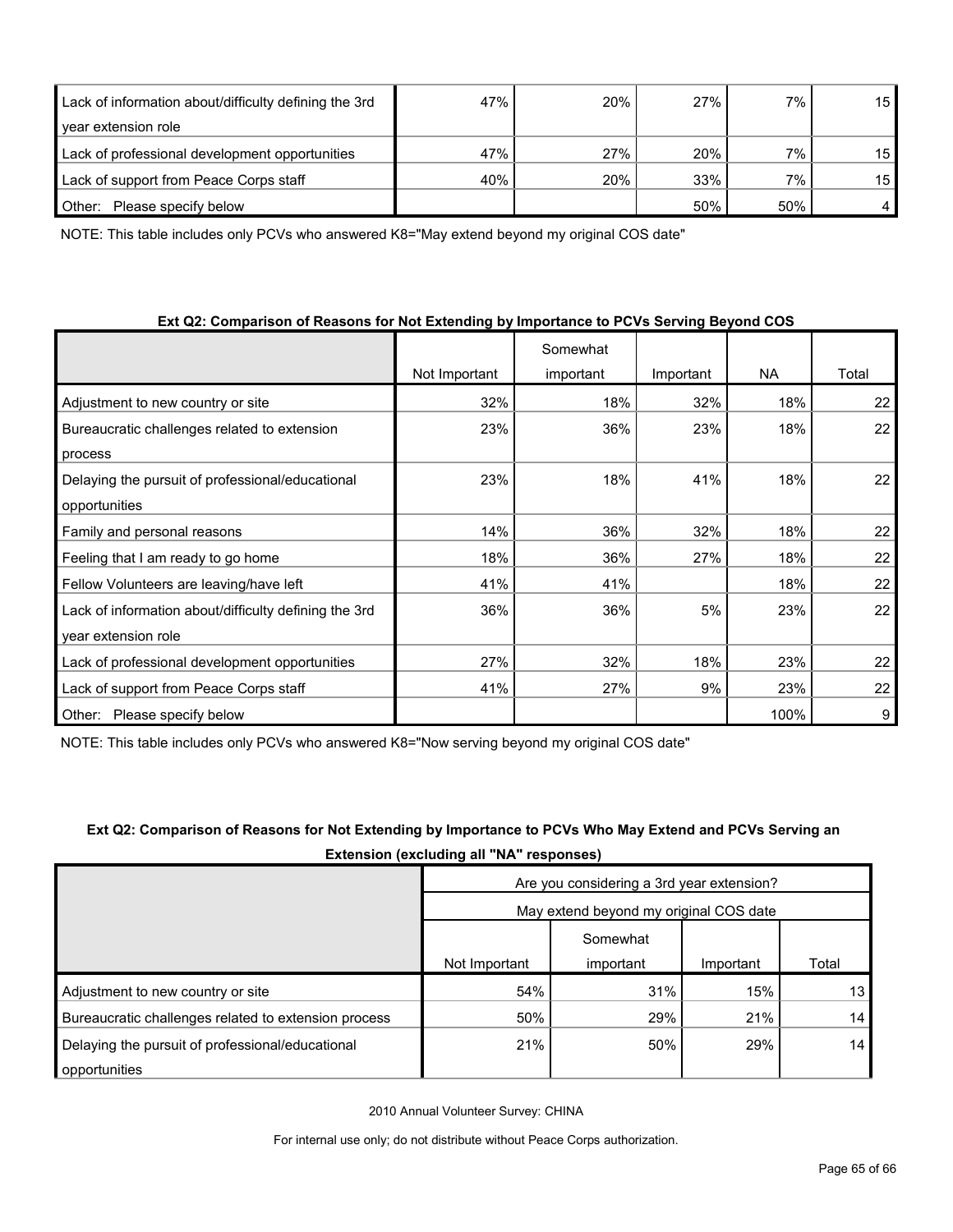| | | | | | |
|---|---|---|---|---|---|
| Lack of information about/difficulty defining the 3rd year extension role | 47% | 20% | 27% | 7% | 15 |
| Lack of professional development opportunities | 47% | 27% | 20% | 7% | 15 |
| Lack of support from Peace Corps staff | 40% | 20% | 33% | 7% | 15 |
| Other: Please specify below | | | 50% | 50% | 4 |

NOTE: This table includes only PCVs who answered K8="May extend beyond my original COS date"

**Ext Q2: Comparison of Reasons for Not Extending by Importance to PCVs Serving Beyond COS**

| | Not Important | Somewhat important | Important | NA | Total |
|---|---|---|---|---|---|
| Adjustment to new country or site | 32% | 18% | 32% | 18% | 22 |
| Bureaucratic challenges related to extension process | 23% | 36% | 23% | 18% | 22 |
| Delaying the pursuit of professional/educational opportunities | 23% | 18% | 41% | 18% | 22 |
| Family and personal reasons | 14% | 36% | 32% | 18% | 22 |
| Feeling that I am ready to go home | 18% | 36% | 27% | 18% | 22 |
| Fellow Volunteers are leaving/have left | 41% | 41% | | 18% | 22 |
| Lack of information about/difficulty defining the 3rd year extension role | 36% | 36% | 5% | 23% | 22 |
| Lack of professional development opportunities | 27% | 32% | 18% | 23% | 22 |
| Lack of support from Peace Corps staff | 41% | 27% | 9% | 23% | 22 |
| Other: Please specify below | | | | 100% | 9 |

NOTE: This table includes only PCVs who answered K8="Now serving beyond my original COS date"

**Ext Q2: Comparison of Reasons for Not Extending by Importance to PCVs Who May Extend and PCVs Serving an Extension (excluding all "NA" responses)**

| | Are you considering a 3rd year extension? | | | |
|---|---|---|---|---|
| | May extend beyond my original COS date | | | |
| | Not Important | Somewhat important | Important | Total |
| Adjustment to new country or site | 54% | 31% | 15% | 13 |
| Bureaucratic challenges related to extension process | 50% | 29% | 21% | 14 |
| Delaying the pursuit of professional/educational opportunities | 21% | 50% | 29% | 14 |

2010 Annual Volunteer Survey: CHINA

For internal use only; do not distribute without Peace Corps authorization.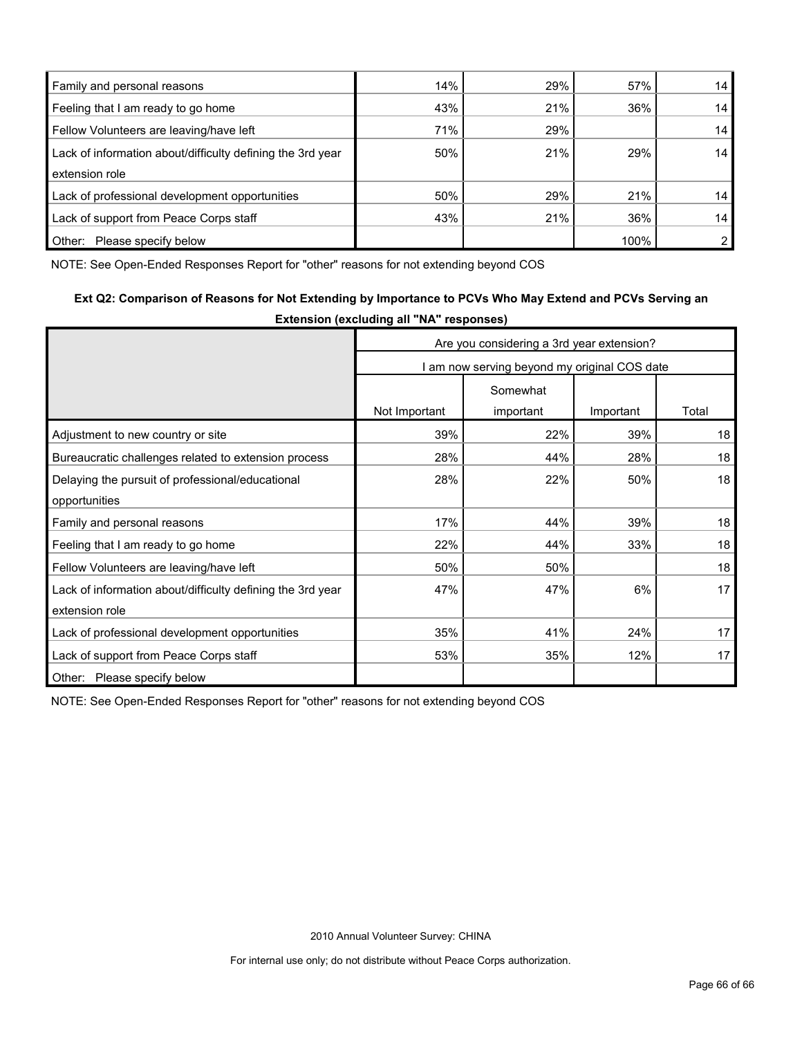| | | | | |
|---|---|---|---|---|
| Family and personal reasons | 14% | 29% | 57% | 14 |
| Feeling that I am ready to go home | 43% | 21% | 36% | 14 |
| Fellow Volunteers are leaving/have left | 71% | 29% | | 14 |
| Lack of information about/difficulty defining the 3rd year extension role | 50% | 21% | 29% | 14 |
| Lack of professional development opportunities | 50% | 29% | 21% | 14 |
| Lack of support from Peace Corps staff | 43% | 21% | 36% | 14 |
| Other: Please specify below | | | 100% | 2 |

NOTE: See Open-Ended Responses Report for "other" reasons for not extending beyond COS

**Ext Q2: Comparison of Reasons for Not Extending by Importance to PCVs Who May Extend and PCVs Serving an Extension (excluding all "NA" responses)**

| | Are you considering a 3rd year extension? | | | |
|---|---|---|---|---|
| | I am now serving beyond my original COS date | | | |
| | Not Important | Somewhat important | Important | Total |
| Adjustment to new country or site | 39% | 22% | 39% | 18 |
| Bureaucratic challenges related to extension process | 28% | 44% | 28% | 18 |
| Delaying the pursuit of professional/educational opportunities | 28% | 22% | 50% | 18 |
| Family and personal reasons | 17% | 44% | 39% | 18 |
| Feeling that I am ready to go home | 22% | 44% | 33% | 18 |
| Fellow Volunteers are leaving/have left | 50% | 50% | | 18 |
| Lack of information about/difficulty defining the 3rd year extension role | 47% | 47% | 6% | 17 |
| Lack of professional development opportunities | 35% | 41% | 24% | 17 |
| Lack of support from Peace Corps staff | 53% | 35% | 12% | 17 |
| Other: Please specify below | | | | |

NOTE: See Open-Ended Responses Report for "other" reasons for not extending beyond COS